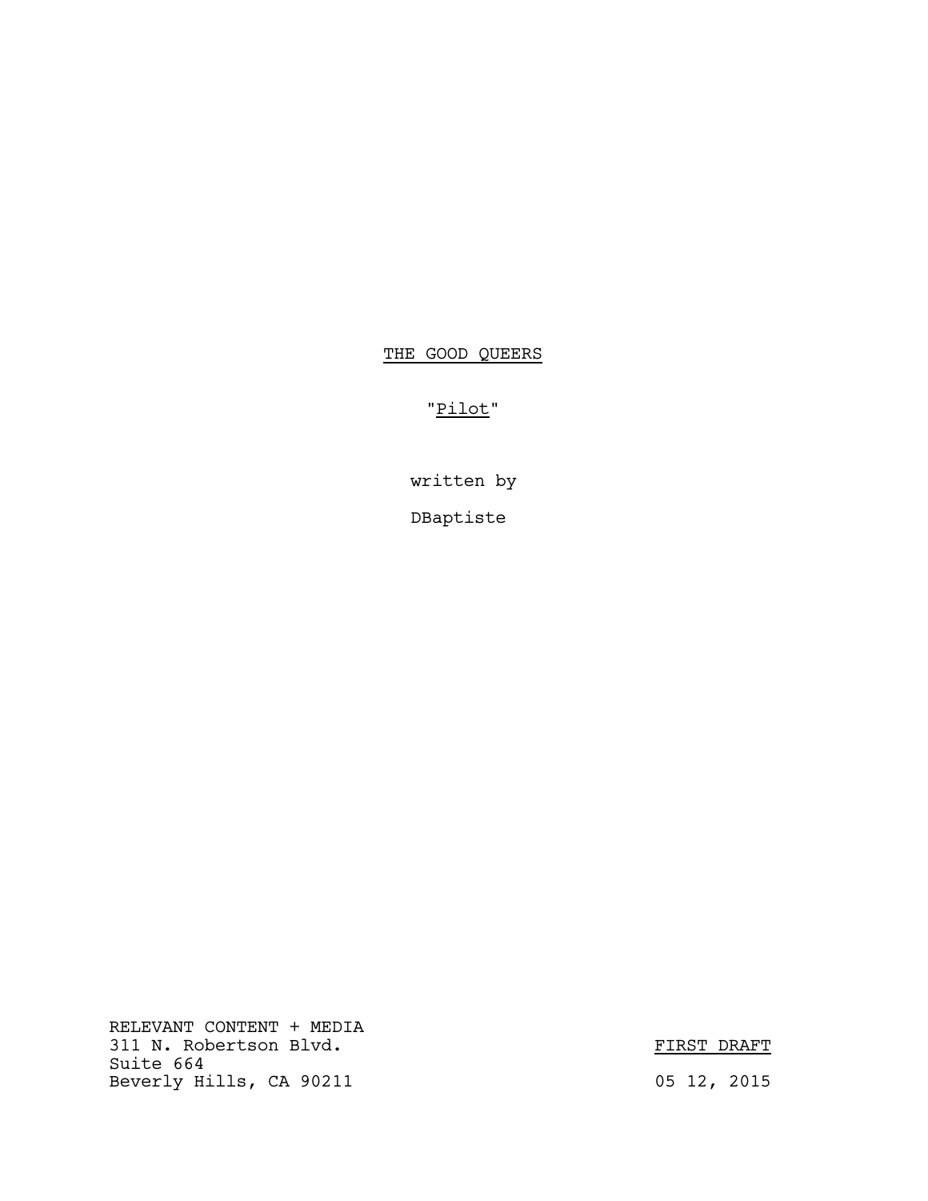# THE GOOD QUEERS

"Pilot"

written by

DBaptiste

RELEVANT CONTENT + MEDIA
311 N. Robertson Blvd.
Suite 664
Beverly Hills, CA 90211

FIRST DRAFT

05 12, 2015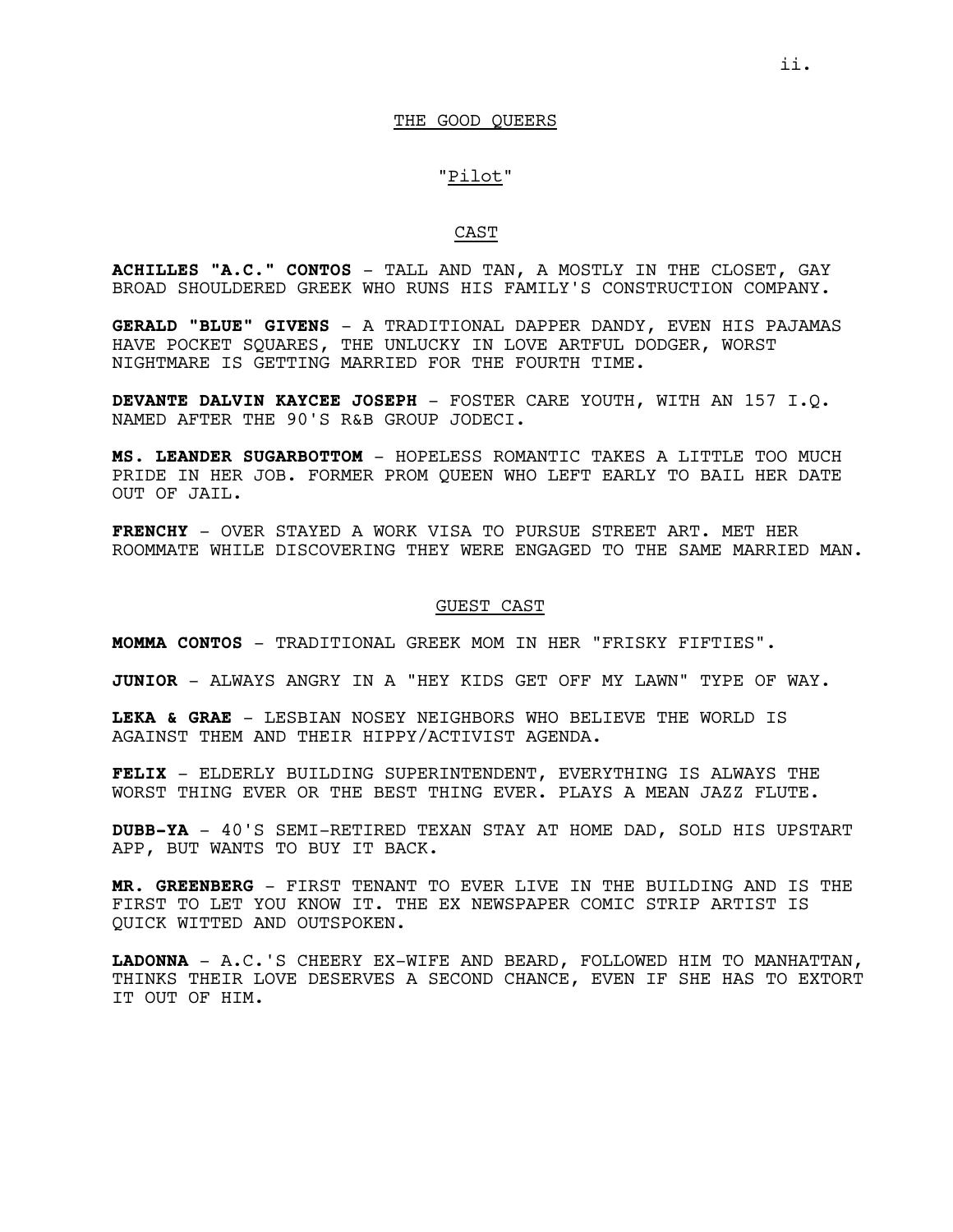THE GOOD QUEERS

"Pilot"

CAST

**ACHILLES "A.C." CONTOS** - TALL AND TAN, A MOSTLY IN THE CLOSET, GAY BROAD SHOULDERED GREEK WHO RUNS HIS FAMILY'S CONSTRUCTION COMPANY.

**GERALD "BLUE" GIVENS** - A TRADITIONAL DAPPER DANDY, EVEN HIS PAJAMAS HAVE POCKET SQUARES, THE UNLUCKY IN LOVE ARTFUL DODGER, WORST NIGHTMARE IS GETTING MARRIED FOR THE FOURTH TIME.

**DEVANTE DALVIN KAYCEE JOSEPH** - FOSTER CARE YOUTH, WITH AN 157 I.Q. NAMED AFTER THE 90'S R&B GROUP JODECI.

**MS. LEANDER SUGARBOTTOM** - HOPELESS ROMANTIC TAKES A LITTLE TOO MUCH PRIDE IN HER JOB. FORMER PROM QUEEN WHO LEFT EARLY TO BAIL HER DATE OUT OF JAIL.

**FRENCHY** - OVER STAYED A WORK VISA TO PURSUE STREET ART. MET HER ROOMMATE WHILE DISCOVERING THEY WERE ENGAGED TO THE SAME MARRIED MAN.

GUEST CAST

**MOMMA CONTOS** - TRADITIONAL GREEK MOM IN HER "FRISKY FIFTIES".

**JUNIOR** - ALWAYS ANGRY IN A "HEY KIDS GET OFF MY LAWN" TYPE OF WAY.

**LEKA & GRAE** - LESBIAN NOSEY NEIGHBORS WHO BELIEVE THE WORLD IS AGAINST THEM AND THEIR HIPPY/ACTIVIST AGENDA.

**FELIX** - ELDERLY BUILDING SUPERINTENDENT, EVERYTHING IS ALWAYS THE WORST THING EVER OR THE BEST THING EVER. PLAYS A MEAN JAZZ FLUTE.

**DUBB-YA** - 40'S SEMI-RETIRED TEXAN STAY AT HOME DAD, SOLD HIS UPSTART APP, BUT WANTS TO BUY IT BACK.

**MR. GREENBERG** - FIRST TENANT TO EVER LIVE IN THE BUILDING AND IS THE FIRST TO LET YOU KNOW IT. THE EX NEWSPAPER COMIC STRIP ARTIST IS QUICK WITTED AND OUTSPOKEN.

**LADONNA** - A.C.'S CHEERY EX-WIFE AND BEARD, FOLLOWED HIM TO MANHATTAN, THINKS THEIR LOVE DESERVES A SECOND CHANCE, EVEN IF SHE HAS TO EXTORT IT OUT OF HIM.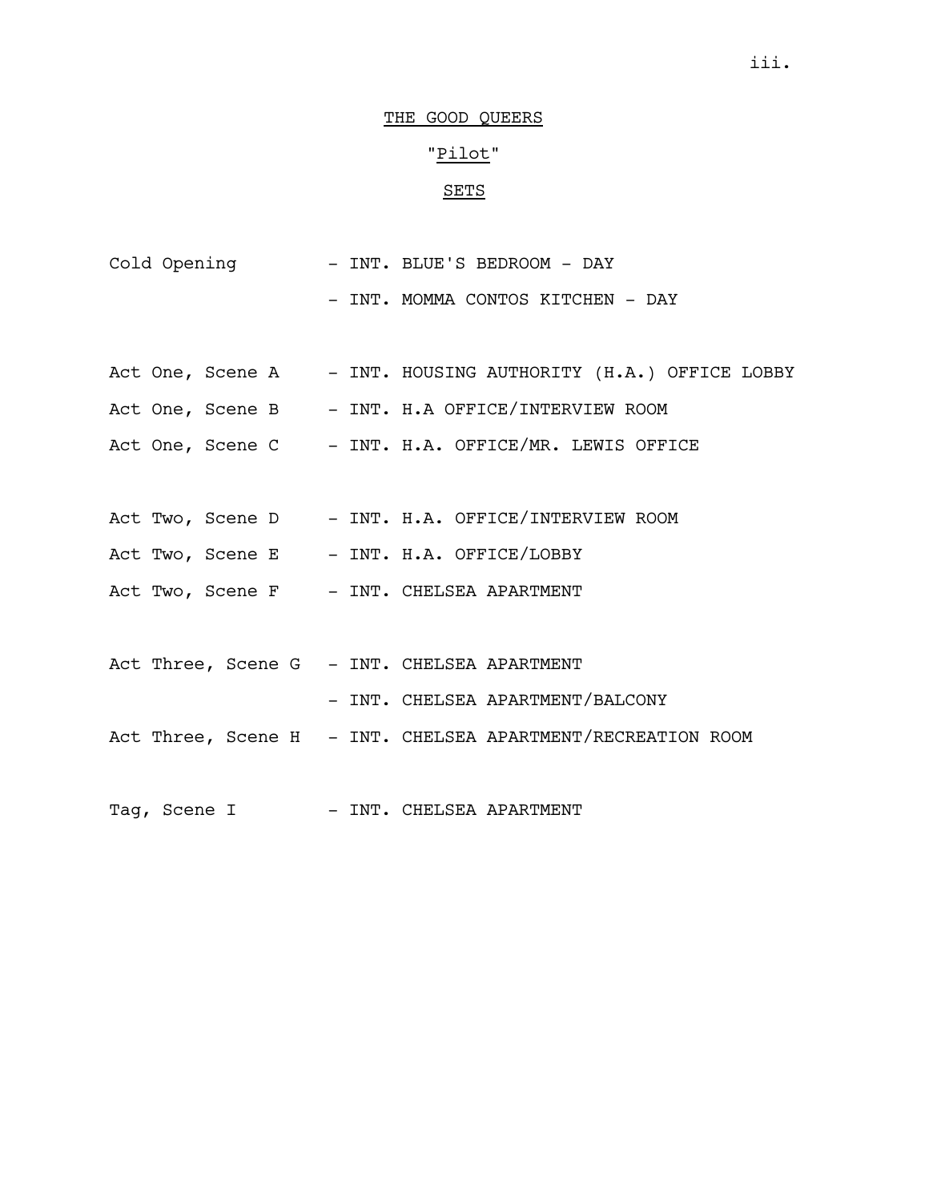# THE GOOD QUEERS

## "Pilot"

## SETS

| | |
|---|---|
| Cold Opening | - INT. BLUE'S BEDROOM - DAY |
| | - INT. MOMMA CONTOS KITCHEN - DAY |
| Act One, Scene A | - INT. HOUSING AUTHORITY (H.A.) OFFICE LOBBY |
| Act One, Scene B | - INT. H.A OFFICE/INTERVIEW ROOM |
| Act One, Scene C | - INT. H.A. OFFICE/MR. LEWIS OFFICE |
| Act Two, Scene D | - INT. H.A. OFFICE/INTERVIEW ROOM |
| Act Two, Scene E | - INT. H.A. OFFICE/LOBBY |
| Act Two, Scene F | - INT. CHELSEA APARTMENT |
| Act Three, Scene G | - INT. CHELSEA APARTMENT |
| | - INT. CHELSEA APARTMENT/BALCONY |
| Act Three, Scene H | - INT. CHELSEA APARTMENT/RECREATION ROOM |
| Tag, Scene I | - INT. CHELSEA APARTMENT |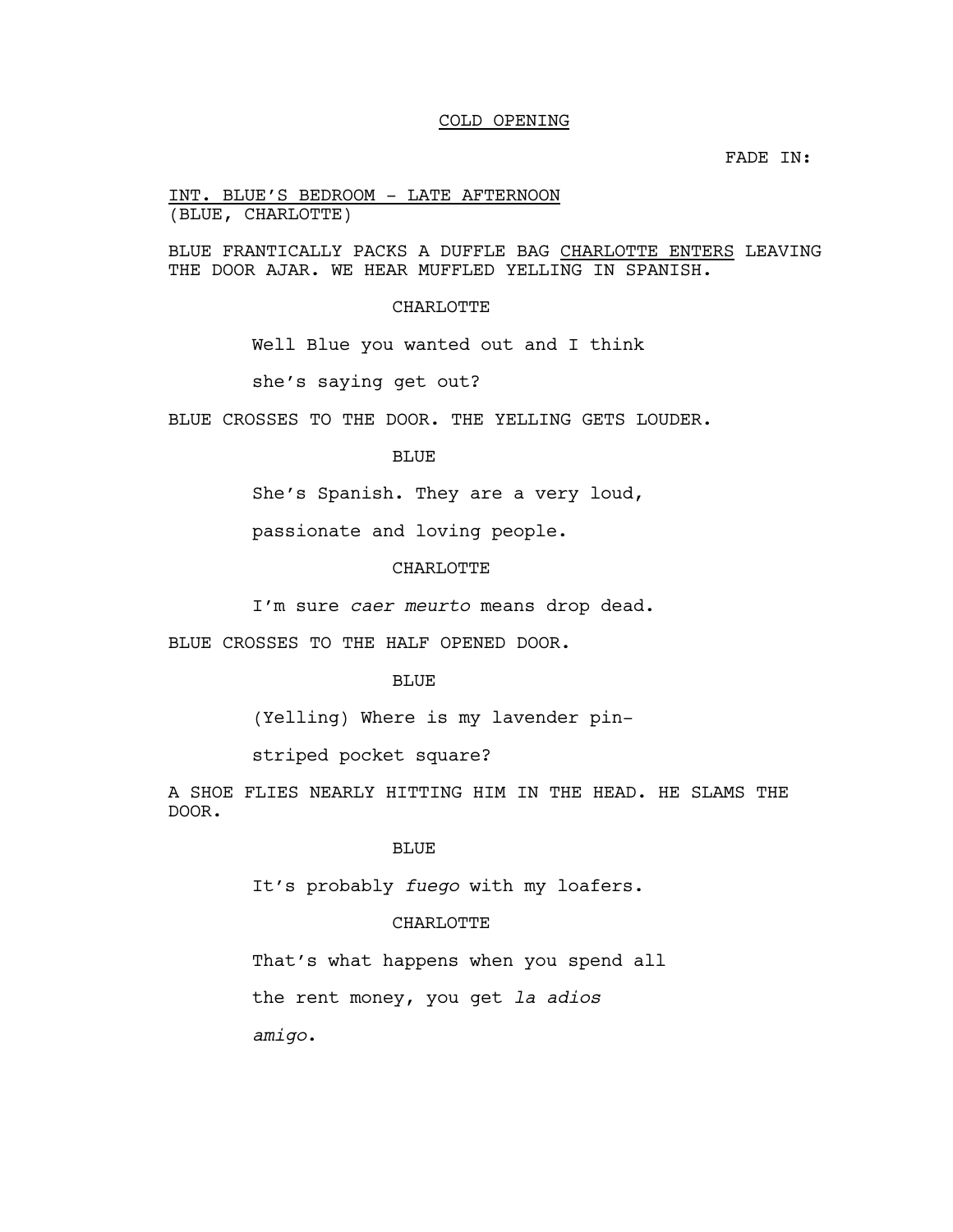COLD OPENING

FADE IN:

INT. BLUE'S BEDROOM - LATE AFTERNOON
(BLUE, CHARLOTTE)

BLUE FRANTICALLY PACKS A DUFFLE BAG CHARLOTTE ENTERS LEAVING THE DOOR AJAR. WE HEAR MUFFLED YELLING IN SPANISH.

CHARLOTTE

Well Blue you wanted out and I think she's saying get out?

BLUE CROSSES TO THE DOOR. THE YELLING GETS LOUDER.

BLUE

She's Spanish. They are a very loud, passionate and loving people.

CHARLOTTE

I'm sure *caer meurto* means drop dead.

BLUE CROSSES TO THE HALF OPENED DOOR.

BLUE

(Yelling) Where is my lavender pin-striped pocket square?

A SHOE FLIES NEARLY HITTING HIM IN THE HEAD. HE SLAMS THE DOOR.

BLUE

It's probably *fuego* with my loafers.

CHARLOTTE

That's what happens when you spend all the rent money, you get *la adios amigo*.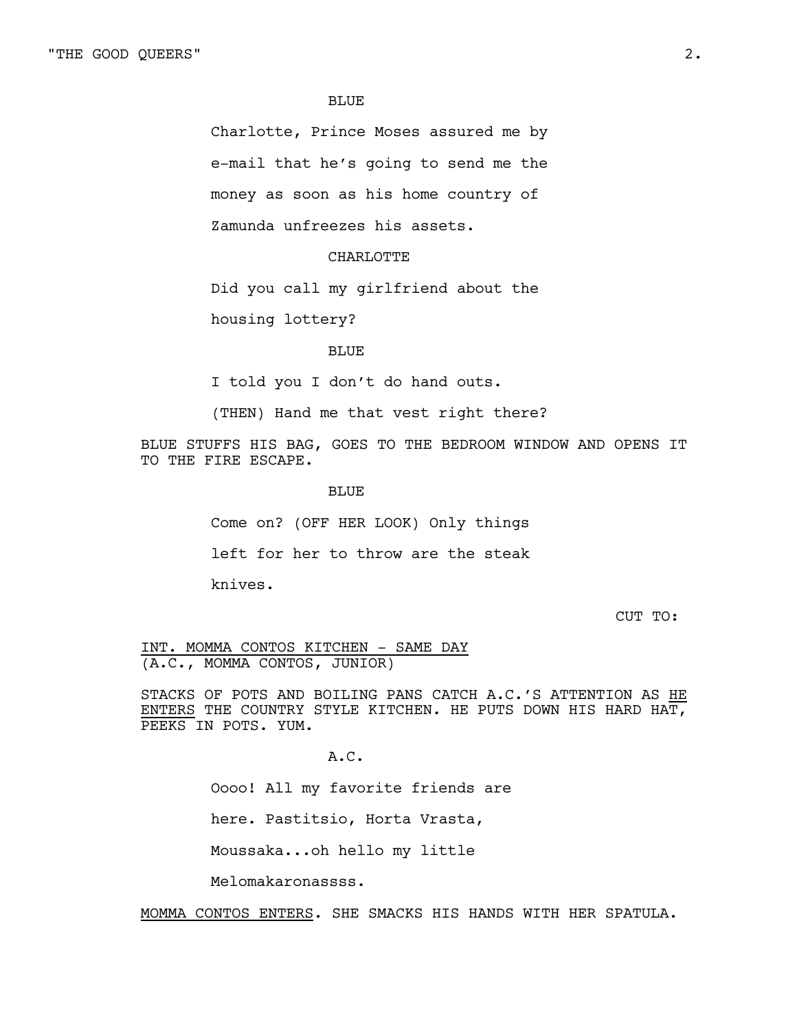BLUE

Charlotte, Prince Moses assured me by e-mail that he's going to send me the money as soon as his home country of Zamunda unfreezes his assets.

CHARLOTTE

Did you call my girlfriend about the housing lottery?

BLUE

I told you I don't do hand outs.

(THEN) Hand me that vest right there?

BLUE STUFFS HIS BAG, GOES TO THE BEDROOM WINDOW AND OPENS IT TO THE FIRE ESCAPE.

BLUE

Come on? (OFF HER LOOK) Only things left for her to throw are the steak knives.

CUT TO:

INT. MOMMA CONTOS KITCHEN - SAME DAY
(A.C., MOMMA CONTOS, JUNIOR)

STACKS OF POTS AND BOILING PANS CATCH A.C.'S ATTENTION AS HE ENTERS THE COUNTRY STYLE KITCHEN. HE PUTS DOWN HIS HARD HAT, PEEKS IN POTS. YUM.

A.C.

Oooo! All my favorite friends are here. Pastitsio, Horta Vrasta, Moussaka...oh hello my little Melomakaronassss.

MOMMA CONTOS ENTERS. SHE SMACKS HIS HANDS WITH HER SPATULA.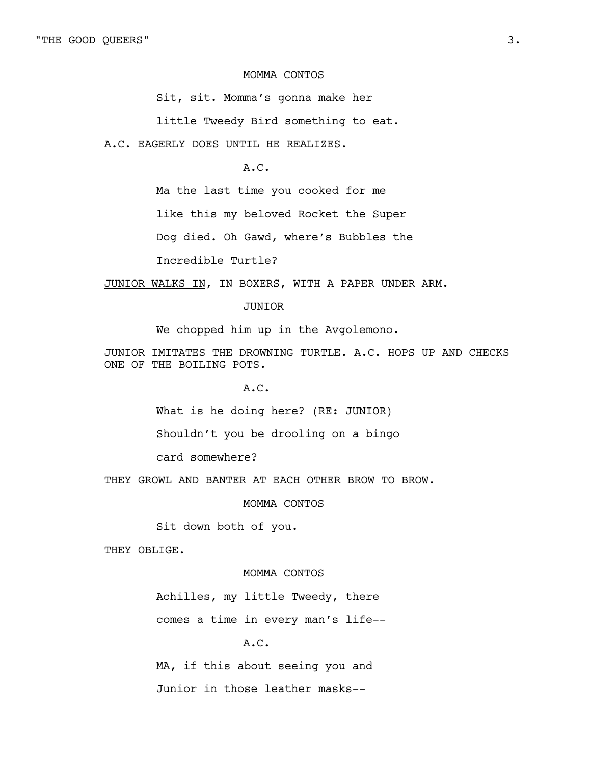MOMMA CONTOS

Sit, sit. Momma's gonna make her little Tweedy Bird something to eat.

A.C. EAGERLY DOES UNTIL HE REALIZES.

A.C.

Ma the last time you cooked for me like this my beloved Rocket the Super Dog died. Oh Gawd, where's Bubbles the Incredible Turtle?

<u>JUNIOR WALKS IN</u>, IN BOXERS, WITH A PAPER UNDER ARM.

JUNIOR

We chopped him up in the Avgolemono.

JUNIOR IMITATES THE DROWNING TURTLE. A.C. HOPS UP AND CHECKS ONE OF THE BOILING POTS.

A.C.

What is he doing here? (RE: JUNIOR) Shouldn't you be drooling on a bingo card somewhere?

THEY GROWL AND BANTER AT EACH OTHER BROW TO BROW.

MOMMA CONTOS

Sit down both of you.

THEY OBLIGE.

MOMMA CONTOS

Achilles, my little Tweedy, there comes a time in every man's life--

A.C.

MA, if this about seeing you and Junior in those leather masks--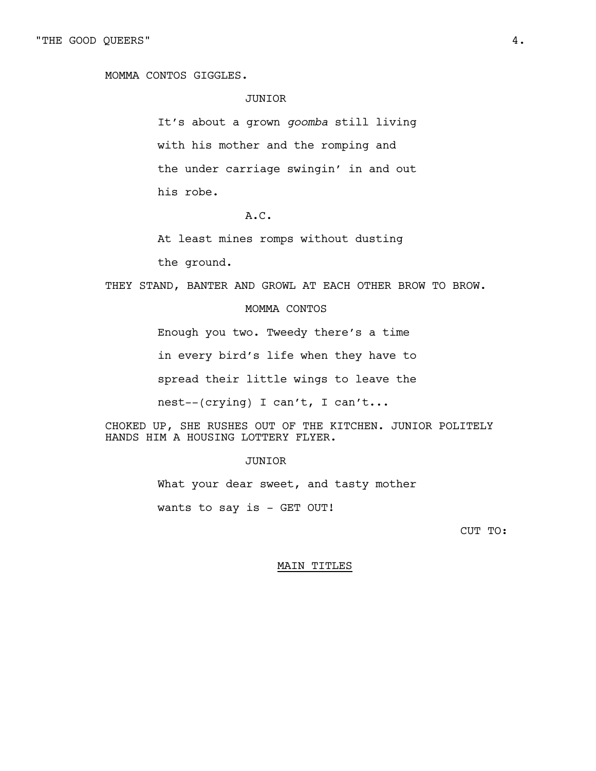MOMMA CONTOS GIGGLES.

JUNIOR

It's about a grown *goomba* still living with his mother and the romping and the under carriage swingin' in and out his robe.

A.C.

At least mines romps without dusting the ground.

THEY STAND, BANTER AND GROWL AT EACH OTHER BROW TO BROW.

MOMMA CONTOS

Enough you two. Tweedy there's a time in every bird's life when they have to spread their little wings to leave the nest--(crying) I can't, I can't...

CHOKED UP, SHE RUSHES OUT OF THE KITCHEN. JUNIOR POLITELY HANDS HIM A HOUSING LOTTERY FLYER.

JUNIOR

What your dear sweet, and tasty mother wants to say is - GET OUT!

CUT TO:

<u>MAIN TITLES</u>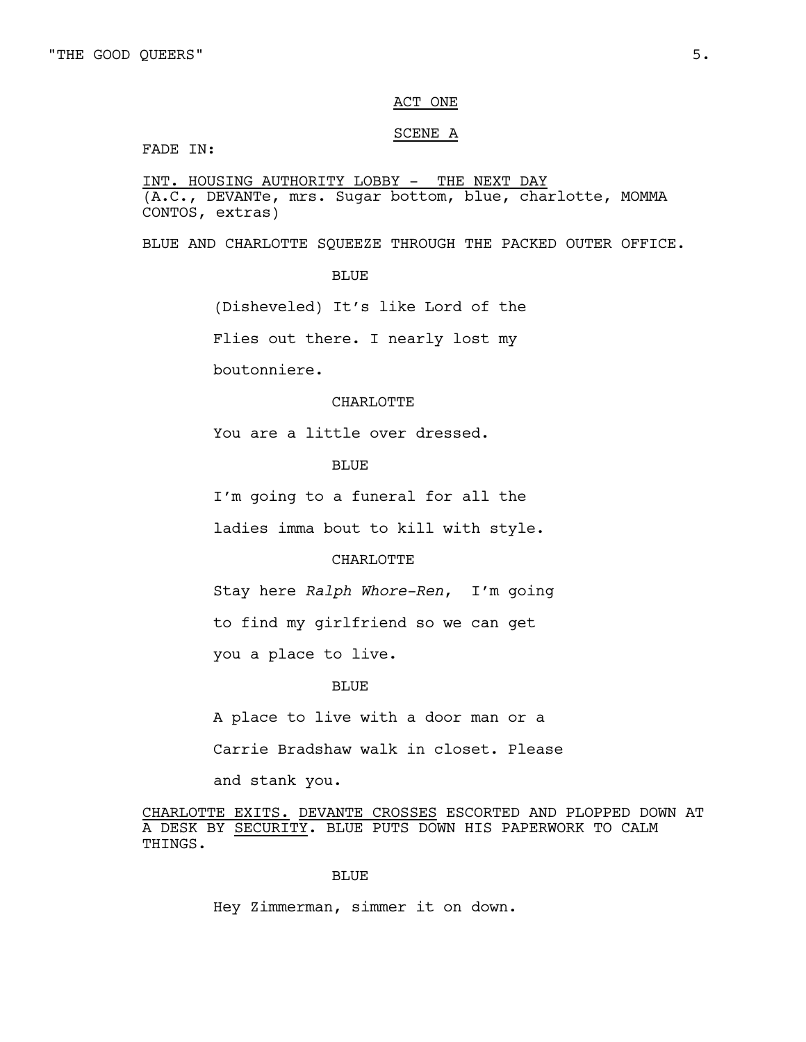ACT ONE

SCENE A

FADE IN:

INT. HOUSING AUTHORITY LOBBY - THE NEXT DAY
(A.C., DEVANTe, mrs. Sugar bottom, blue, charlotte, MOMMA CONTOS, extras)

BLUE AND CHARLOTTE SQUEEZE THROUGH THE PACKED OUTER OFFICE.

BLUE

(Disheveled) It's like Lord of the Flies out there. I nearly lost my boutonniere.

CHARLOTTE

You are a little over dressed.

BLUE

I'm going to a funeral for all the ladies imma bout to kill with style.

CHARLOTTE

Stay here *Ralph Whore-Ren*, I'm going to find my girlfriend so we can get you a place to live.

BLUE

A place to live with a door man or a Carrie Bradshaw walk in closet. Please and stank you.

CHARLOTTE EXITS. DEVANTE CROSSES ESCORTED AND PLOPPED DOWN AT A DESK BY SECURITY. BLUE PUTS DOWN HIS PAPERWORK TO CALM THINGS.

BLUE

Hey Zimmerman, simmer it on down.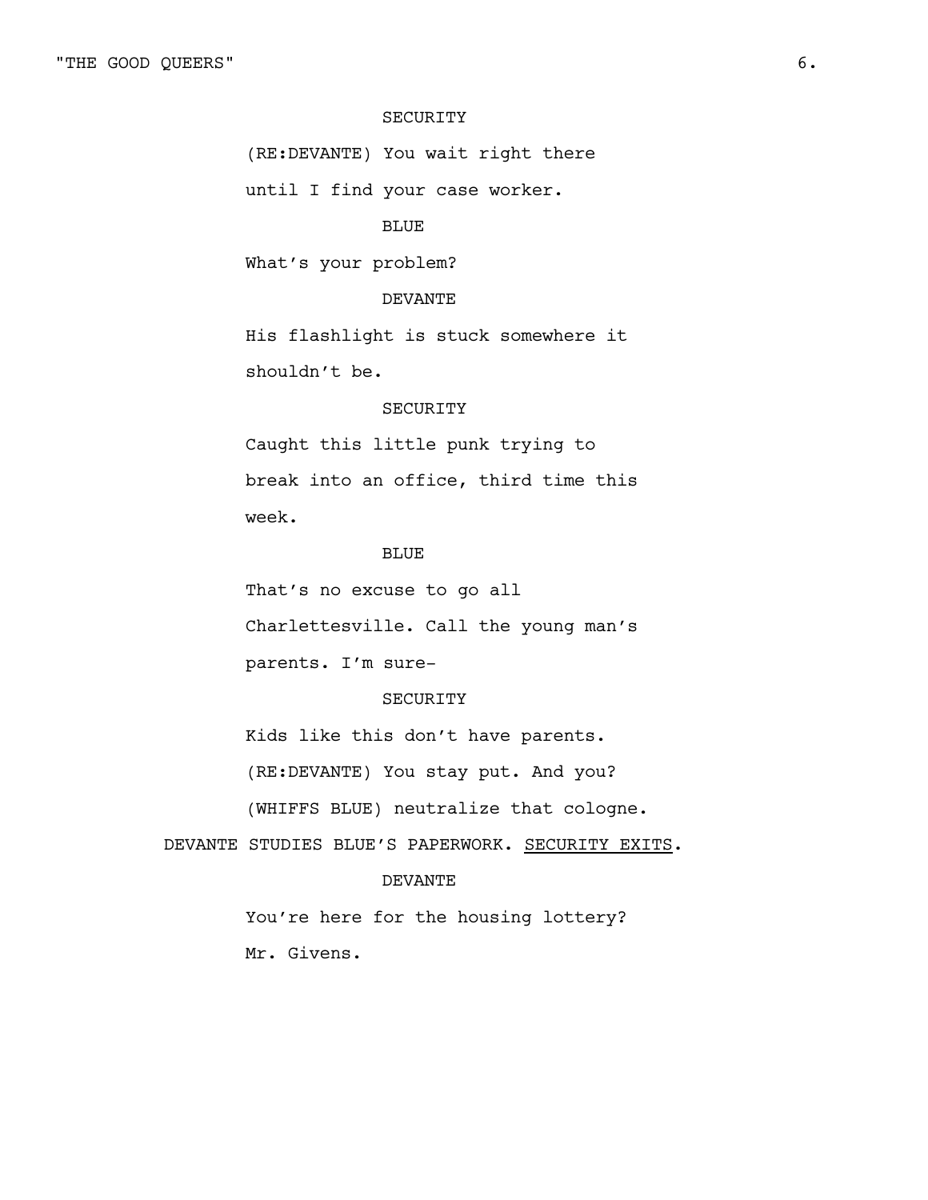SECURITY

(RE:DEVANTE) You wait right there until I find your case worker.

BLUE

What's your problem?

DEVANTE

His flashlight is stuck somewhere it shouldn't be.

SECURITY

Caught this little punk trying to break into an office, third time this week.

BLUE

That's no excuse to go all Charlettesville. Call the young man's parents. I'm sure-

SECURITY

Kids like this don't have parents. (RE:DEVANTE) You stay put. And you? (WHIFFS BLUE) neutralize that cologne.

DEVANTE STUDIES BLUE'S PAPERWORK. <u>SECURITY EXITS</u>.

DEVANTE

You're here for the housing lottery? Mr. Givens.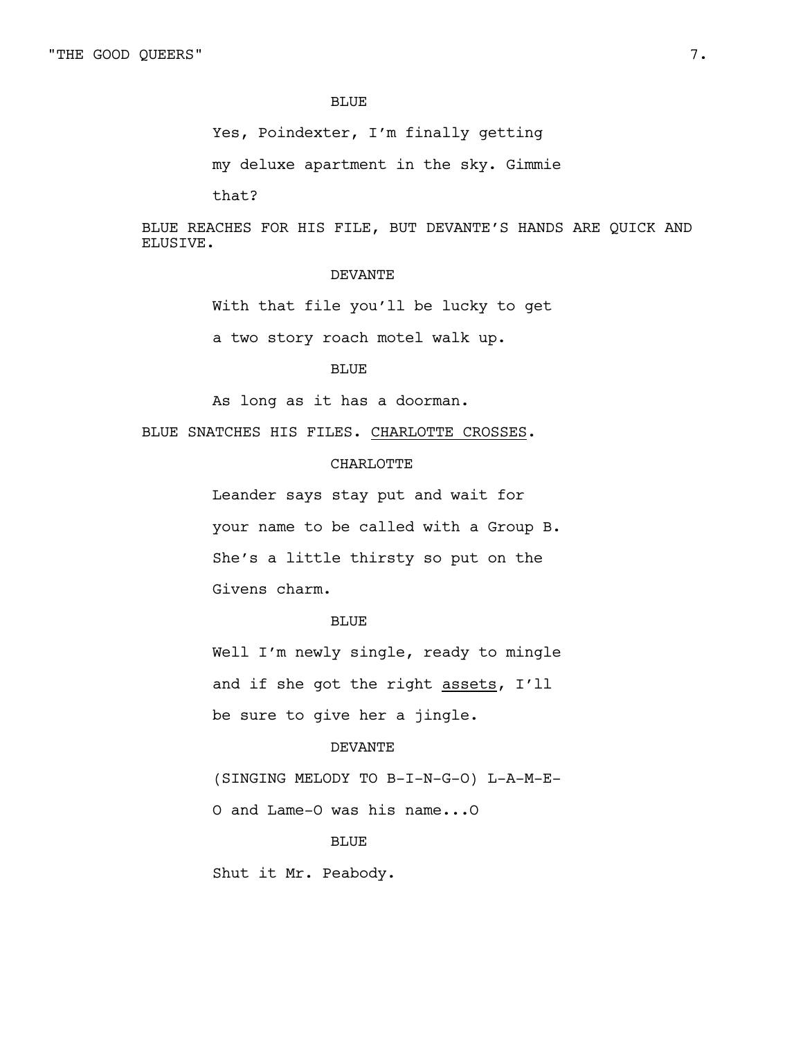BLUE

Yes, Poindexter, I'm finally getting my deluxe apartment in the sky. Gimmie that?

BLUE REACHES FOR HIS FILE, BUT DEVANTE'S HANDS ARE QUICK AND ELUSIVE.

DEVANTE

With that file you'll be lucky to get a two story roach motel walk up.

BLUE

As long as it has a doorman.

BLUE SNATCHES HIS FILES. <u>CHARLOTTE CROSSES</u>.

CHARLOTTE

Leander says stay put and wait for your name to be called with a Group B. She's a little thirsty so put on the Givens charm.

BLUE

Well I'm newly single, ready to mingle and if she got the right <u>assets</u>, I'll be sure to give her a jingle.

DEVANTE

(SINGING MELODY TO B-I-N-G-O) L-A-M-E-O and Lame-O was his name...O

BLUE

Shut it Mr. Peabody.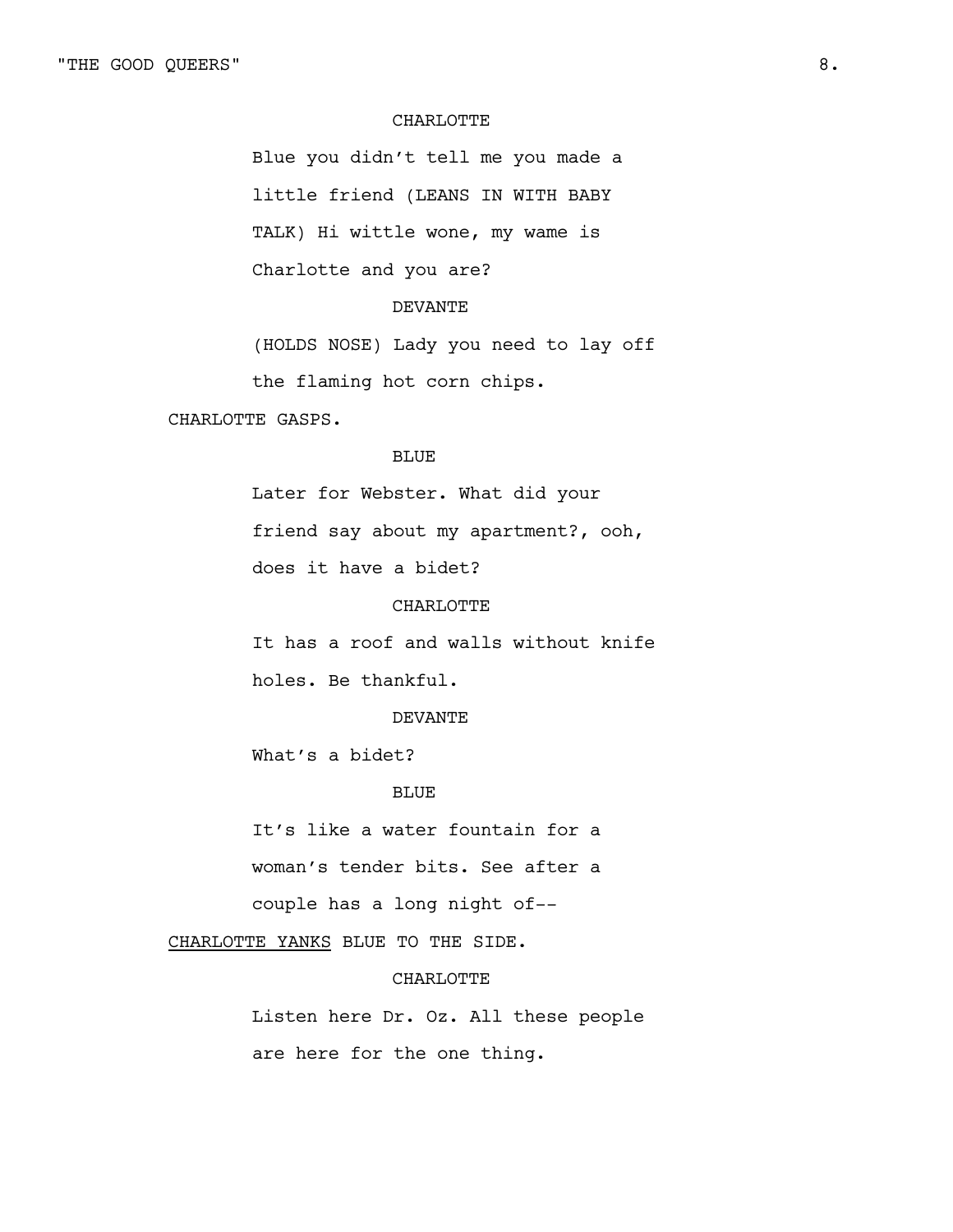CHARLOTTE

Blue you didn't tell me you made a little friend (LEANS IN WITH BABY TALK) Hi wittle wone, my wame is Charlotte and you are?

DEVANTE

(HOLDS NOSE) Lady you need to lay off the flaming hot corn chips.

CHARLOTTE GASPS.

BLUE

Later for Webster. What did your friend say about my apartment?, ooh, does it have a bidet?

CHARLOTTE

It has a roof and walls without knife holes. Be thankful.

DEVANTE

What's a bidet?

BLUE

It's like a water fountain for a woman's tender bits. See after a couple has a long night of--

<u>CHARLOTTE YANKS</u> BLUE TO THE SIDE.

CHARLOTTE

Listen here Dr. Oz. All these people are here for the one thing.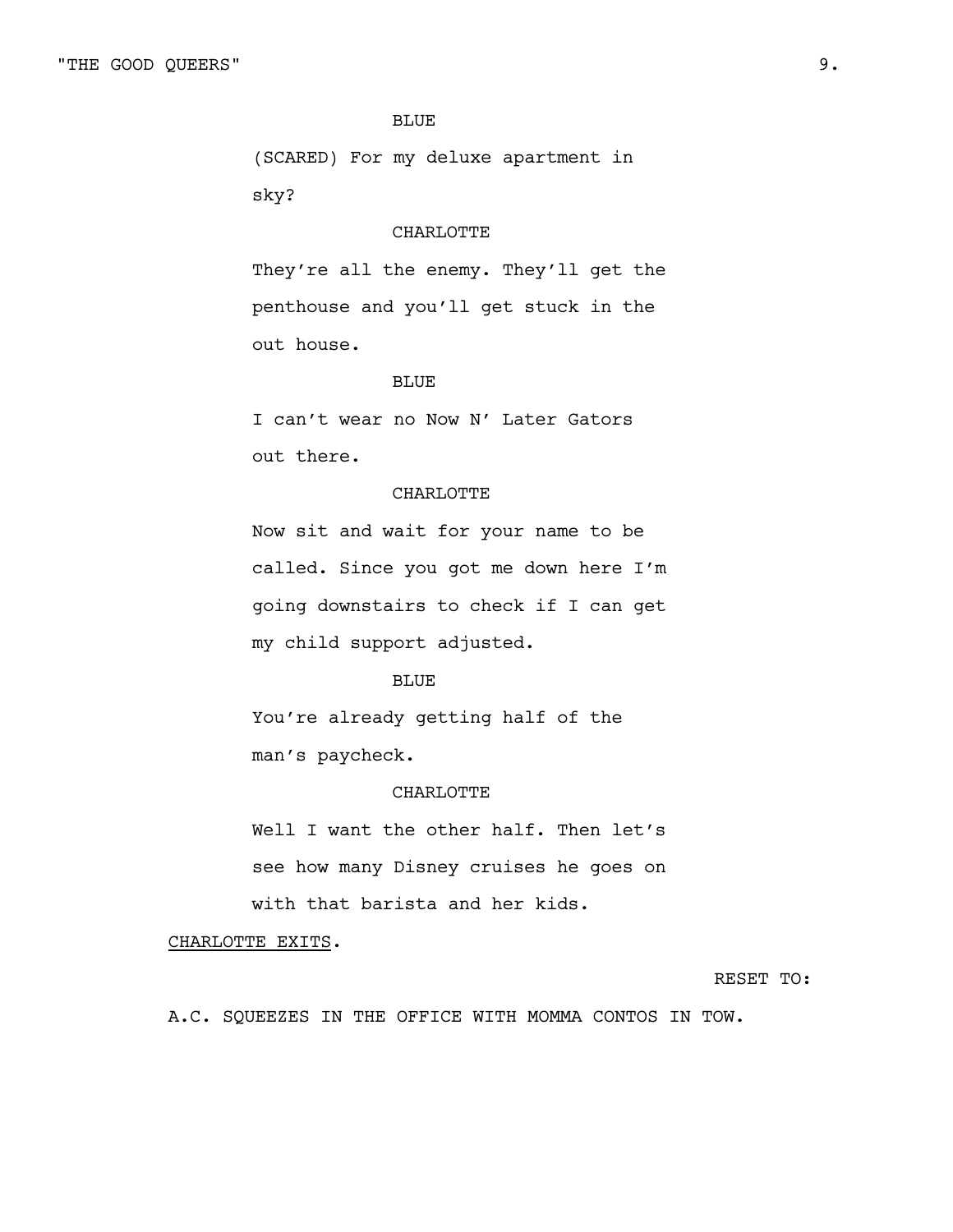BLUE

(SCARED) For my deluxe apartment in sky?

CHARLOTTE

They're all the enemy. They'll get the penthouse and you'll get stuck in the out house.

BLUE

I can't wear no Now N' Later Gators out there.

CHARLOTTE

Now sit and wait for your name to be called. Since you got me down here I'm going downstairs to check if I can get my child support adjusted.

BLUE

You're already getting half of the man's paycheck.

CHARLOTTE

Well I want the other half. Then let's see how many Disney cruises he goes on with that barista and her kids.

<u>CHARLOTTE EXITS</u>.

RESET TO:

A.C. SQUEEZES IN THE OFFICE WITH MOMMA CONTOS IN TOW.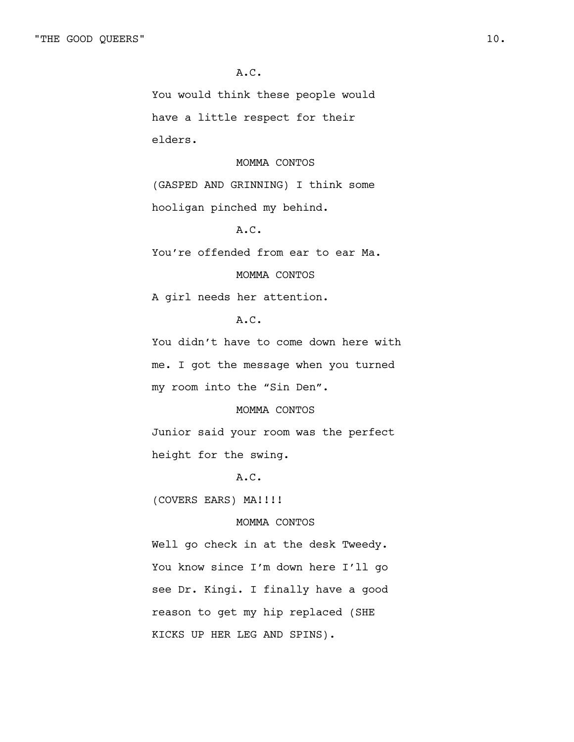A.C.

You would think these people would have a little respect for their elders.

MOMMA CONTOS

(GASPED AND GRINNING) I think some hooligan pinched my behind.

A.C.

You're offended from ear to ear Ma.

MOMMA CONTOS

A girl needs her attention.

A.C.

You didn't have to come down here with me. I got the message when you turned my room into the "Sin Den".

MOMMA CONTOS

Junior said your room was the perfect height for the swing.

A.C.

(COVERS EARS) MA!!!!

MOMMA CONTOS

Well go check in at the desk Tweedy. You know since I'm down here I'll go see Dr. Kingi. I finally have a good reason to get my hip replaced (SHE KICKS UP HER LEG AND SPINS).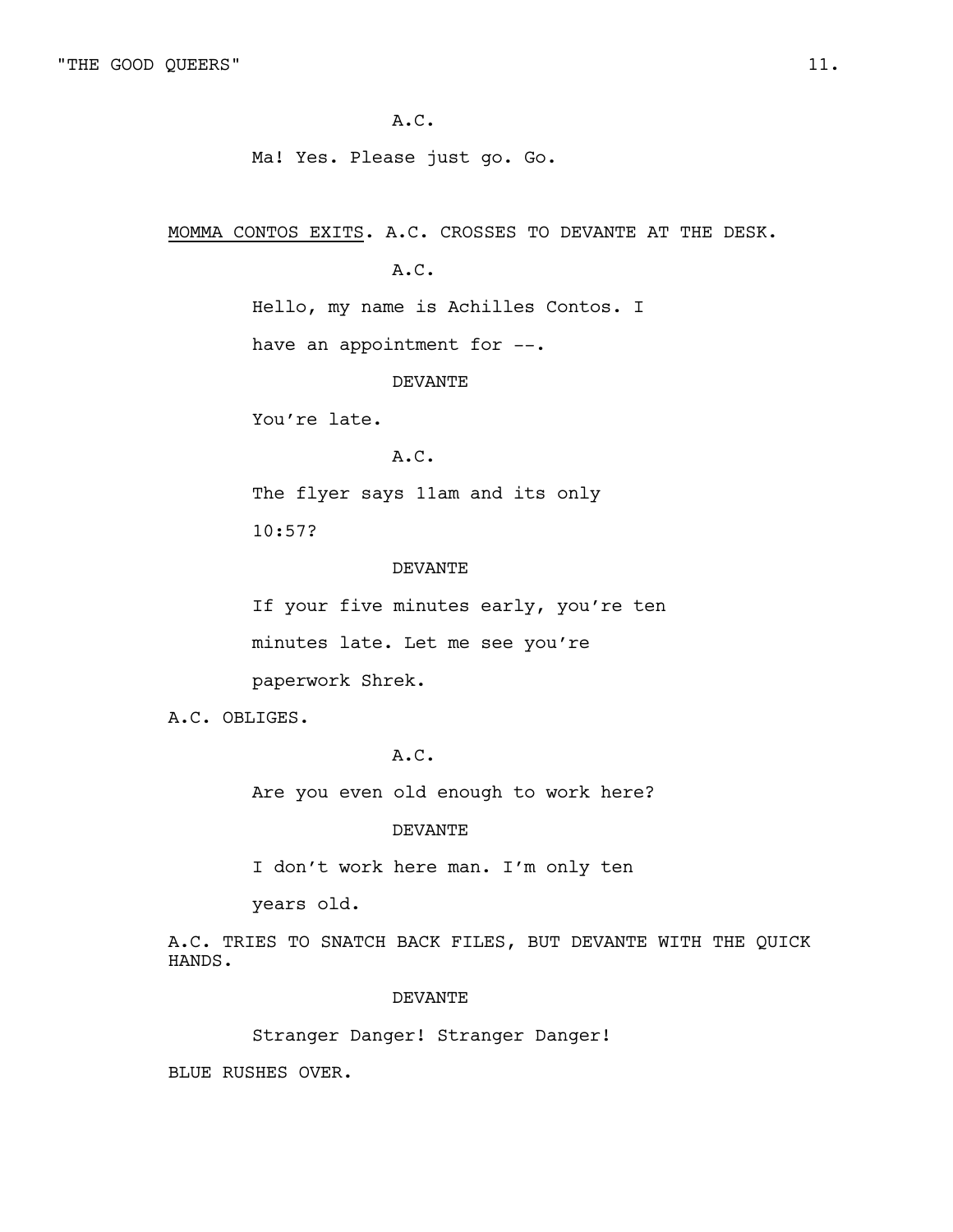A.C.

Ma! Yes. Please just go. Go.

<u>MOMMA CONTOS EXITS</u>. A.C. CROSSES TO DEVANTE AT THE DESK.

A.C.

Hello, my name is Achilles Contos. I have an appointment for --.

DEVANTE

You're late.

A.C.

The flyer says 11am and its only 10:57?

DEVANTE

If your five minutes early, you're ten minutes late. Let me see you're paperwork Shrek.

A.C. OBLIGES.

A.C.

Are you even old enough to work here?

DEVANTE

I don't work here man. I'm only ten years old.

A.C. TRIES TO SNATCH BACK FILES, BUT DEVANTE WITH THE QUICK HANDS.

DEVANTE

Stranger Danger! Stranger Danger!

BLUE RUSHES OVER.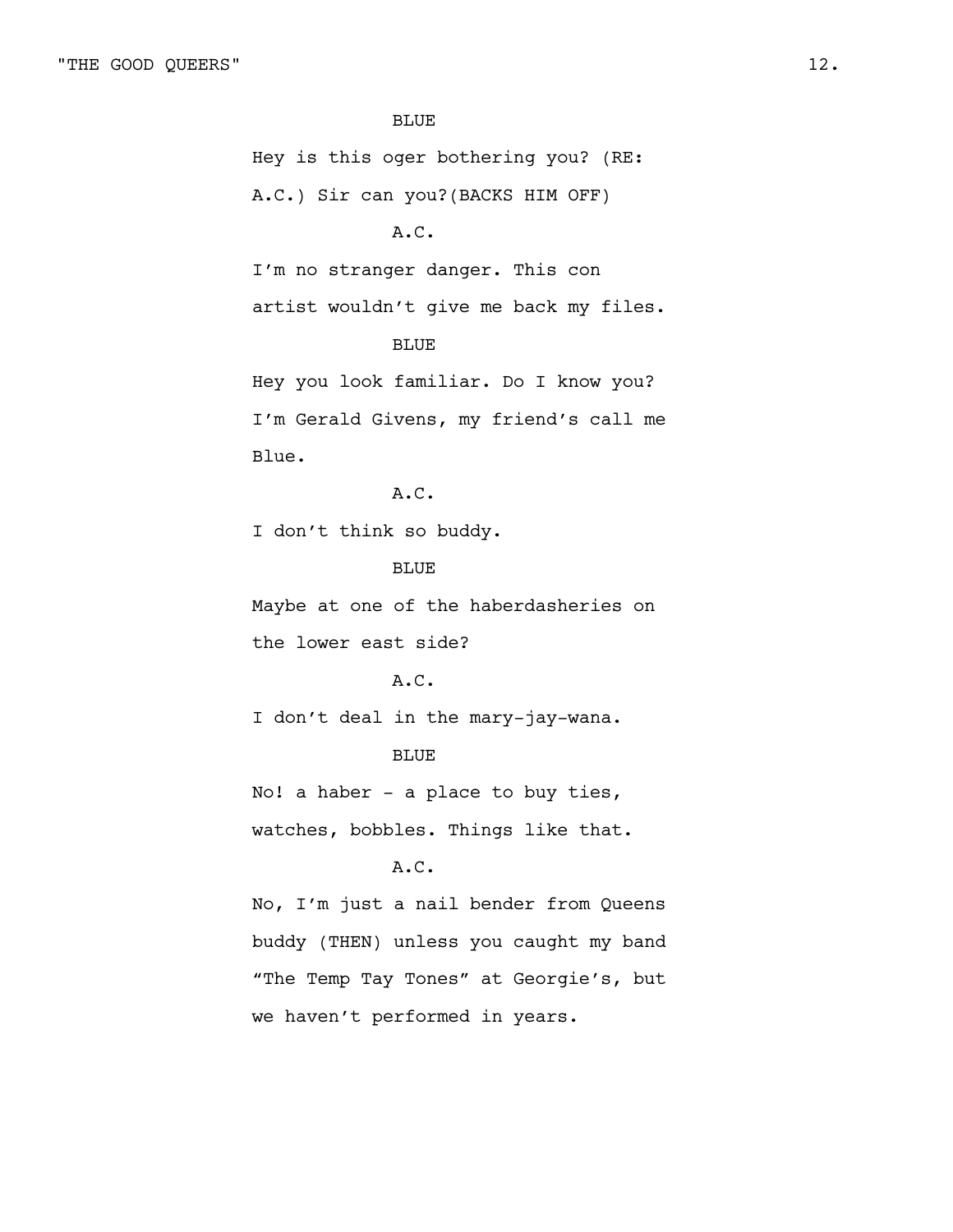BLUE

Hey is this oger bothering you? (RE: A.C.) Sir can you?(BACKS HIM OFF)

A.C.

I'm no stranger danger. This con artist wouldn't give me back my files.

BLUE

Hey you look familiar. Do I know you? I'm Gerald Givens, my friend's call me Blue.

A.C.

I don't think so buddy.

BLUE

Maybe at one of the haberdasheries on the lower east side?

A.C.

I don't deal in the mary-jay-wana.

BLUE

No! a haber - a place to buy ties, watches, bobbles. Things like that.

A.C.

No, I'm just a nail bender from Queens buddy (THEN) unless you caught my band "The Temp Tay Tones" at Georgie's, but we haven't performed in years.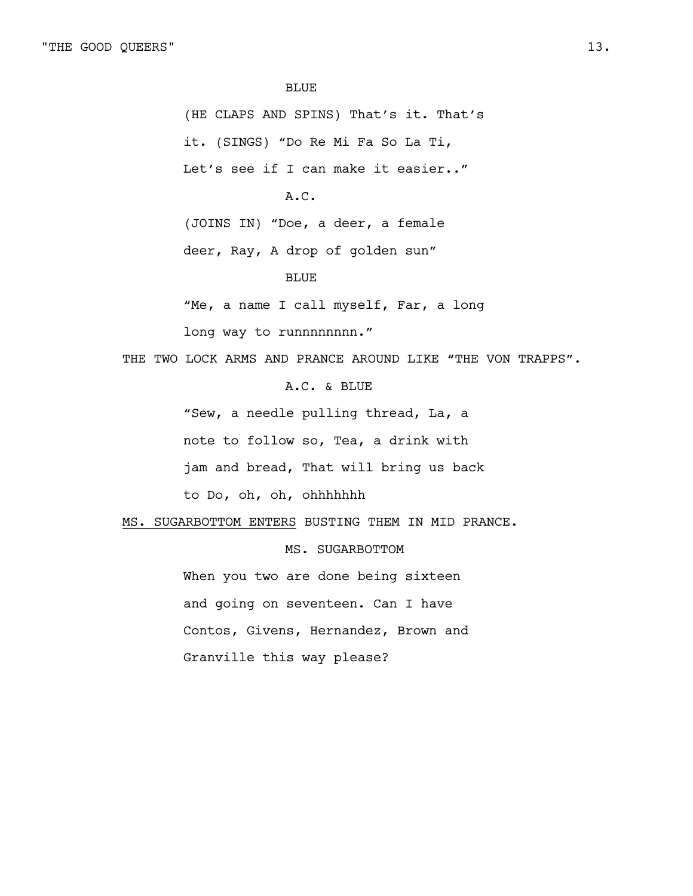BLUE

(HE CLAPS AND SPINS) That's it. That's it. (SINGS) "Do Re Mi Fa So La Ti, Let's see if I can make it easier.."

A.C.

(JOINS IN) "Doe, a deer, a female deer, Ray, A drop of golden sun"

BLUE

"Me, a name I call myself, Far, a long long way to runnnnnnnn."

THE TWO LOCK ARMS AND PRANCE AROUND LIKE "THE VON TRAPPS".

A.C. & BLUE

"Sew, a needle pulling thread, La, a note to follow so, Tea, a drink with jam and bread, That will bring us back to Do, oh, oh, ohhhhhhh

<u>MS. SUGARBOTTOM ENTERS</u> BUSTING THEM IN MID PRANCE.

MS. SUGARBOTTOM

When you two are done being sixteen and going on seventeen. Can I have Contos, Givens, Hernandez, Brown and Granville this way please?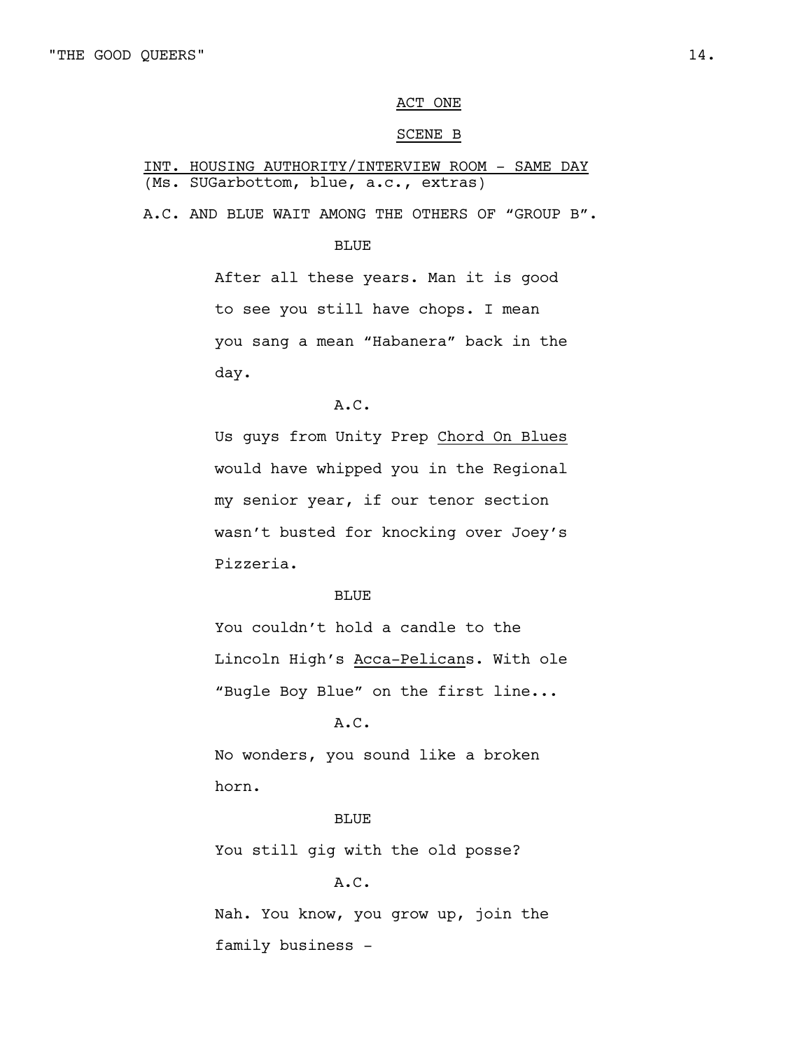ACT ONE

SCENE B

INT. HOUSING AUTHORITY/INTERVIEW ROOM - SAME DAY
(Ms. SUGarbottom, blue, a.c., extras)

A.C. AND BLUE WAIT AMONG THE OTHERS OF "GROUP B".

BLUE

After all these years. Man it is good to see you still have chops. I mean you sang a mean "Habanera" back in the day.

A.C.

Us guys from Unity Prep Chord On Blues would have whipped you in the Regional my senior year, if our tenor section wasn't busted for knocking over Joey's Pizzeria.

BLUE

You couldn't hold a candle to the Lincoln High's Acca-Pelicans. With ole "Bugle Boy Blue" on the first line...

A.C.

No wonders, you sound like a broken horn.

BLUE

You still gig with the old posse?

A.C.

Nah. You know, you grow up, join the family business -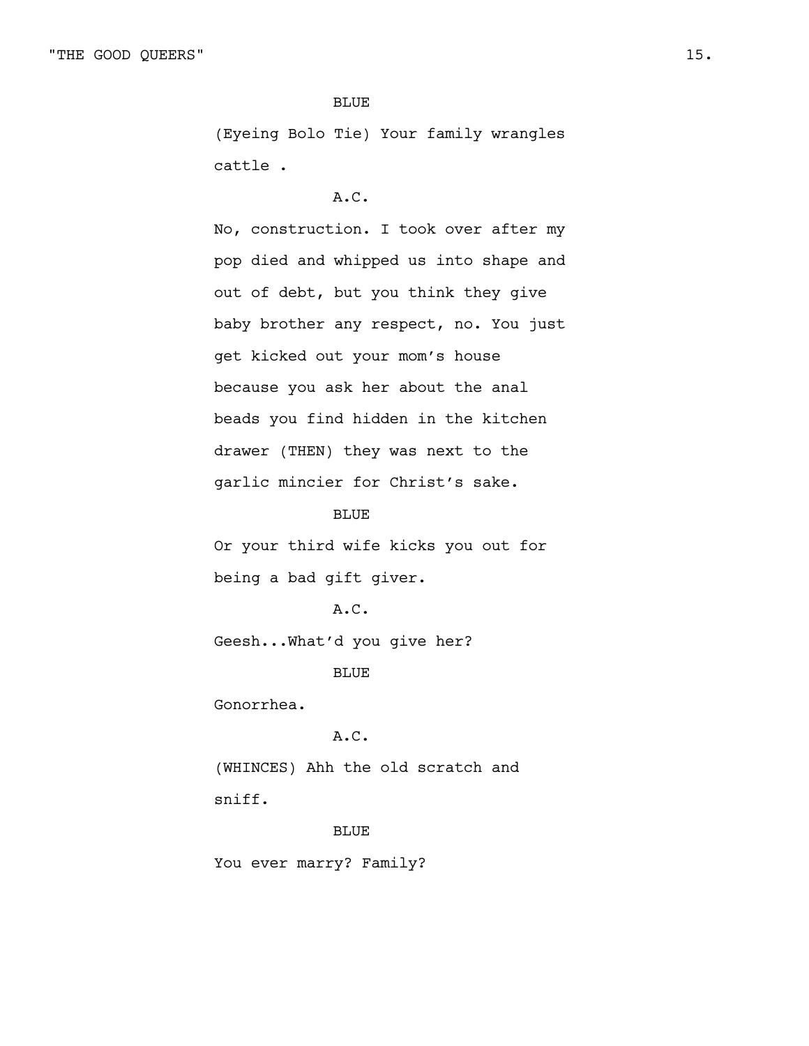BLUE

(Eyeing Bolo Tie) Your family wrangles cattle .

A.C.

No, construction. I took over after my pop died and whipped us into shape and out of debt, but you think they give baby brother any respect, no. You just get kicked out your mom's house because you ask her about the anal beads you find hidden in the kitchen drawer (THEN) they was next to the garlic mincier for Christ's sake.

BLUE

Or your third wife kicks you out for being a bad gift giver.

A.C.

Geesh...What'd you give her?

BLUE

Gonorrhea.

A.C.

(WHINCES) Ahh the old scratch and sniff.

BLUE

You ever marry? Family?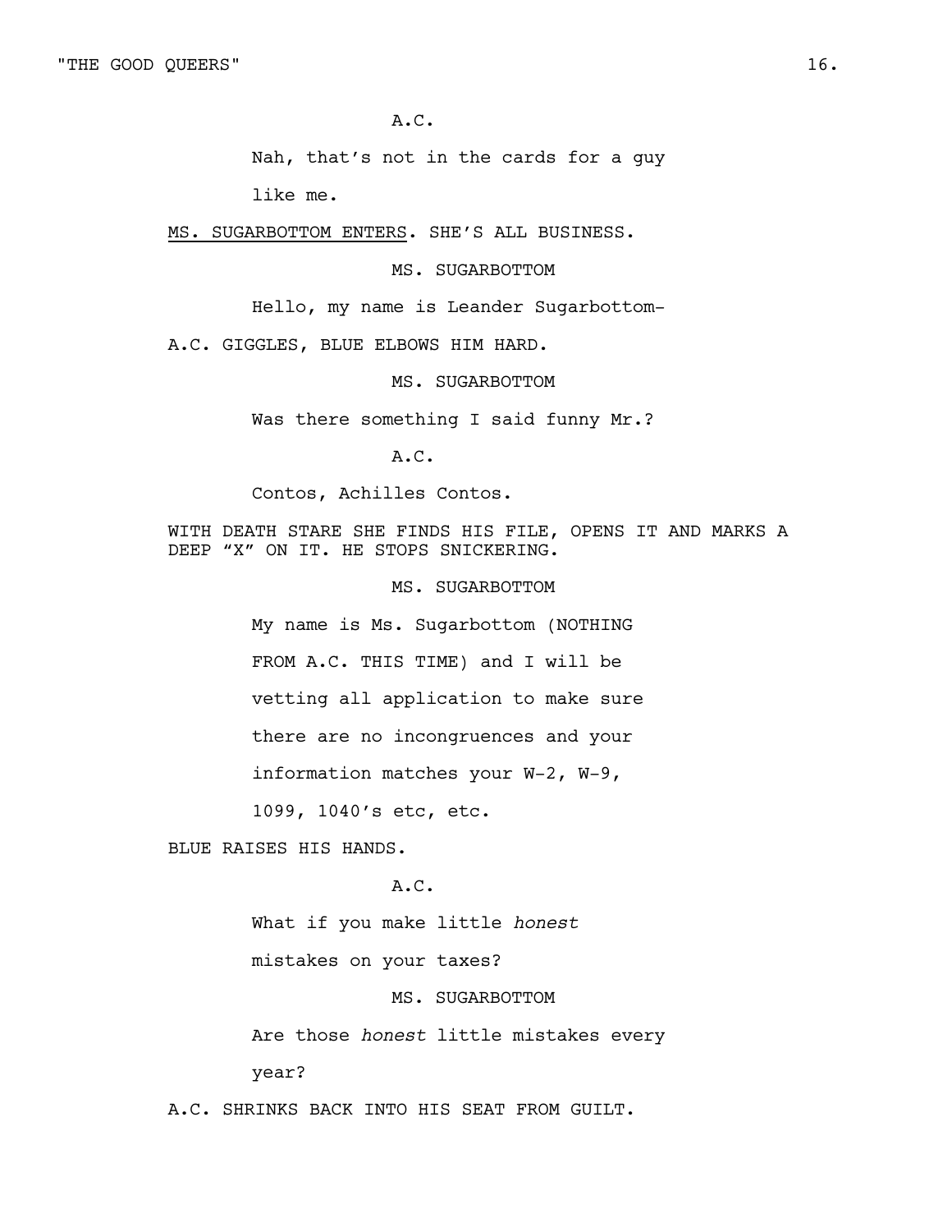A.C.

Nah, that's not in the cards for a guy like me.

<u>MS. SUGARBOTTOM ENTERS</u>. SHE'S ALL BUSINESS.

MS. SUGARBOTTOM

Hello, my name is Leander Sugarbottom-

A.C. GIGGLES, BLUE ELBOWS HIM HARD.

MS. SUGARBOTTOM

Was there something I said funny Mr.?

A.C.

Contos, Achilles Contos.

WITH DEATH STARE SHE FINDS HIS FILE, OPENS IT AND MARKS A DEEP "X" ON IT. HE STOPS SNICKERING.

MS. SUGARBOTTOM

My name is Ms. Sugarbottom (NOTHING FROM A.C. THIS TIME) and I will be vetting all application to make sure there are no incongruences and your information matches your W-2, W-9, 1099, 1040's etc, etc.

BLUE RAISES HIS HANDS.

A.C.

What if you make little *honest* mistakes on your taxes?

MS. SUGARBOTTOM

Are those *honest* little mistakes every year?

A.C. SHRINKS BACK INTO HIS SEAT FROM GUILT.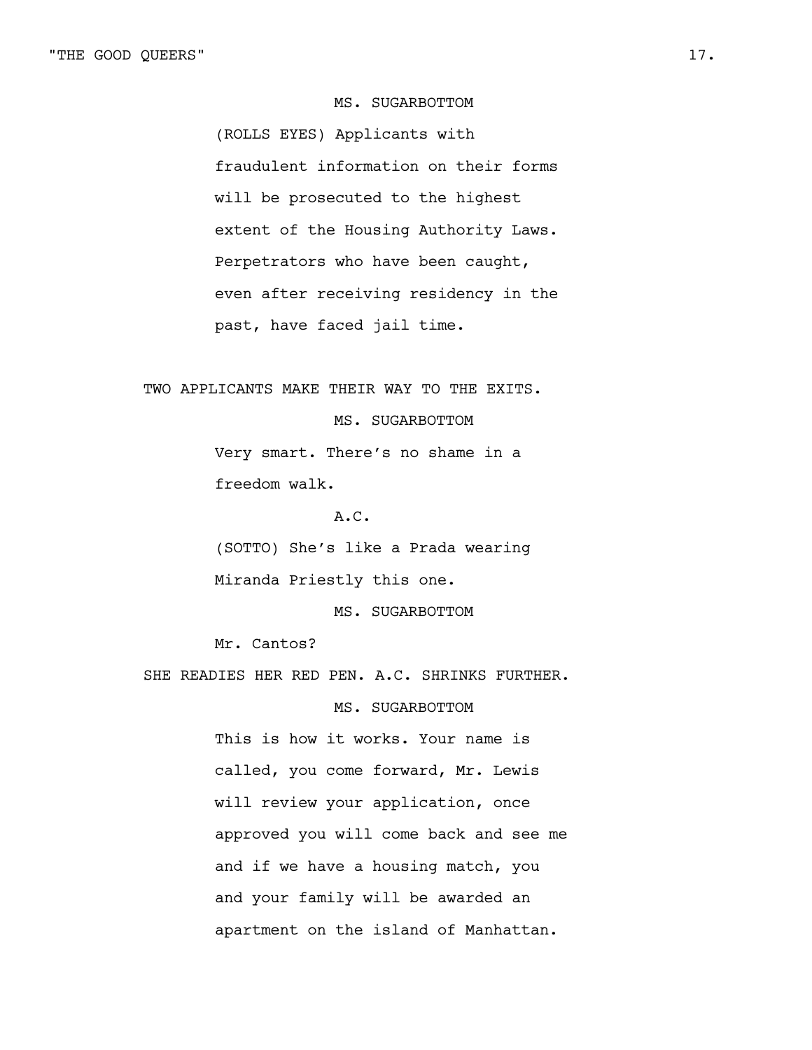MS. SUGARBOTTOM

(ROLLS EYES) Applicants with fraudulent information on their forms will be prosecuted to the highest extent of the Housing Authority Laws. Perpetrators who have been caught, even after receiving residency in the past, have faced jail time.

TWO APPLICANTS MAKE THEIR WAY TO THE EXITS.

MS. SUGARBOTTOM

Very smart. There's no shame in a freedom walk.

A.C.

(SOTTO) She's like a Prada wearing Miranda Priestly this one.

MS. SUGARBOTTOM

Mr. Cantos?

SHE READIES HER RED PEN. A.C. SHRINKS FURTHER.

MS. SUGARBOTTOM

This is how it works. Your name is called, you come forward, Mr. Lewis will review your application, once approved you will come back and see me and if we have a housing match, you and your family will be awarded an apartment on the island of Manhattan.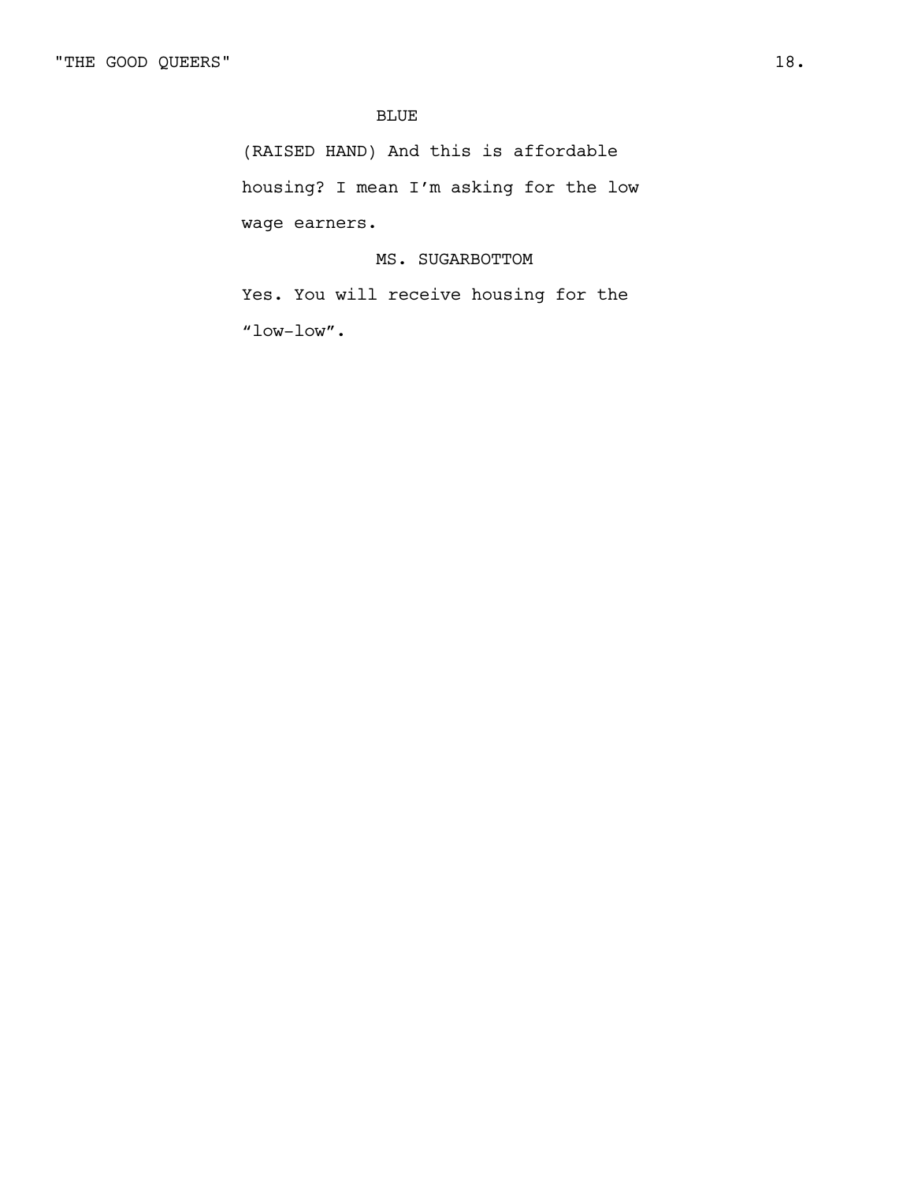BLUE

(RAISED HAND) And this is affordable housing? I mean I'm asking for the low wage earners.

MS. SUGARBOTTOM

Yes. You will receive housing for the "low-low".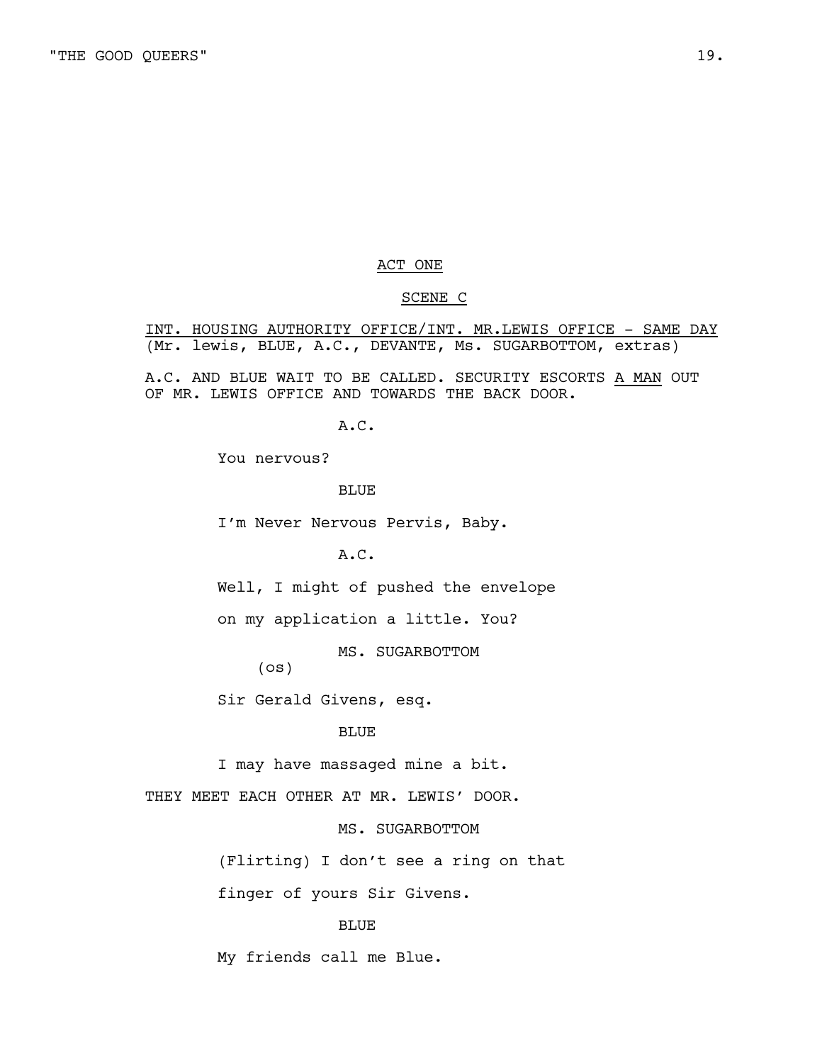ACT ONE

SCENE C

INT. HOUSING AUTHORITY OFFICE/INT. MR.LEWIS OFFICE - SAME DAY
(Mr. lewis, BLUE, A.C., DEVANTE, Ms. SUGARBOTTOM, extras)

A.C. AND BLUE WAIT TO BE CALLED. SECURITY ESCORTS A MAN OUT OF MR. LEWIS OFFICE AND TOWARDS THE BACK DOOR.

A.C.

You nervous?

BLUE

I'm Never Nervous Pervis, Baby.

A.C.

Well, I might of pushed the envelope

on my application a little. You?

MS. SUGARBOTTOM
(os)

Sir Gerald Givens, esq.

BLUE

I may have massaged mine a bit.

THEY MEET EACH OTHER AT MR. LEWIS' DOOR.

MS. SUGARBOTTOM

(Flirting) I don't see a ring on that

finger of yours Sir Givens.

BLUE

My friends call me Blue.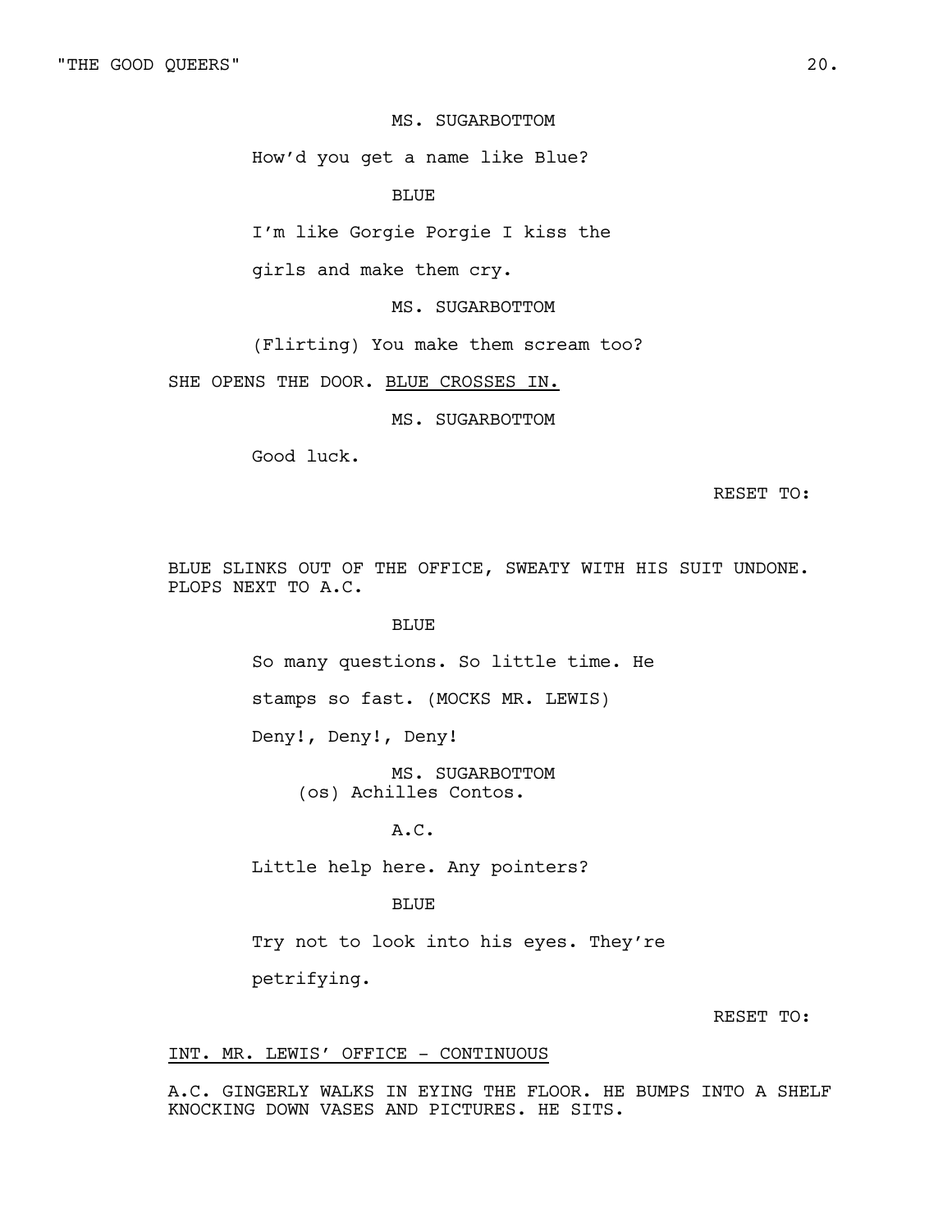MS. SUGARBOTTOM

How'd you get a name like Blue?

BLUE

I'm like Gorgie Porgie I kiss the girls and make them cry.

MS. SUGARBOTTOM

(Flirting) You make them scream too?

SHE OPENS THE DOOR. <u>BLUE CROSSES IN.</u>

MS. SUGARBOTTOM

Good luck.

RESET TO:

BLUE SLINKS OUT OF THE OFFICE, SWEATY WITH HIS SUIT UNDONE. PLOPS NEXT TO A.C.

BLUE

So many questions. So little time. He stamps so fast. (MOCKS MR. LEWIS) Deny!, Deny!, Deny!

MS. SUGARBOTTOM
(os) Achilles Contos.

A.C.

Little help here. Any pointers?

BLUE

Try not to look into his eyes. They're petrifying.

RESET TO:

<u>INT. MR. LEWIS' OFFICE - CONTINUOUS</u>

A.C. GINGERLY WALKS IN EYING THE FLOOR. HE BUMPS INTO A SHELF KNOCKING DOWN VASES AND PICTURES. HE SITS.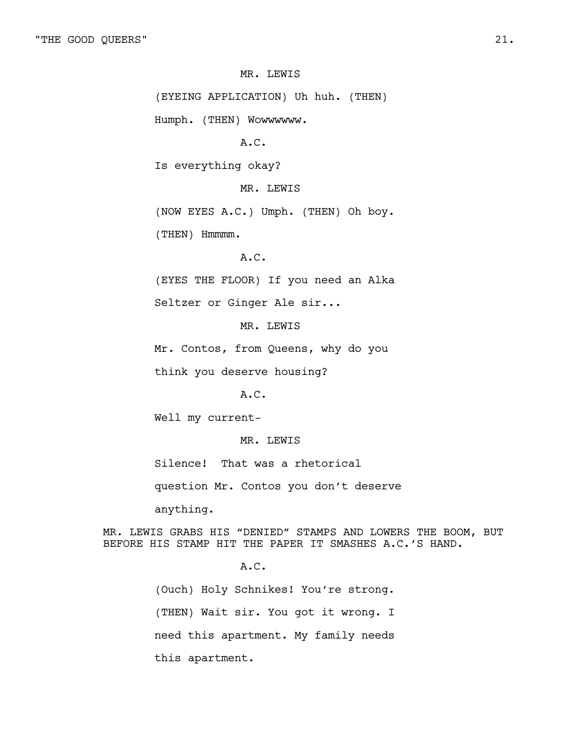MR. LEWIS

(EYEING APPLICATION) Uh huh. (THEN) Humph. (THEN) Wowwwwww.

A.C.

Is everything okay?

MR. LEWIS

(NOW EYES A.C.) Umph. (THEN) Oh boy. (THEN) Hmmmm.

A.C.

(EYES THE FLOOR) If you need an Alka Seltzer or Ginger Ale sir...

MR. LEWIS

Mr. Contos, from Queens, why do you think you deserve housing?

A.C.

Well my current-

MR. LEWIS

Silence! That was a rhetorical question Mr. Contos you don't deserve anything.

MR. LEWIS GRABS HIS "DENIED" STAMPS AND LOWERS THE BOOM, BUT BEFORE HIS STAMP HIT THE PAPER IT SMASHES A.C.'S HAND.

A.C.

(Ouch) Holy Schnikes! You're strong. (THEN) Wait sir. You got it wrong. I need this apartment. My family needs this apartment.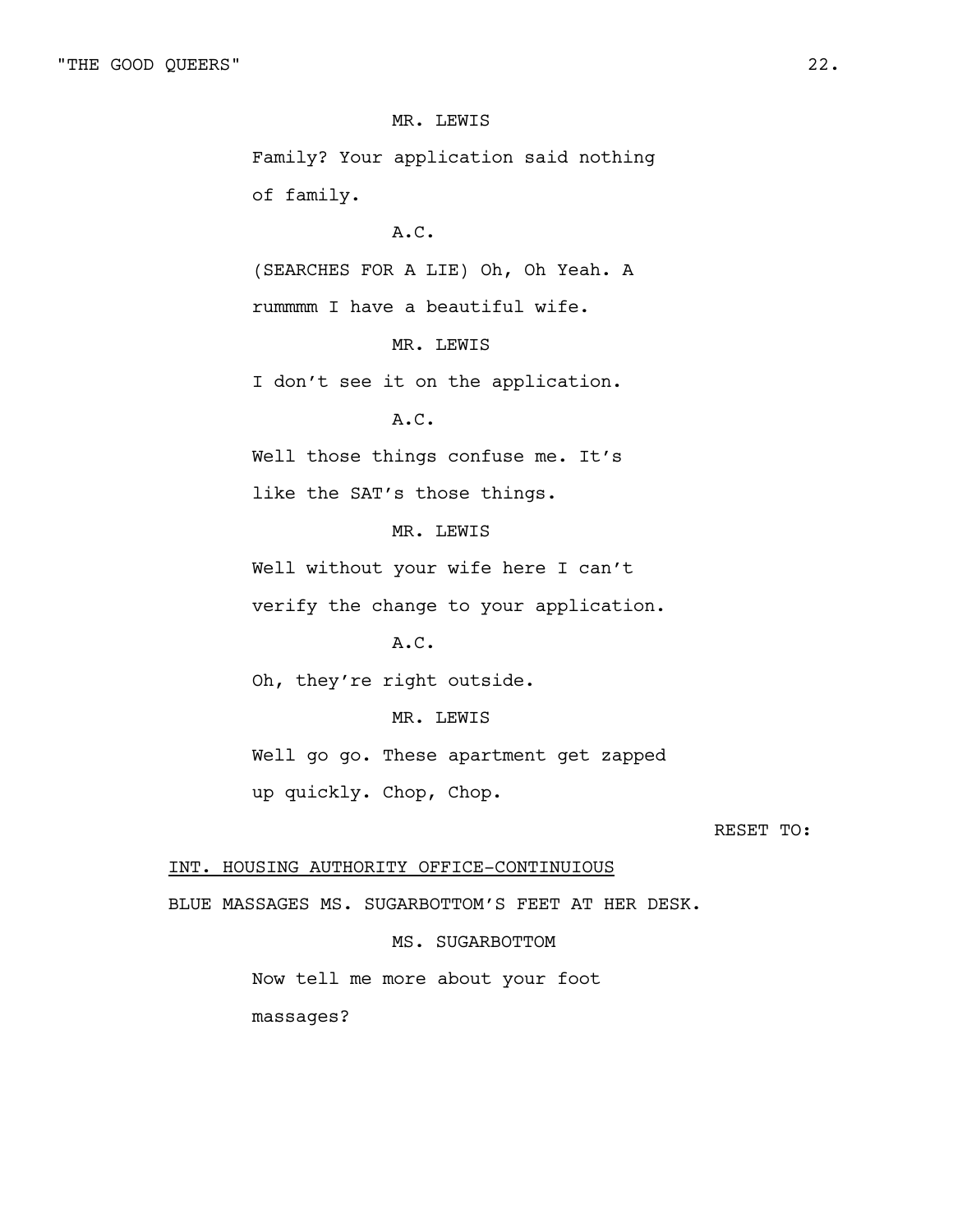MR. LEWIS

Family? Your application said nothing of family.

A.C.

(SEARCHES FOR A LIE) Oh, Oh Yeah. A rummmm I have a beautiful wife.

MR. LEWIS

I don't see it on the application.

A.C.

Well those things confuse me. It's like the SAT's those things.

MR. LEWIS

Well without your wife here I can't verify the change to your application.

A.C.

Oh, they're right outside.

MR. LEWIS

Well go go. These apartment get zapped up quickly. Chop, Chop.

RESET TO:

INT. HOUSING AUTHORITY OFFICE-CONTINUIOUS

BLUE MASSAGES MS. SUGARBOTTOM'S FEET AT HER DESK.

MS. SUGARBOTTOM

Now tell me more about your foot massages?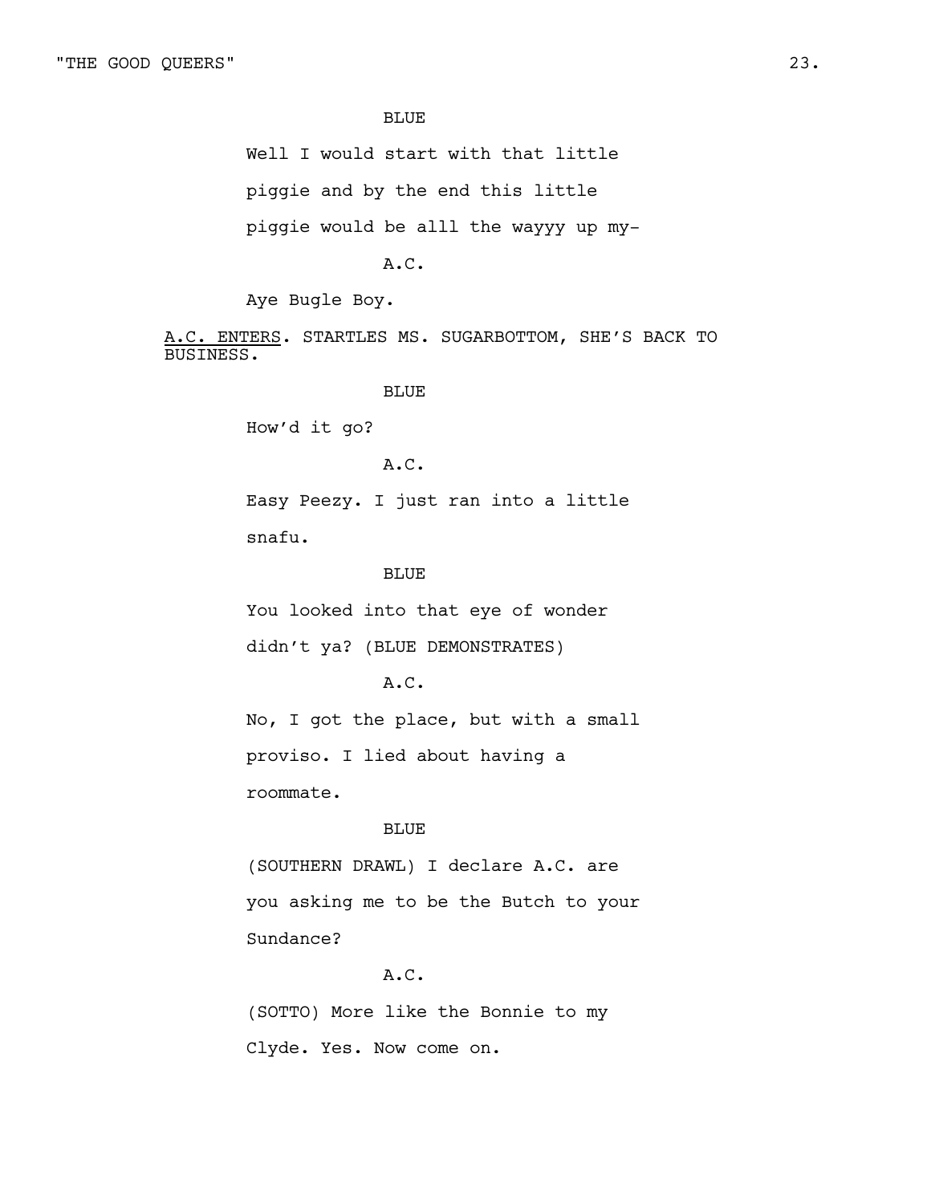BLUE

Well I would start with that little piggie and by the end this little piggie would be alll the wayyy up my-

A.C.

Aye Bugle Boy.

A.C. ENTERS. STARTLES MS. SUGARBOTTOM, SHE'S BACK TO BUSINESS.

BLUE

How'd it go?

A.C.

Easy Peezy. I just ran into a little snafu.

BLUE

You looked into that eye of wonder didn't ya? (BLUE DEMONSTRATES)

A.C.

No, I got the place, but with a small proviso. I lied about having a roommate.

BLUE

(SOUTHERN DRAWL) I declare A.C. are you asking me to be the Butch to your Sundance?

A.C.

(SOTTO) More like the Bonnie to my Clyde. Yes. Now come on.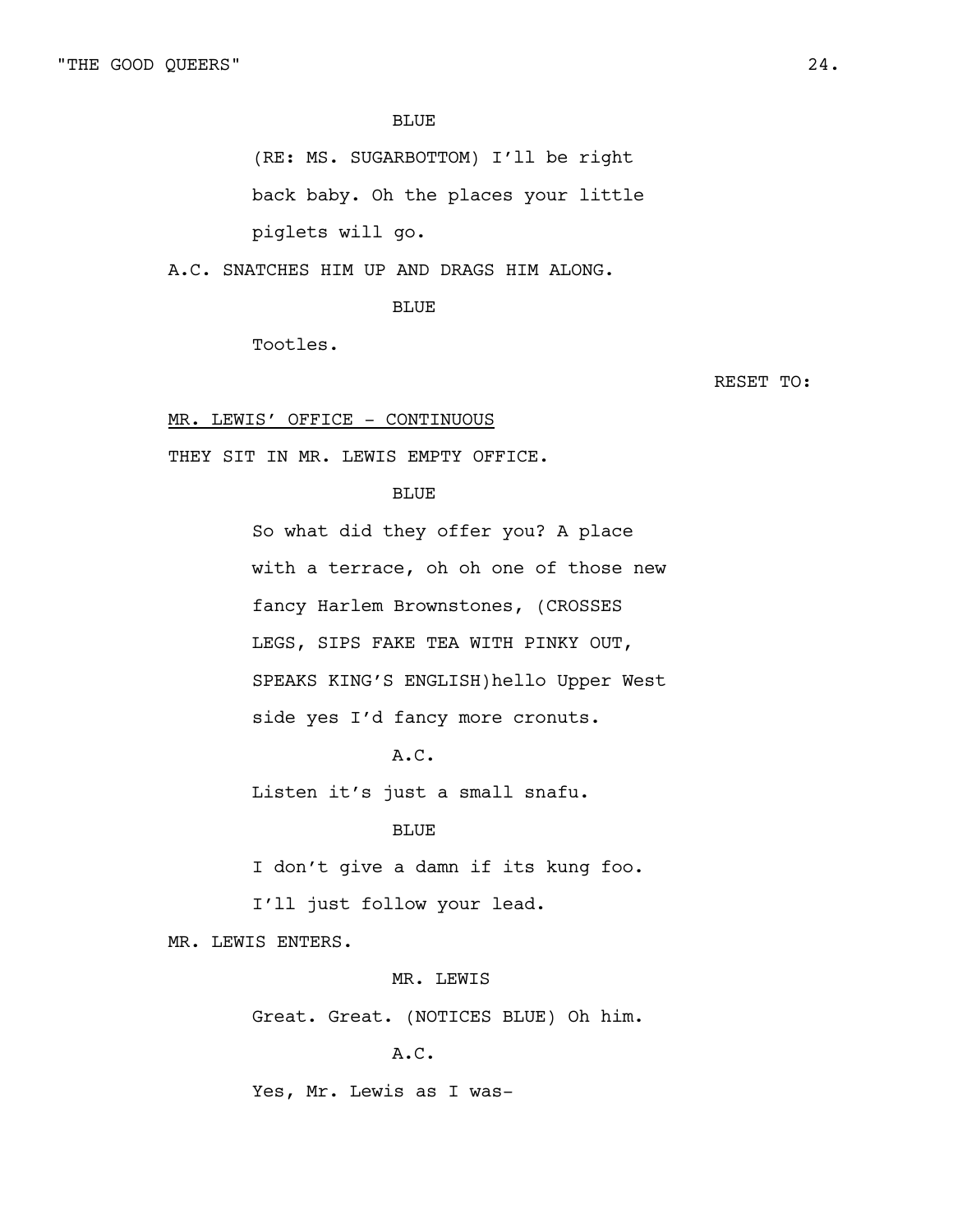BLUE

(RE: MS. SUGARBOTTOM) I'll be right back baby. Oh the places your little piglets will go.

A.C. SNATCHES HIM UP AND DRAGS HIM ALONG.

BLUE

Tootles.

RESET TO:

MR. LEWIS' OFFICE - CONTINUOUS

THEY SIT IN MR. LEWIS EMPTY OFFICE.

BLUE

So what did they offer you? A place with a terrace, oh oh one of those new fancy Harlem Brownstones, (CROSSES LEGS, SIPS FAKE TEA WITH PINKY OUT, SPEAKS KING'S ENGLISH)hello Upper West side yes I'd fancy more cronuts.

A.C.

Listen it's just a small snafu.

BLUE

I don't give a damn if its kung foo. I'll just follow your lead.

MR. LEWIS ENTERS.

MR. LEWIS

Great. Great. (NOTICES BLUE) Oh him.

A.C.

Yes, Mr. Lewis as I was-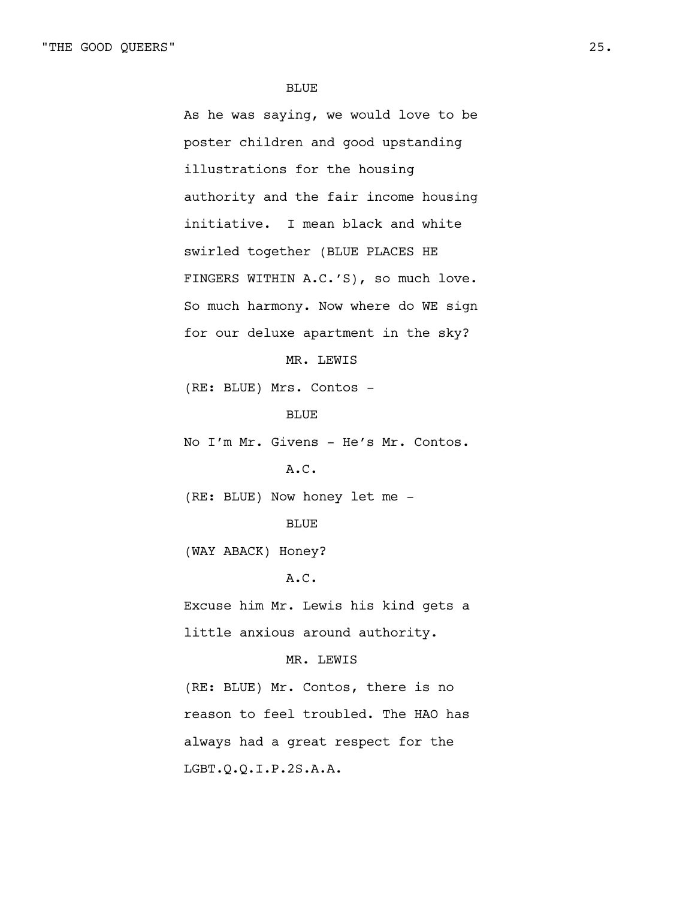BLUE

As he was saying, we would love to be poster children and good upstanding illustrations for the housing authority and the fair income housing initiative.  I mean black and white swirled together (BLUE PLACES HE FINGERS WITHIN A.C.'S), so much love. So much harmony. Now where do WE sign for our deluxe apartment in the sky?

MR. LEWIS

(RE: BLUE) Mrs. Contos -

BLUE

No I'm Mr. Givens - He's Mr. Contos.

A.C.

(RE: BLUE) Now honey let me -

BLUE

(WAY ABACK) Honey?

A.C.

Excuse him Mr. Lewis his kind gets a little anxious around authority.

MR. LEWIS

(RE: BLUE) Mr. Contos, there is no reason to feel troubled. The HAO has always had a great respect for the LGBT.Q.Q.I.P.2S.A.A.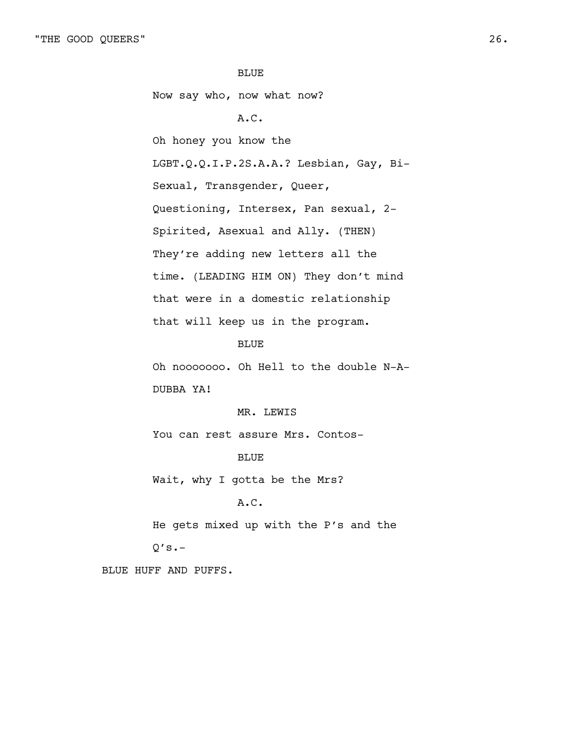BLUE

Now say who, now what now?

A.C.

Oh honey you know the LGBT.Q.Q.I.P.2S.A.A.? Lesbian, Gay, Bi-Sexual, Transgender, Queer, Questioning, Intersex, Pan sexual, 2-Spirited, Asexual and Ally. (THEN) They're adding new letters all the time. (LEADING HIM ON) They don't mind that were in a domestic relationship that will keep us in the program.

BLUE

Oh nooooooo. Oh Hell to the double N-A-DUBBA YA!

MR. LEWIS

You can rest assure Mrs. Contos-

BLUE

Wait, why I gotta be the Mrs?

A.C.

He gets mixed up with the P's and the Q's.-

BLUE HUFF AND PUFFS.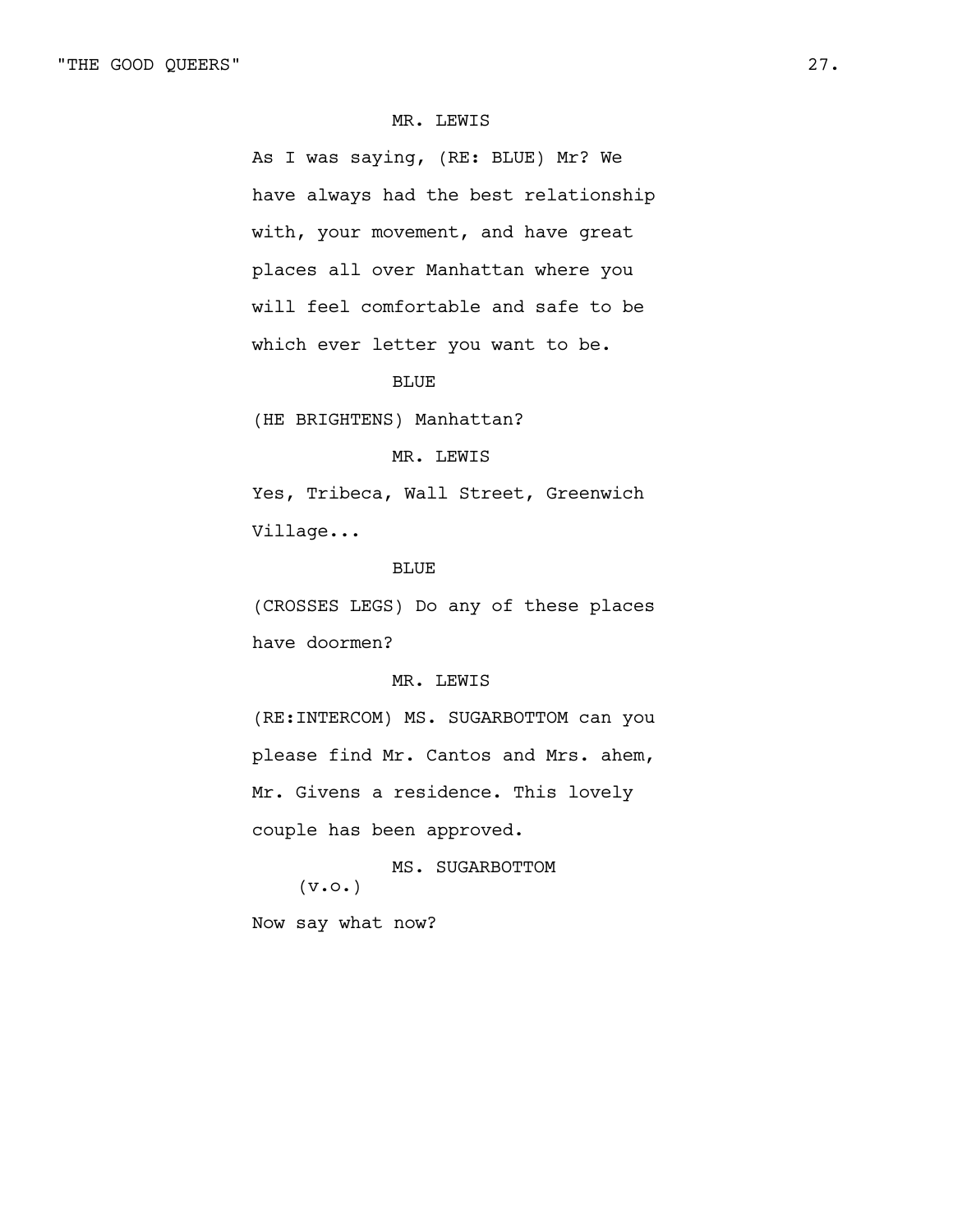MR. LEWIS

As I was saying, (RE: BLUE) Mr? We have always had the best relationship with, your movement, and have great places all over Manhattan where you will feel comfortable and safe to be which ever letter you want to be.

BLUE

(HE BRIGHTENS) Manhattan?

MR. LEWIS

Yes, Tribeca, Wall Street, Greenwich Village...

BLUE

(CROSSES LEGS) Do any of these places have doormen?

MR. LEWIS

(RE:INTERCOM) MS. SUGARBOTTOM can you please find Mr. Cantos and Mrs. ahem, Mr. Givens a residence. This lovely couple has been approved.

MS. SUGARBOTTOM
(v.o.)

Now say what now?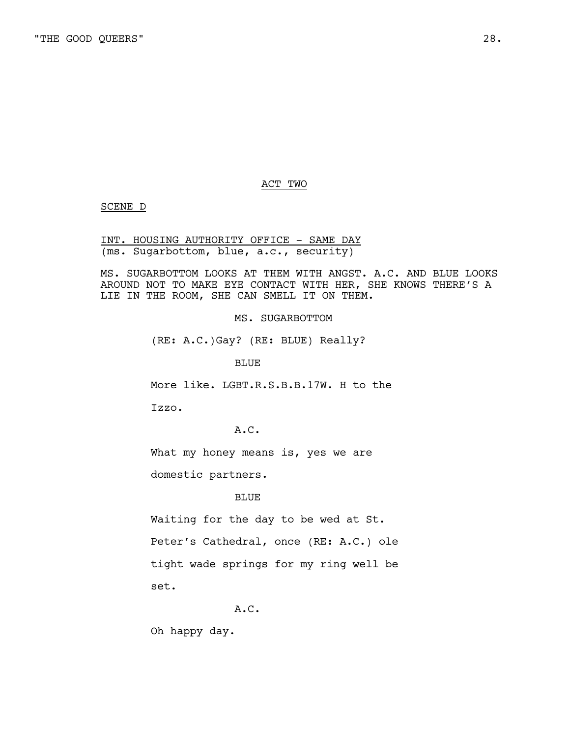ACT TWO

SCENE D

INT. HOUSING AUTHORITY OFFICE - SAME DAY
(ms. Sugarbottom, blue, a.c., security)

MS. SUGARBOTTOM LOOKS AT THEM WITH ANGST. A.C. AND BLUE LOOKS AROUND NOT TO MAKE EYE CONTACT WITH HER, SHE KNOWS THERE'S A LIE IN THE ROOM, SHE CAN SMELL IT ON THEM.

MS. SUGARBOTTOM

(RE: A.C.)Gay? (RE: BLUE) Really?

BLUE

More like. LGBT.R.S.B.B.17W. H to the Izzo.

A.C.

What my honey means is, yes we are domestic partners.

BLUE

Waiting for the day to be wed at St. Peter's Cathedral, once (RE: A.C.) ole tight wade springs for my ring well be set.

A.C.

Oh happy day.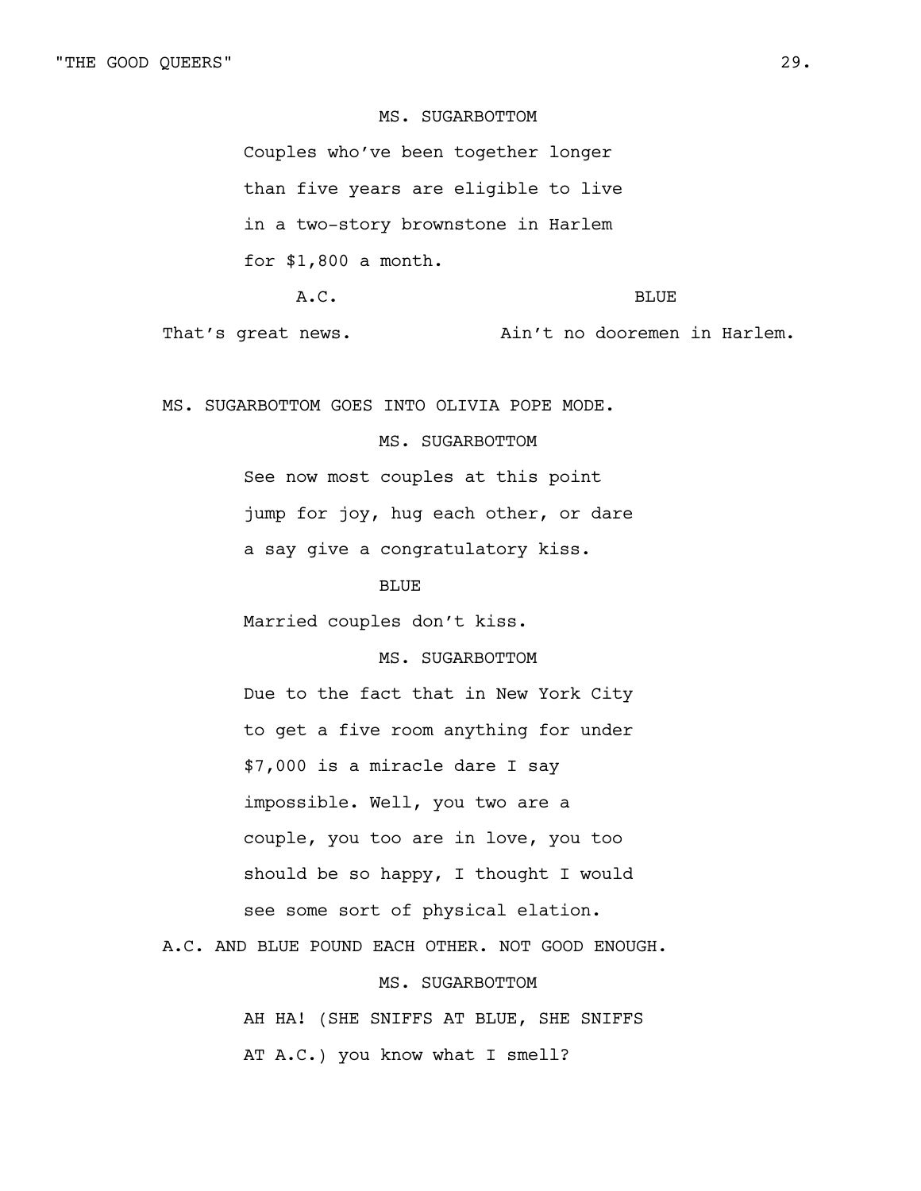MS. SUGARBOTTOM

Couples who've been together longer than five years are eligible to live in a two-story brownstone in Harlem for $1,800 a month.

A.C.

That's great news.

BLUE

Ain't no dooremen in Harlem.

MS. SUGARBOTTOM GOES INTO OLIVIA POPE MODE.

MS. SUGARBOTTOM

See now most couples at this point jump for joy, hug each other, or dare a say give a congratulatory kiss.

BLUE

Married couples don't kiss.

MS. SUGARBOTTOM

Due to the fact that in New York City to get a five room anything for under $7,000 is a miracle dare I say impossible. Well, you two are a couple, you too are in love, you too should be so happy, I thought I would see some sort of physical elation.

A.C. AND BLUE POUND EACH OTHER. NOT GOOD ENOUGH.

MS. SUGARBOTTOM

AH HA! (SHE SNIFFS AT BLUE, SHE SNIFFS AT A.C.) you know what I smell?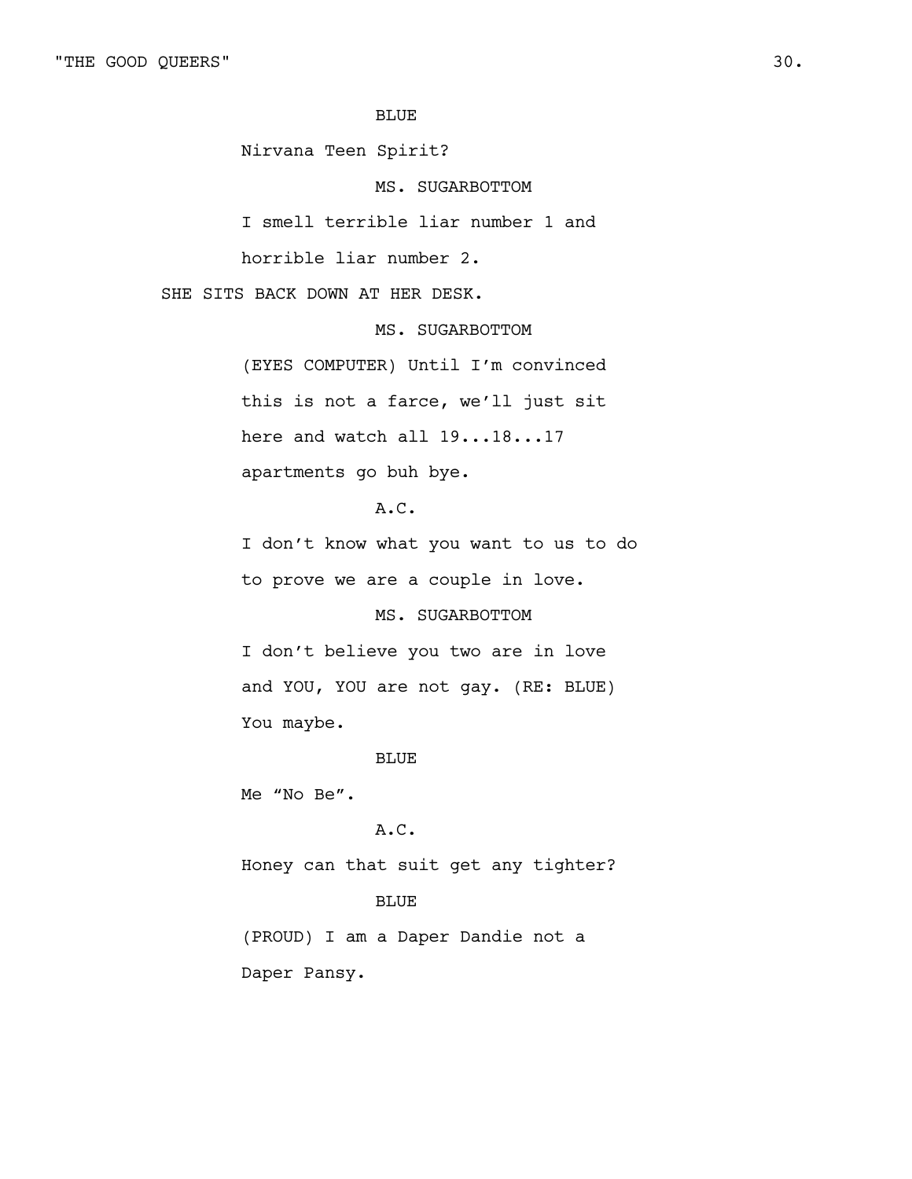BLUE

Nirvana Teen Spirit?

MS. SUGARBOTTOM

I smell terrible liar number 1 and horrible liar number 2.

SHE SITS BACK DOWN AT HER DESK.

MS. SUGARBOTTOM

(EYES COMPUTER) Until I'm convinced this is not a farce, we'll just sit here and watch all 19...18...17 apartments go buh bye.

A.C.

I don't know what you want to us to do to prove we are a couple in love.

MS. SUGARBOTTOM

I don't believe you two are in love and YOU, YOU are not gay. (RE: BLUE) You maybe.

BLUE

Me "No Be".

A.C.

Honey can that suit get any tighter?

BLUE

(PROUD) I am a Daper Dandie not a Daper Pansy.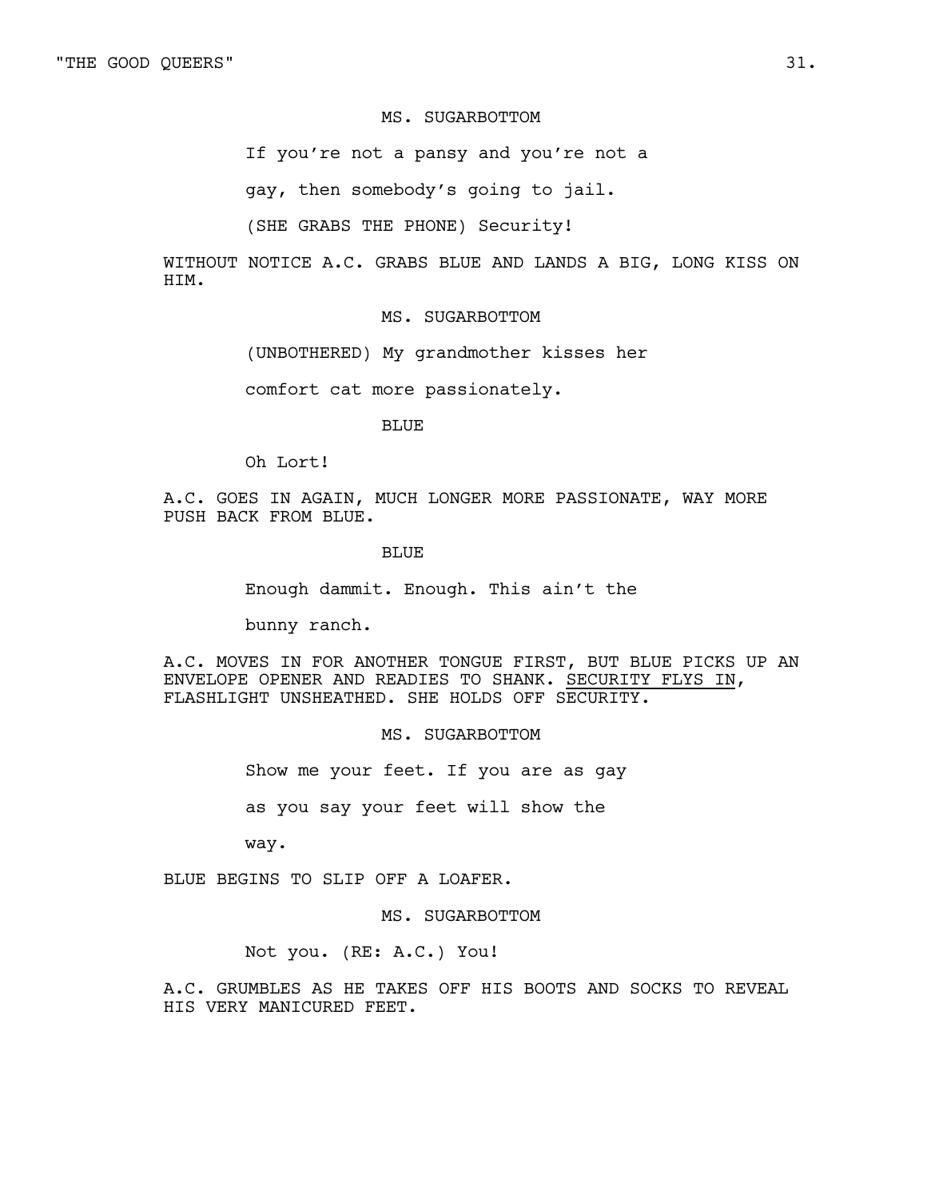MS. SUGARBOTTOM

If you're not a pansy and you're not a gay, then somebody's going to jail. (SHE GRABS THE PHONE) Security!

WITHOUT NOTICE A.C. GRABS BLUE AND LANDS A BIG, LONG KISS ON HIM.

MS. SUGARBOTTOM

(UNBOTHERED) My grandmother kisses her comfort cat more passionately.

BLUE

Oh Lort!

A.C. GOES IN AGAIN, MUCH LONGER MORE PASSIONATE, WAY MORE PUSH BACK FROM BLUE.

BLUE

Enough dammit. Enough. This ain't the bunny ranch.

A.C. MOVES IN FOR ANOTHER TONGUE FIRST, BUT BLUE PICKS UP AN ENVELOPE OPENER AND READIES TO SHANK. <u>SECURITY FLYS IN</u>, FLASHLIGHT UNSHEATHED. SHE HOLDS OFF SECURITY.

MS. SUGARBOTTOM

Show me your feet. If you are as gay as you say your feet will show the way.

BLUE BEGINS TO SLIP OFF A LOAFER.

MS. SUGARBOTTOM

Not you. (RE: A.C.) You!

A.C. GRUMBLES AS HE TAKES OFF HIS BOOTS AND SOCKS TO REVEAL HIS VERY MANICURED FEET.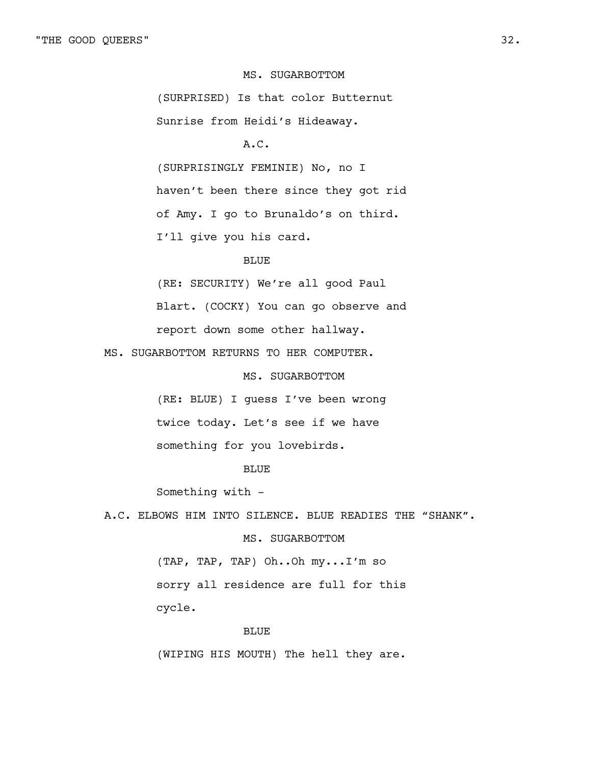MS. SUGARBOTTOM

(SURPRISED) Is that color Butternut Sunrise from Heidi's Hideaway.

A.C.

(SURPRISINGLY FEMINIE) No, no I haven't been there since they got rid of Amy. I go to Brunaldo's on third. I'll give you his card.

BLUE

(RE: SECURITY) We're all good Paul Blart. (COCKY) You can go observe and report down some other hallway.

MS. SUGARBOTTOM RETURNS TO HER COMPUTER.

MS. SUGARBOTTOM

(RE: BLUE) I guess I've been wrong twice today. Let's see if we have something for you lovebirds.

BLUE

Something with -

A.C. ELBOWS HIM INTO SILENCE. BLUE READIES THE "SHANK".

MS. SUGARBOTTOM

(TAP, TAP, TAP) Oh..Oh my...I'm so sorry all residence are full for this cycle.

BLUE

(WIPING HIS MOUTH) The hell they are.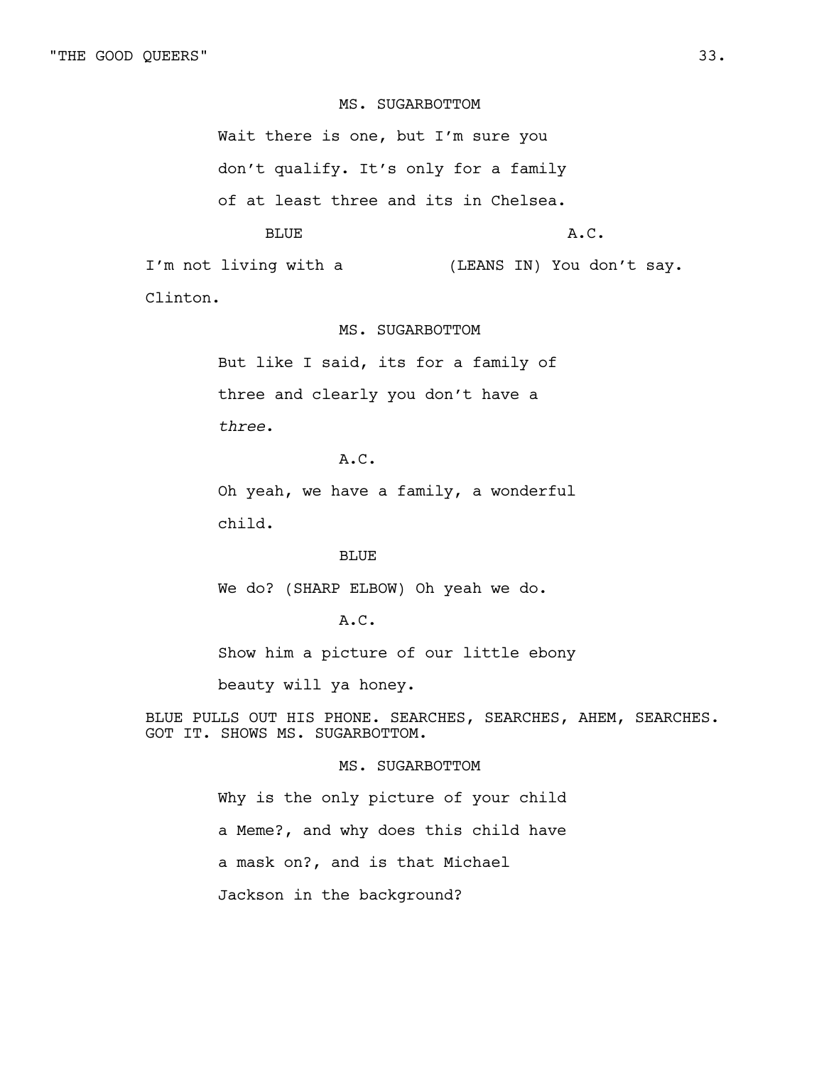MS. SUGARBOTTOM

Wait there is one, but I'm sure you don't qualify. It's only for a family of at least three and its in Chelsea.

BLUE

I'm not living with a Clinton.

A.C.

(LEANS IN) You don't say.

MS. SUGARBOTTOM

But like I said, its for a family of three and clearly you don't have a *three*.

A.C.

Oh yeah, we have a family, a wonderful child.

BLUE

We do? (SHARP ELBOW) Oh yeah we do.

A.C.

Show him a picture of our little ebony beauty will ya honey.

BLUE PULLS OUT HIS PHONE. SEARCHES, SEARCHES, AHEM, SEARCHES. GOT IT. SHOWS MS. SUGARBOTTOM.

MS. SUGARBOTTOM

Why is the only picture of your child a Meme?, and why does this child have a mask on?, and is that Michael Jackson in the background?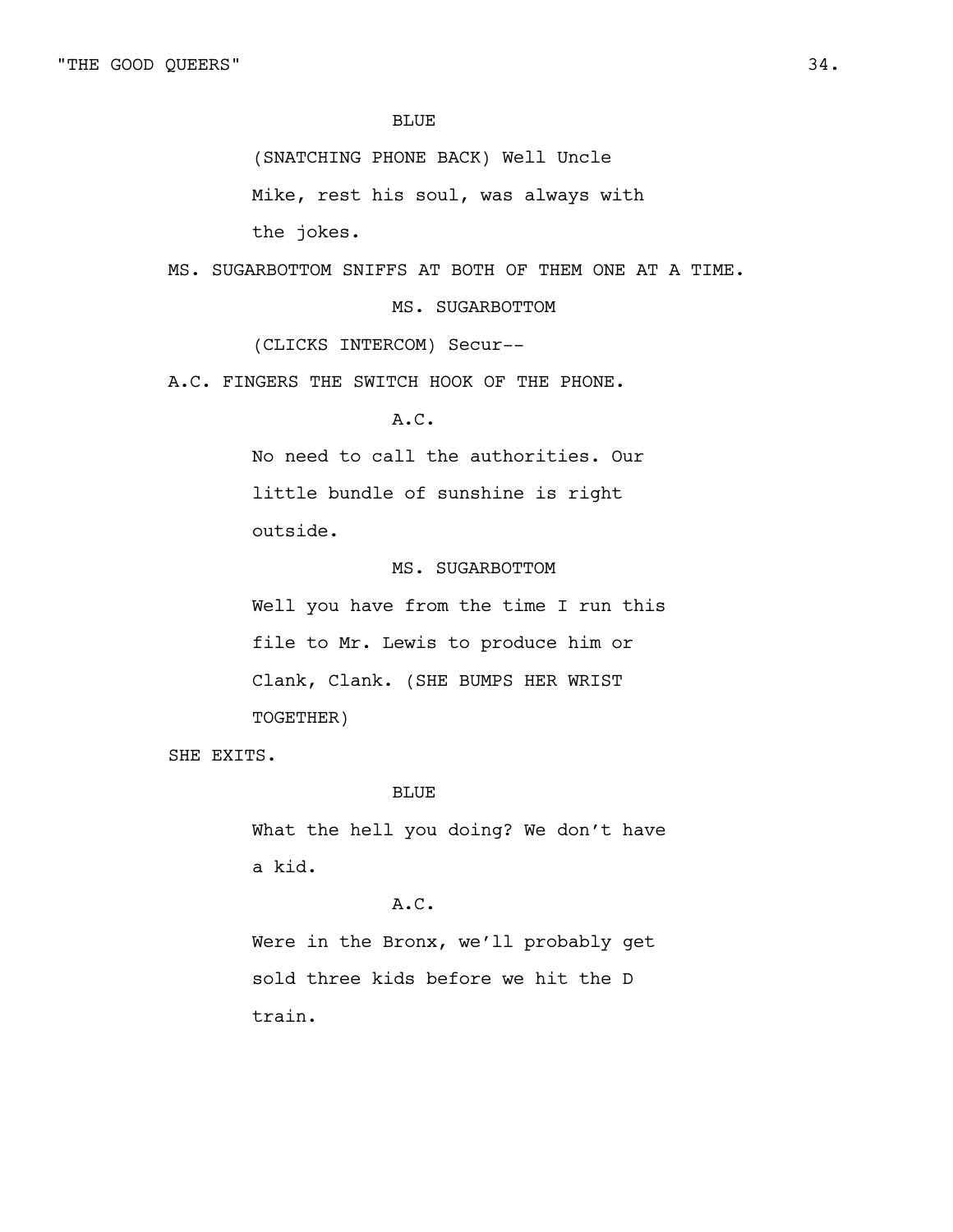BLUE

(SNATCHING PHONE BACK) Well Uncle Mike, rest his soul, was always with the jokes.

MS. SUGARBOTTOM SNIFFS AT BOTH OF THEM ONE AT A TIME.

MS. SUGARBOTTOM

(CLICKS INTERCOM) Secur--

A.C. FINGERS THE SWITCH HOOK OF THE PHONE.

A.C.

No need to call the authorities. Our little bundle of sunshine is right outside.

MS. SUGARBOTTOM

Well you have from the time I run this file to Mr. Lewis to produce him or Clank, Clank. (SHE BUMPS HER WRIST TOGETHER)

SHE EXITS.

BLUE

What the hell you doing? We don't have a kid.

A.C.

Were in the Bronx, we'll probably get sold three kids before we hit the D train.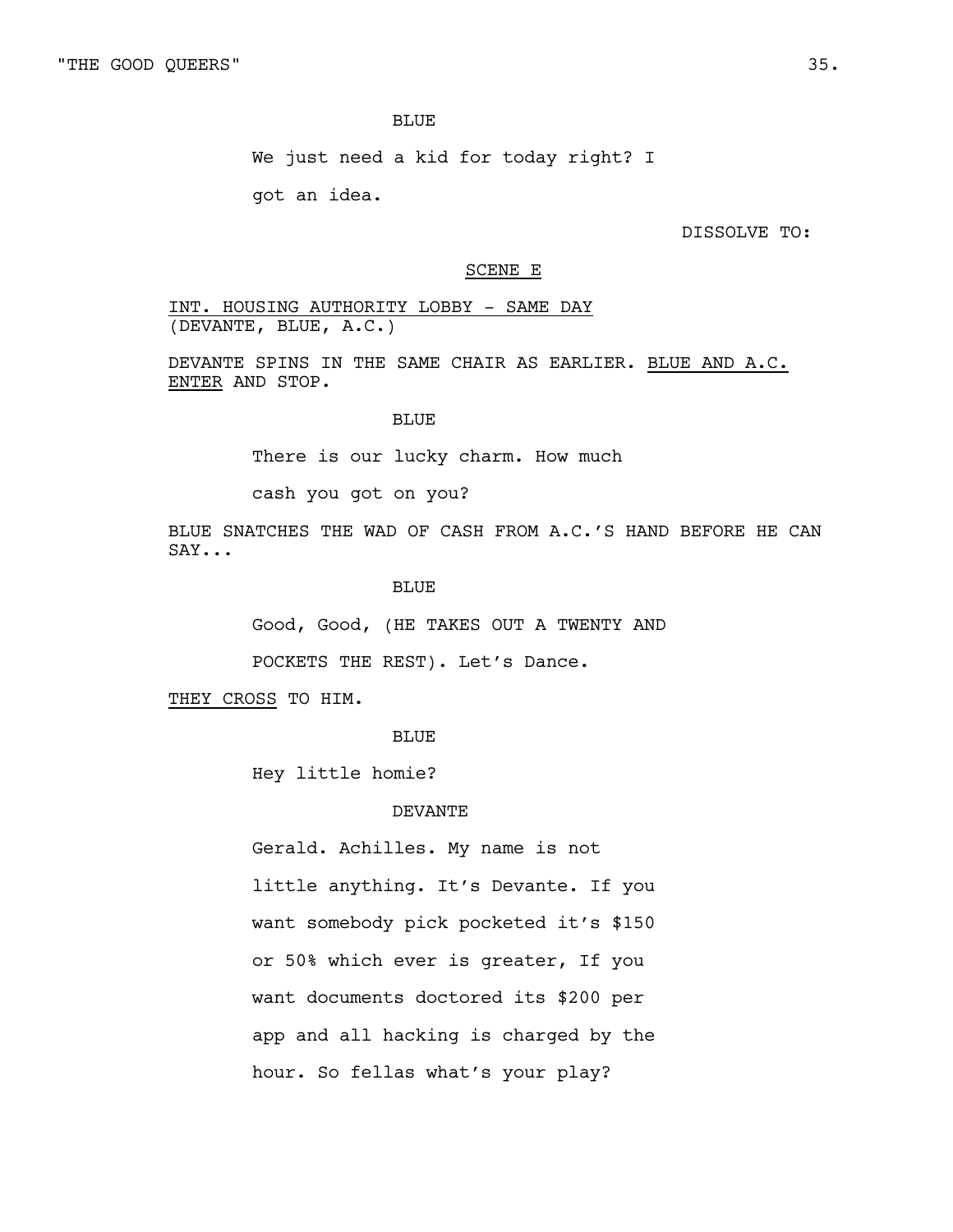BLUE

We just need a kid for today right? I got an idea.

DISSOLVE TO:

<u>SCENE E</u>

<u>INT. HOUSING AUTHORITY LOBBY - SAME DAY</u>
(DEVANTE, BLUE, A.C.)

DEVANTE SPINS IN THE SAME CHAIR AS EARLIER. <u>BLUE AND A.C. ENTER</u> AND STOP.

BLUE

There is our lucky charm. How much cash you got on you?

BLUE SNATCHES THE WAD OF CASH FROM A.C.'S HAND BEFORE HE CAN SAY...

BLUE

Good, Good, (HE TAKES OUT A TWENTY AND POCKETS THE REST). Let's Dance.

<u>THEY CROSS</u> TO HIM.

BLUE

Hey little homie?

DEVANTE

Gerald. Achilles. My name is not little anything. It's Devante. If you want somebody pick pocketed it's $150 or 50% which ever is greater, If you want documents doctored its $200 per app and all hacking is charged by the hour. So fellas what's your play?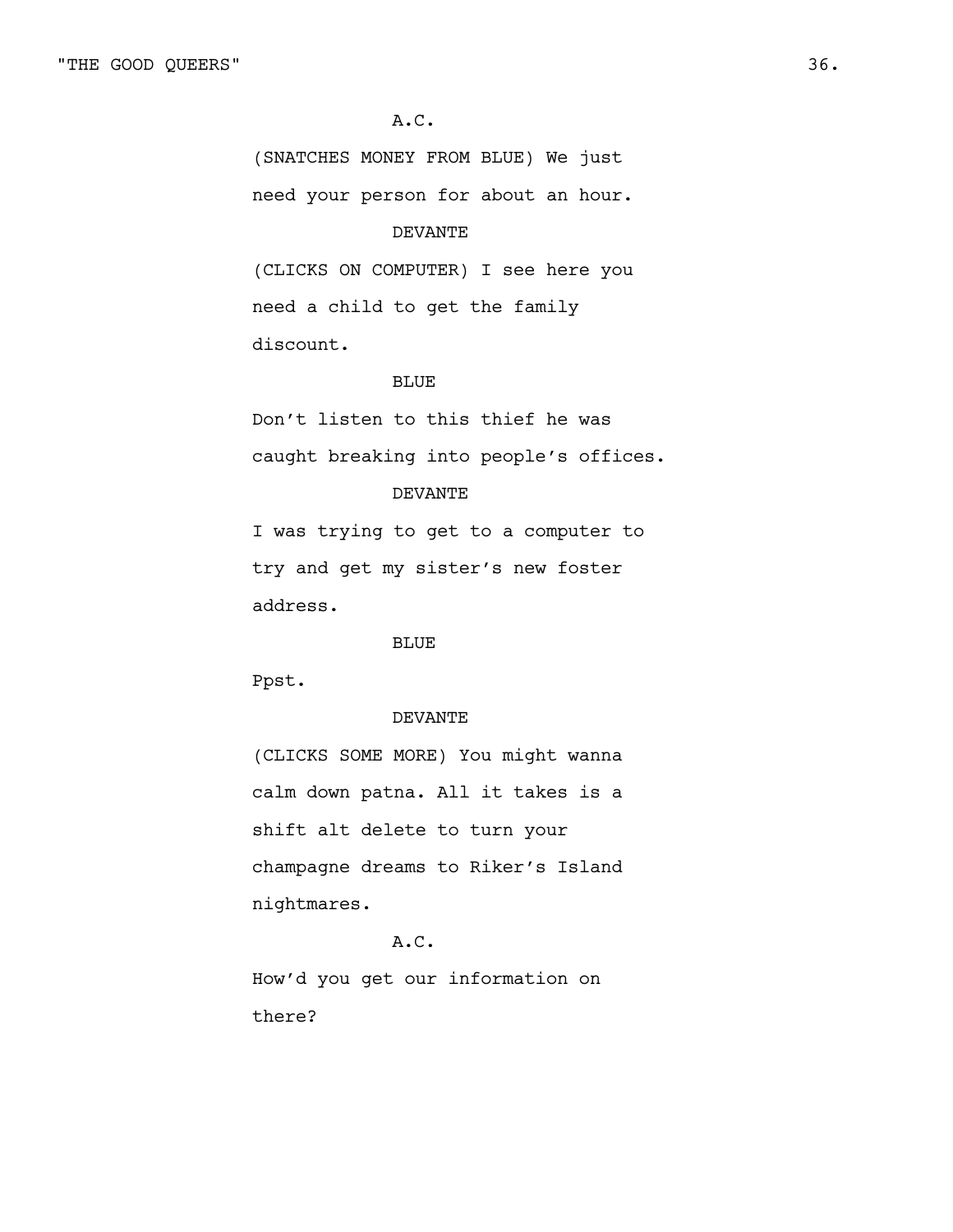A.C.

(SNATCHES MONEY FROM BLUE) We just need your person for about an hour.

DEVANTE

(CLICKS ON COMPUTER) I see here you need a child to get the family discount.

BLUE

Don't listen to this thief he was caught breaking into people's offices.

DEVANTE

I was trying to get to a computer to try and get my sister's new foster address.

BLUE

Ppst.

DEVANTE

(CLICKS SOME MORE) You might wanna calm down patna. All it takes is a shift alt delete to turn your champagne dreams to Riker's Island nightmares.

A.C.

How'd you get our information on there?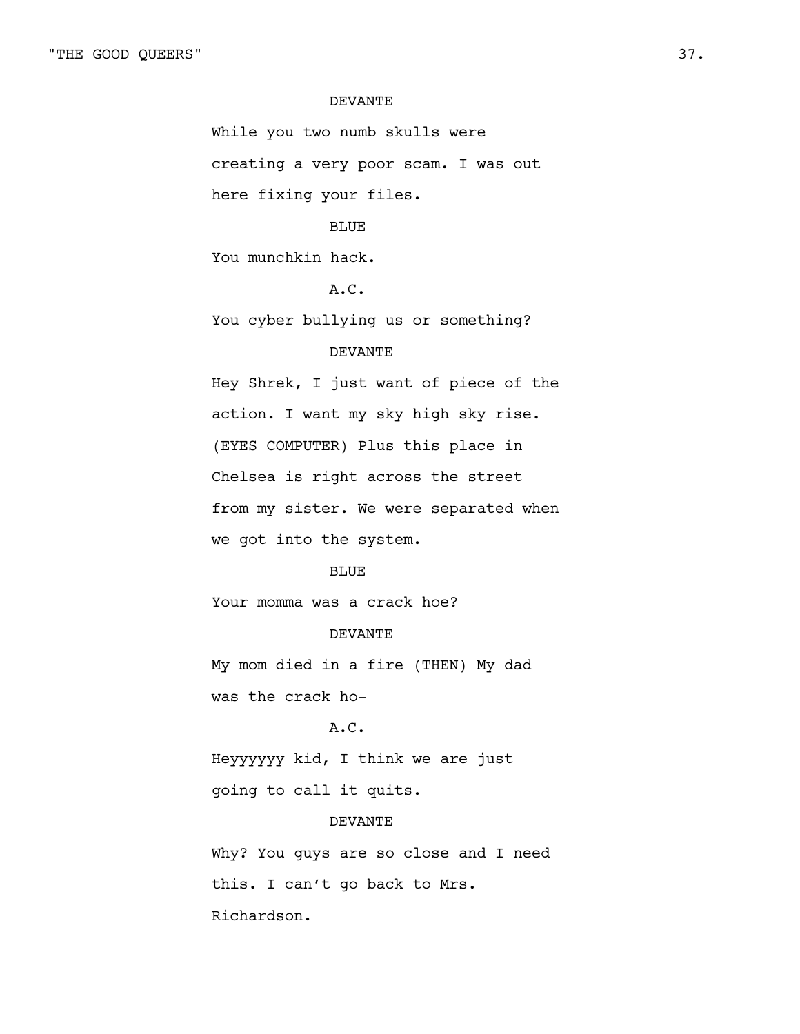DEVANTE

While you two numb skulls were creating a very poor scam. I was out here fixing your files.

BLUE

You munchkin hack.

A.C.

You cyber bullying us or something?

DEVANTE

Hey Shrek, I just want of piece of the action. I want my sky high sky rise. (EYES COMPUTER) Plus this place in Chelsea is right across the street from my sister. We were separated when we got into the system.

BLUE

Your momma was a crack hoe?

DEVANTE

My mom died in a fire (THEN) My dad was the crack ho-

A.C.

Heyyyyyy kid, I think we are just going to call it quits.

DEVANTE

Why? You guys are so close and I need this. I can't go back to Mrs. Richardson.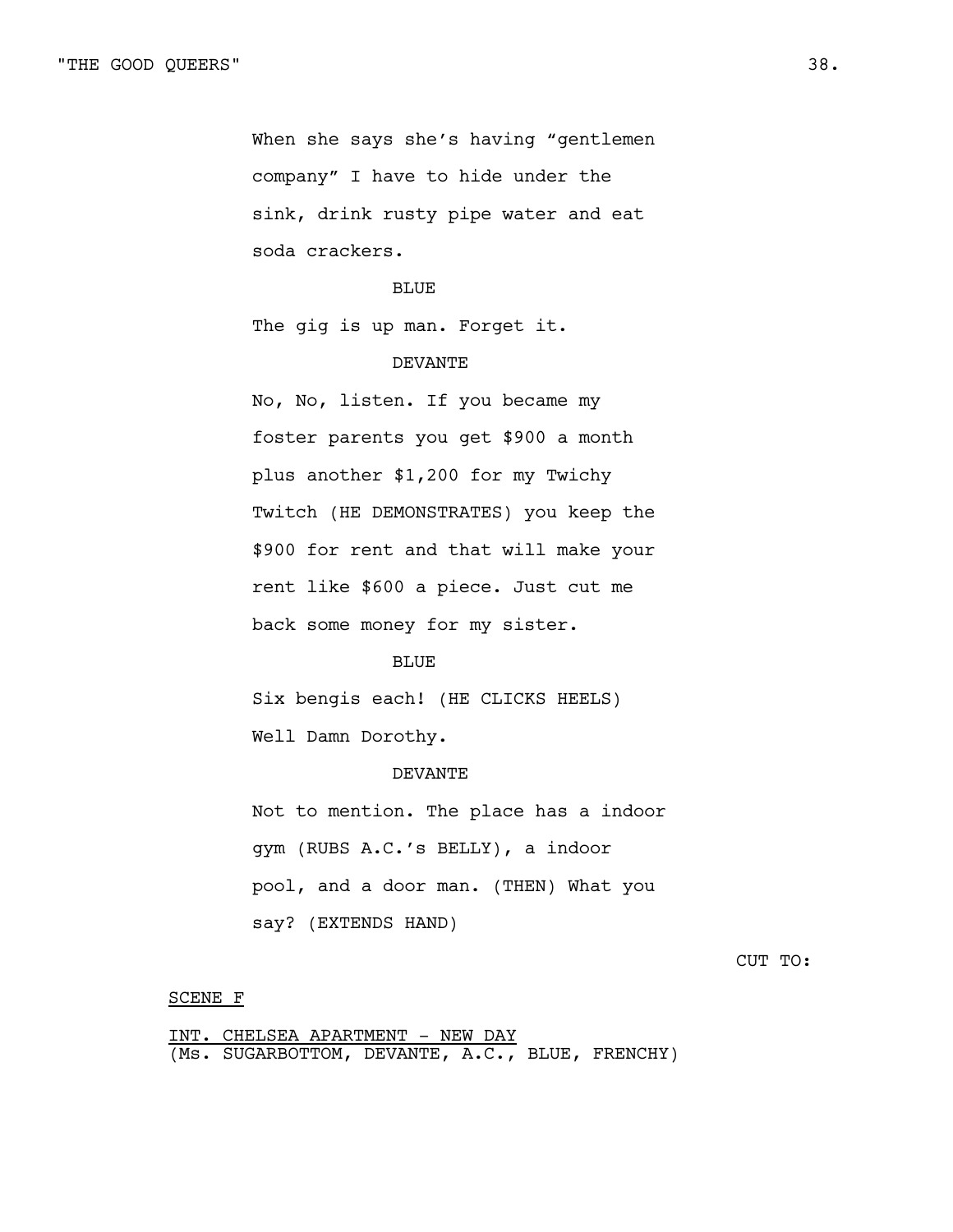When she says she's having "gentlemen company" I have to hide under the sink, drink rusty pipe water and eat soda crackers.

BLUE

The gig is up man. Forget it.

DEVANTE

No, No, listen. If you became my foster parents you get $900 a month plus another $1,200 for my Twichy Twitch (HE DEMONSTRATES) you keep the $900 for rent and that will make your rent like $600 a piece. Just cut me back some money for my sister.

BLUE

Six bengis each! (HE CLICKS HEELS) Well Damn Dorothy.

DEVANTE

Not to mention. The place has a indoor gym (RUBS A.C.'s BELLY), a indoor pool, and a door man. (THEN) What you say? (EXTENDS HAND)

CUT TO:

<u>SCENE F</u>

<u>INT. CHELSEA APARTMENT - NEW DAY</u>
(Ms. SUGARBOTTOM, DEVANTE, A.C., BLUE, FRENCHY)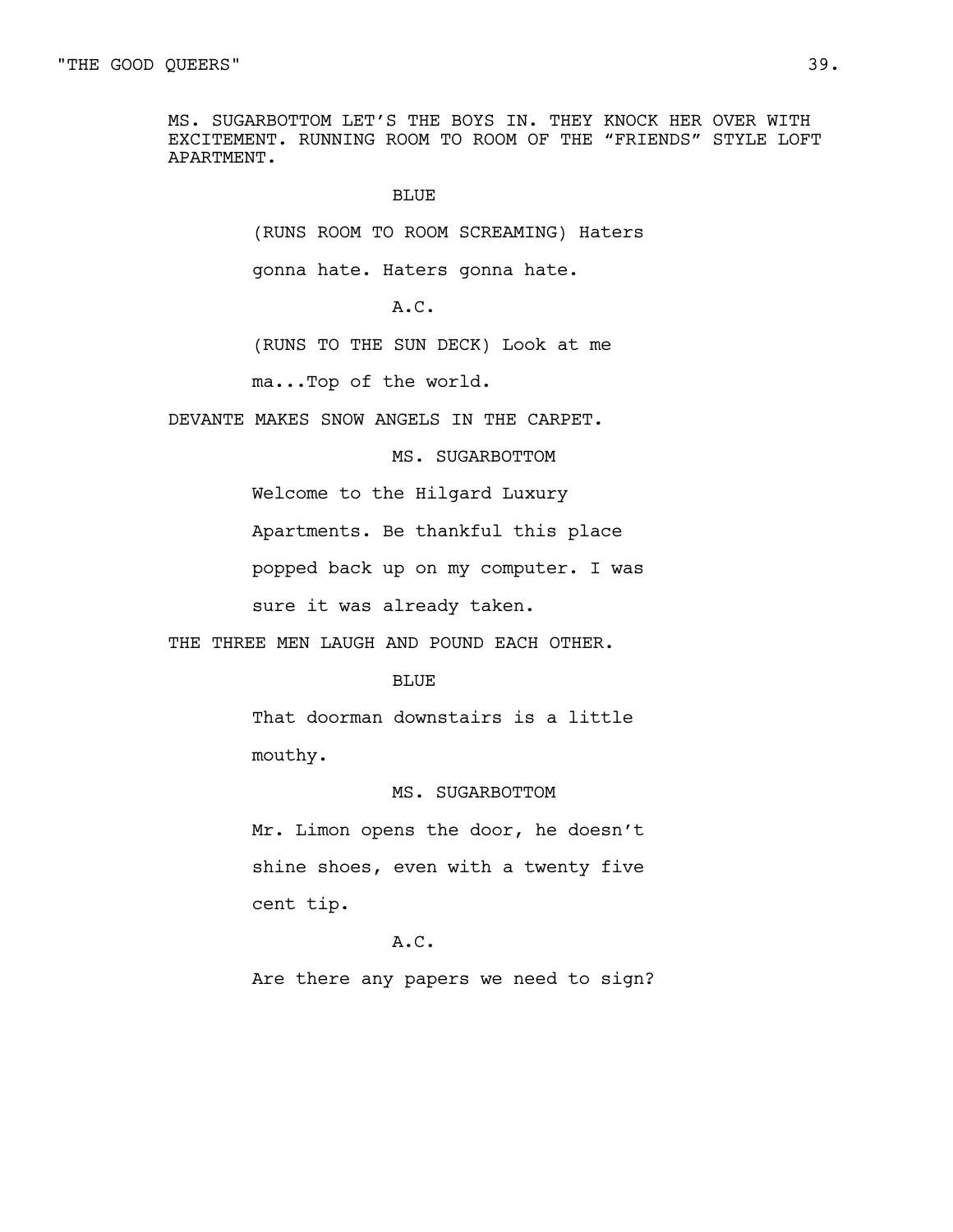MS. SUGARBOTTOM LET'S THE BOYS IN. THEY KNOCK HER OVER WITH EXCITEMENT. RUNNING ROOM TO ROOM OF THE "FRIENDS" STYLE LOFT APARTMENT.

BLUE

(RUNS ROOM TO ROOM SCREAMING) Haters gonna hate. Haters gonna hate.

A.C.

(RUNS TO THE SUN DECK) Look at me ma...Top of the world.

DEVANTE MAKES SNOW ANGELS IN THE CARPET.

MS. SUGARBOTTOM

Welcome to the Hilgard Luxury Apartments. Be thankful this place popped back up on my computer. I was sure it was already taken.

THE THREE MEN LAUGH AND POUND EACH OTHER.

BLUE

That doorman downstairs is a little mouthy.

MS. SUGARBOTTOM

Mr. Limon opens the door, he doesn't shine shoes, even with a twenty five cent tip.

A.C.

Are there any papers we need to sign?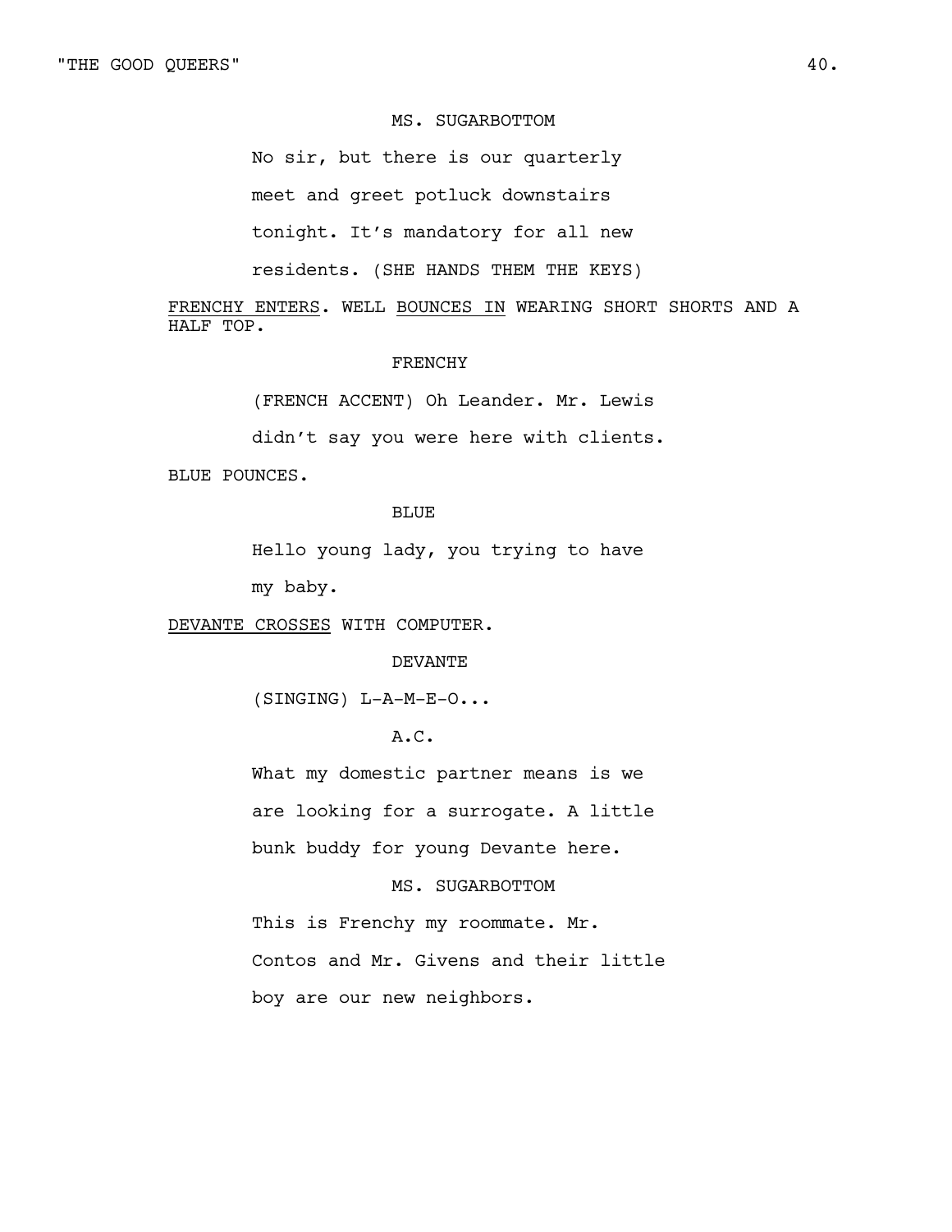MS. SUGARBOTTOM

No sir, but there is our quarterly meet and greet potluck downstairs tonight. It's mandatory for all new residents. (SHE HANDS THEM THE KEYS)

FRENCHY ENTERS. WELL BOUNCES IN WEARING SHORT SHORTS AND A HALF TOP.

FRENCHY

(FRENCH ACCENT) Oh Leander. Mr. Lewis didn't say you were here with clients.

BLUE POUNCES.

BLUE

Hello young lady, you trying to have my baby.

DEVANTE CROSSES WITH COMPUTER.

DEVANTE

(SINGING) L-A-M-E-O...

A.C.

What my domestic partner means is we are looking for a surrogate. A little bunk buddy for young Devante here.

MS. SUGARBOTTOM

This is Frenchy my roommate. Mr. Contos and Mr. Givens and their little boy are our new neighbors.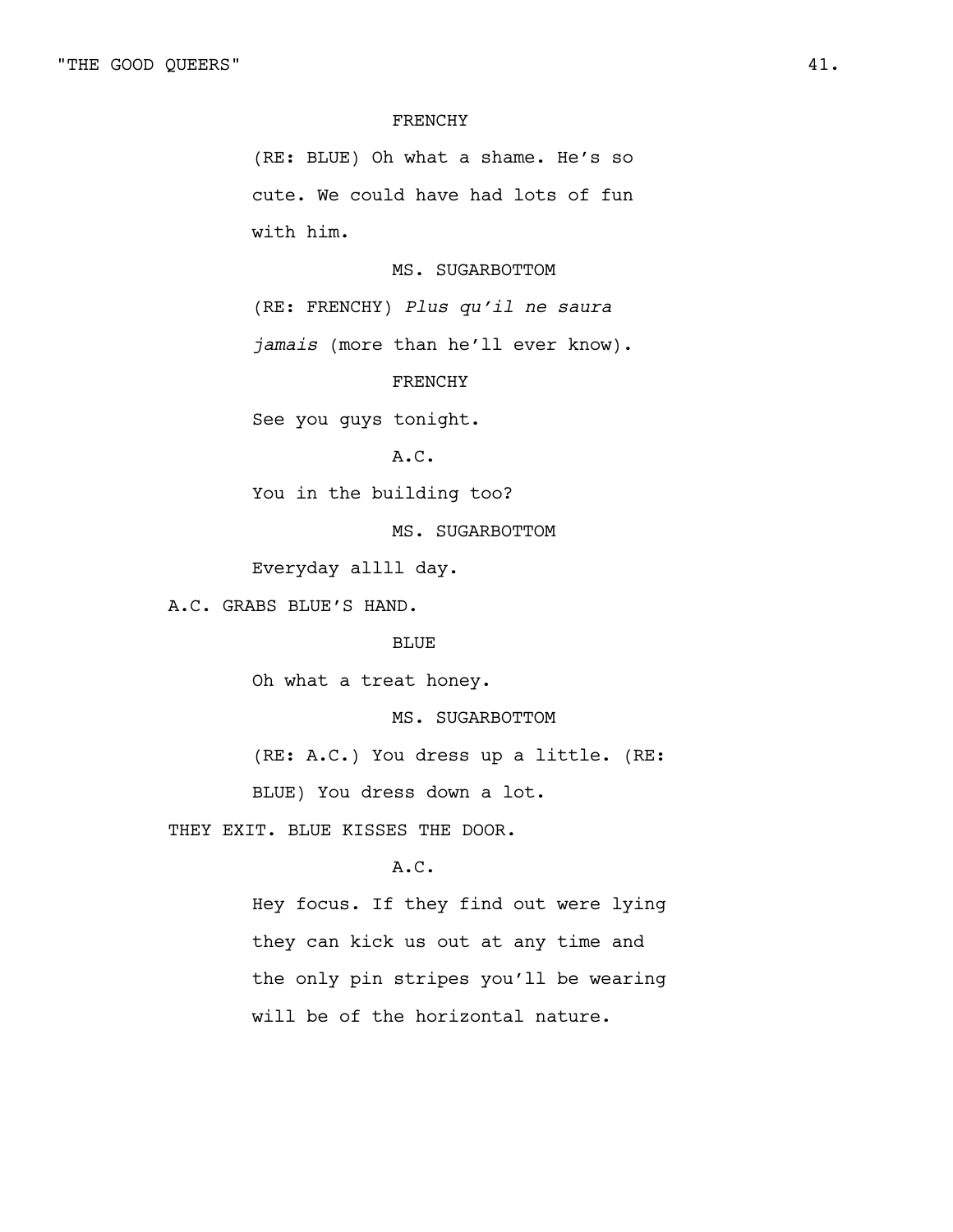FRENCHY

(RE: BLUE) Oh what a shame. He's so cute. We could have had lots of fun with him.

MS. SUGARBOTTOM

(RE: FRENCHY) *Plus qu'il ne saura jamais* (more than he'll ever know).

FRENCHY

See you guys tonight.

A.C.

You in the building too?

MS. SUGARBOTTOM

Everyday allll day.

A.C. GRABS BLUE'S HAND.

BLUE

Oh what a treat honey.

MS. SUGARBOTTOM

(RE: A.C.) You dress up a little. (RE: BLUE) You dress down a lot.

THEY EXIT. BLUE KISSES THE DOOR.

A.C.

Hey focus. If they find out were lying they can kick us out at any time and the only pin stripes you'll be wearing will be of the horizontal nature.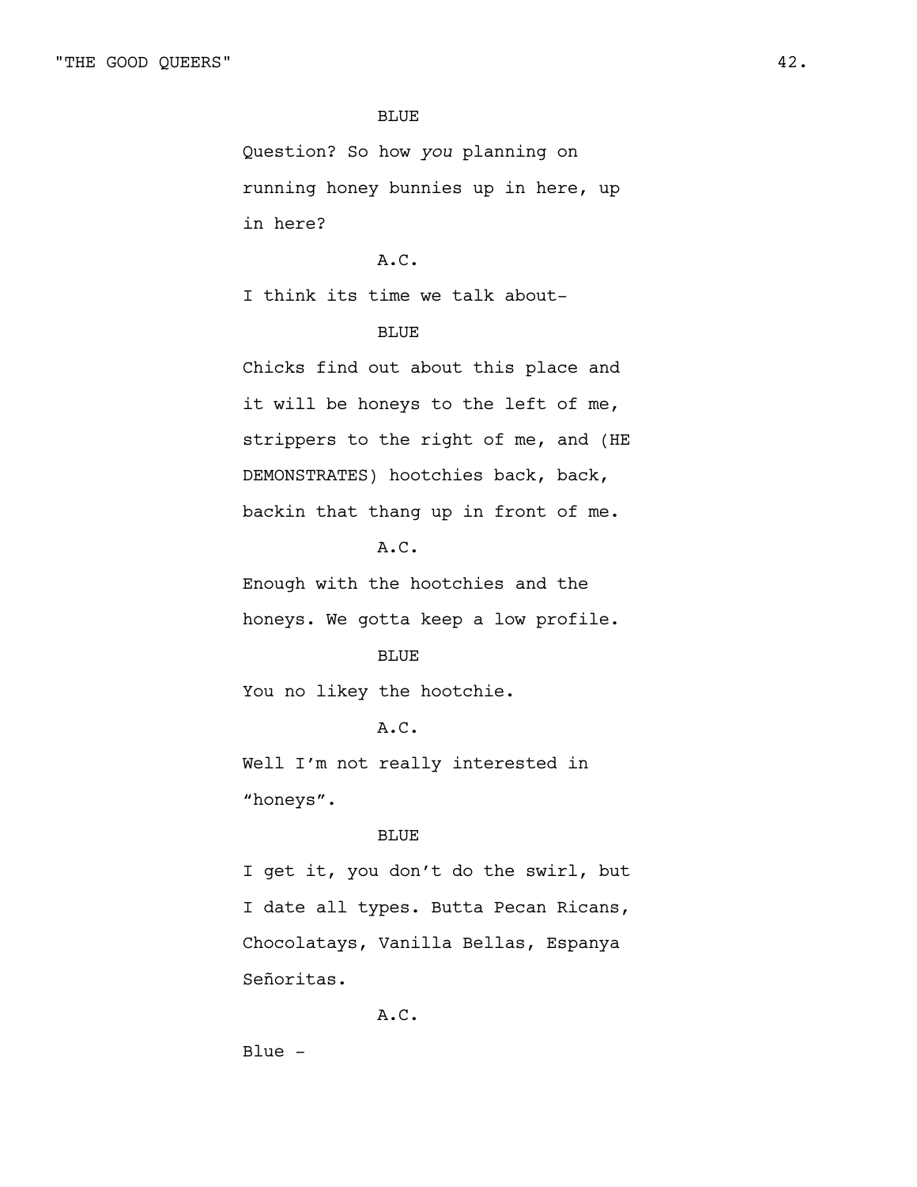BLUE

Question? So how *you* planning on running honey bunnies up in here, up in here?

A.C.

I think its time we talk about-

BLUE

Chicks find out about this place and it will be honeys to the left of me, strippers to the right of me, and (HE DEMONSTRATES) hootchies back, back, backin that thang up in front of me.

A.C.

Enough with the hootchies and the honeys. We gotta keep a low profile.

BLUE

You no likey the hootchie.

A.C.

Well I'm not really interested in "honeys".

BLUE

I get it, you don't do the swirl, but I date all types. Butta Pecan Ricans, Chocolatays, Vanilla Bellas, Espanya Señoritas.

A.C.

Blue -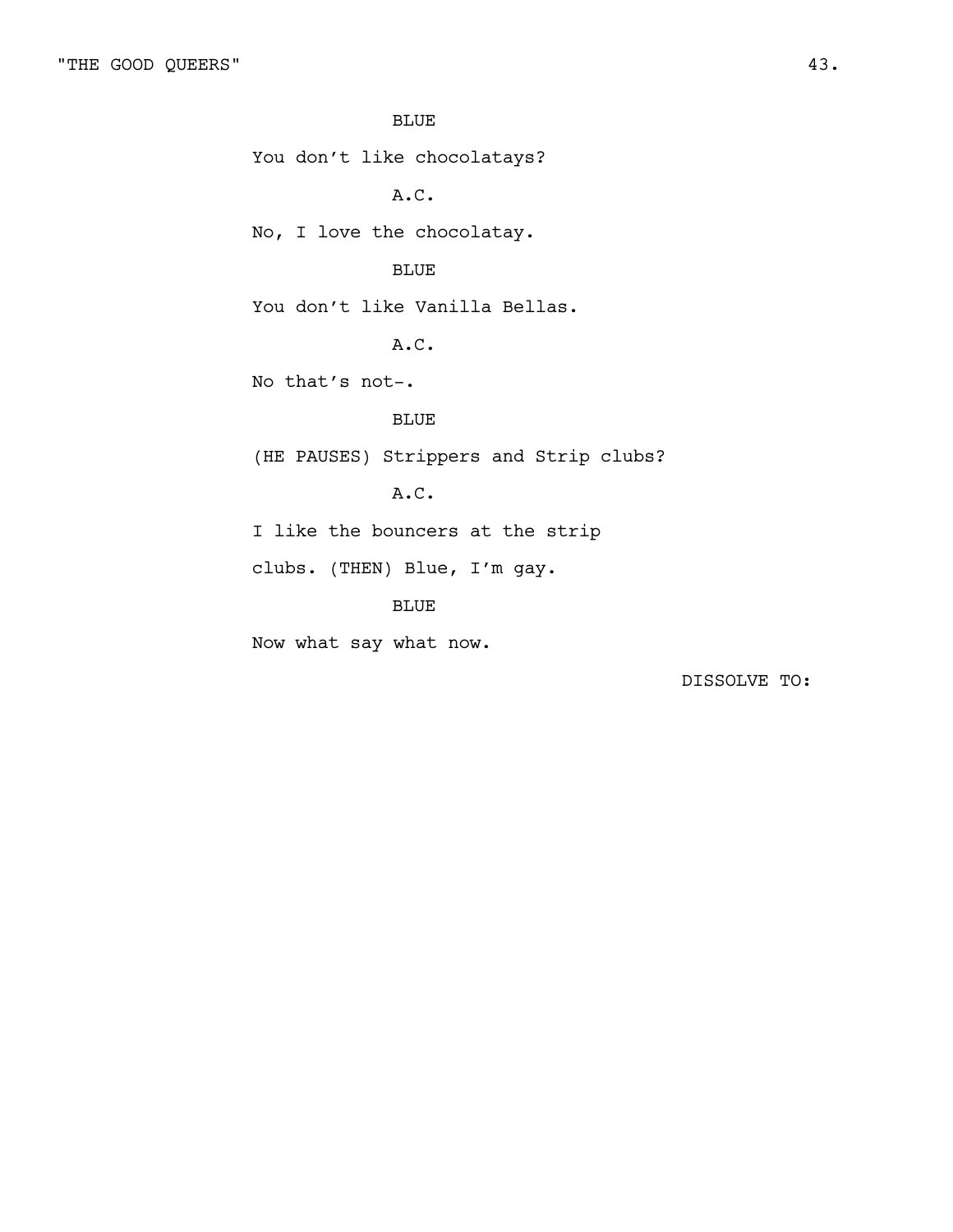BLUE

You don't like chocolatays?

A.C.

No, I love the chocolatay.

BLUE

You don't like Vanilla Bellas.

A.C.

No that's not-.

BLUE

(HE PAUSES) Strippers and Strip clubs?

A.C.

I like the bouncers at the strip clubs. (THEN) Blue, I'm gay.

BLUE

Now what say what now.

DISSOLVE TO: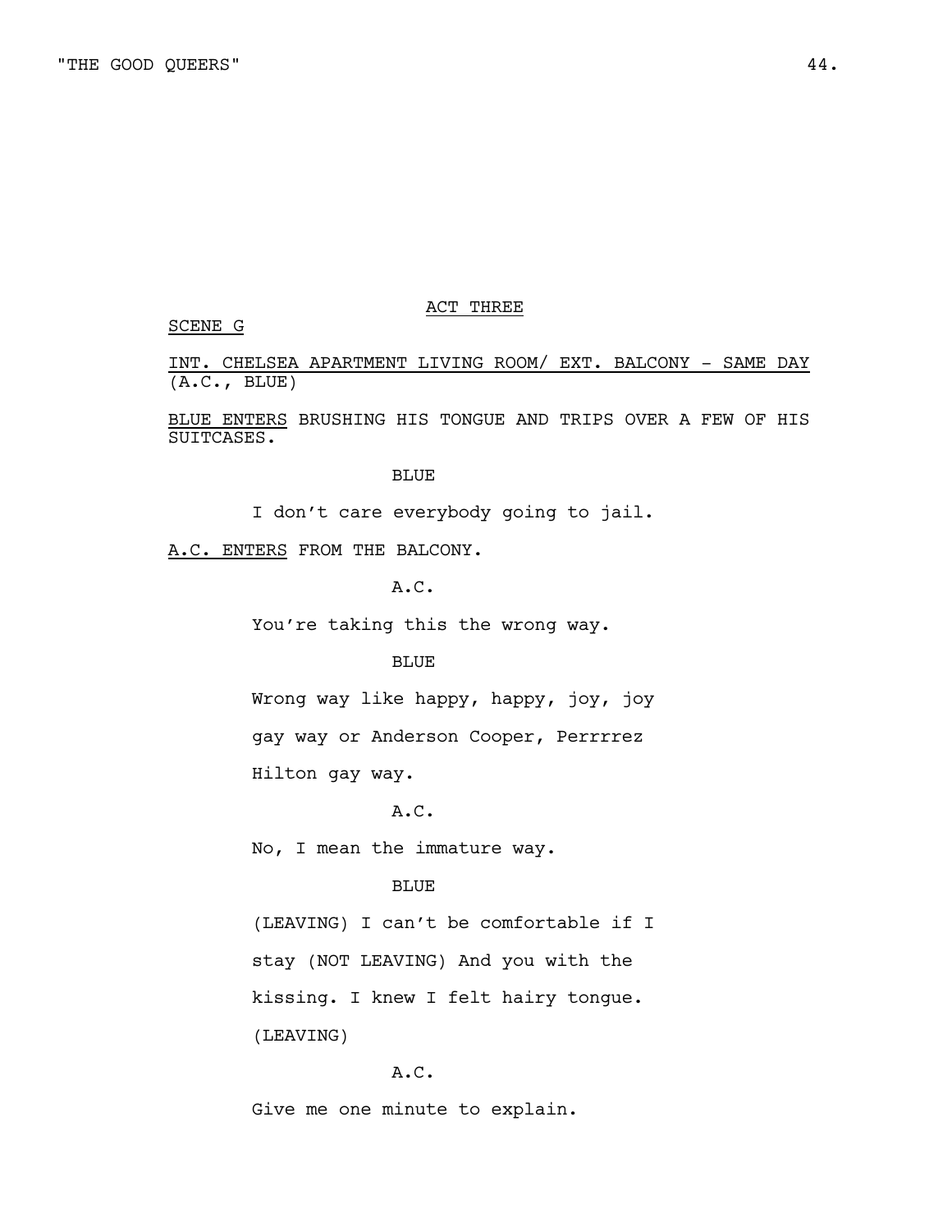ACT THREE

SCENE G

INT. CHELSEA APARTMENT LIVING ROOM/ EXT. BALCONY - SAME DAY
(A.C., BLUE)

BLUE ENTERS BRUSHING HIS TONGUE AND TRIPS OVER A FEW OF HIS SUITCASES.

BLUE

I don't care everybody going to jail.

A.C. ENTERS FROM THE BALCONY.

A.C.

You're taking this the wrong way.

BLUE

Wrong way like happy, happy, joy, joy gay way or Anderson Cooper, Perrrrez Hilton gay way.

A.C.

No, I mean the immature way.

BLUE

(LEAVING) I can't be comfortable if I stay (NOT LEAVING) And you with the kissing. I knew I felt hairy tongue. (LEAVING)

A.C.

Give me one minute to explain.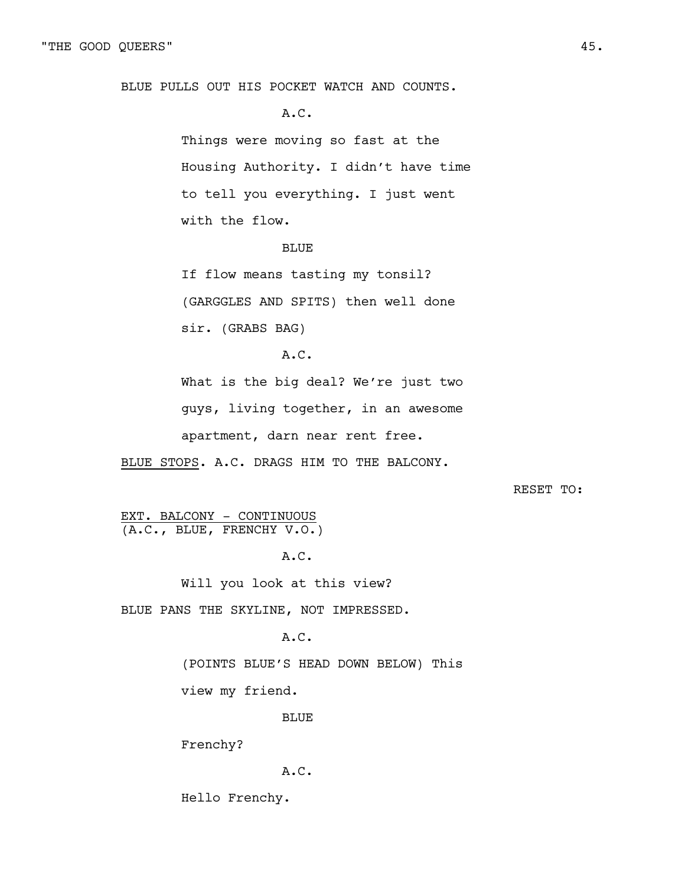BLUE PULLS OUT HIS POCKET WATCH AND COUNTS.

A.C.

Things were moving so fast at the Housing Authority. I didn't have time to tell you everything. I just went with the flow.

BLUE

If flow means tasting my tonsil? (GARGGLES AND SPITS) then well done sir. (GRABS BAG)

A.C.

What is the big deal? We're just two guys, living together, in an awesome apartment, darn near rent free.

BLUE STOPS. A.C. DRAGS HIM TO THE BALCONY.

RESET TO:

EXT. BALCONY - CONTINUOUS
(A.C., BLUE, FRENCHY V.O.)

A.C.

Will you look at this view?

BLUE PANS THE SKYLINE, NOT IMPRESSED.

A.C.

(POINTS BLUE'S HEAD DOWN BELOW) This view my friend.

BLUE

Frenchy?

A.C.

Hello Frenchy.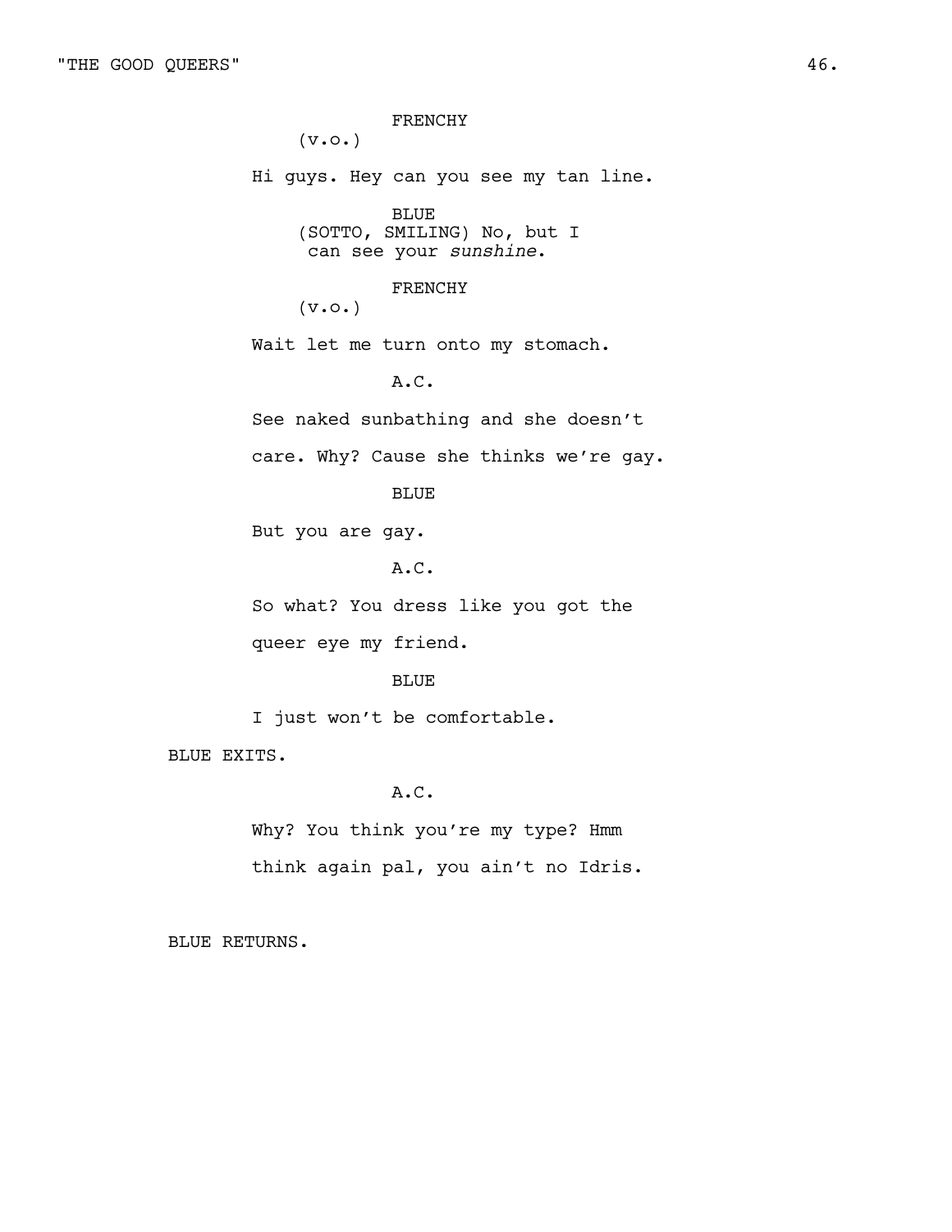FRENCHY
(v.o.)

Hi guys. Hey can you see my tan line.

BLUE
(SOTTO, SMILING) No, but I can see your *sunshine*.

FRENCHY
(v.o.)

Wait let me turn onto my stomach.

A.C.

See naked sunbathing and she doesn't care. Why? Cause she thinks we're gay.

BLUE

But you are gay.

A.C.

So what? You dress like you got the queer eye my friend.

BLUE

I just won't be comfortable.

BLUE EXITS.

A.C.

Why? You think you're my type? Hmm think again pal, you ain't no Idris.

BLUE RETURNS.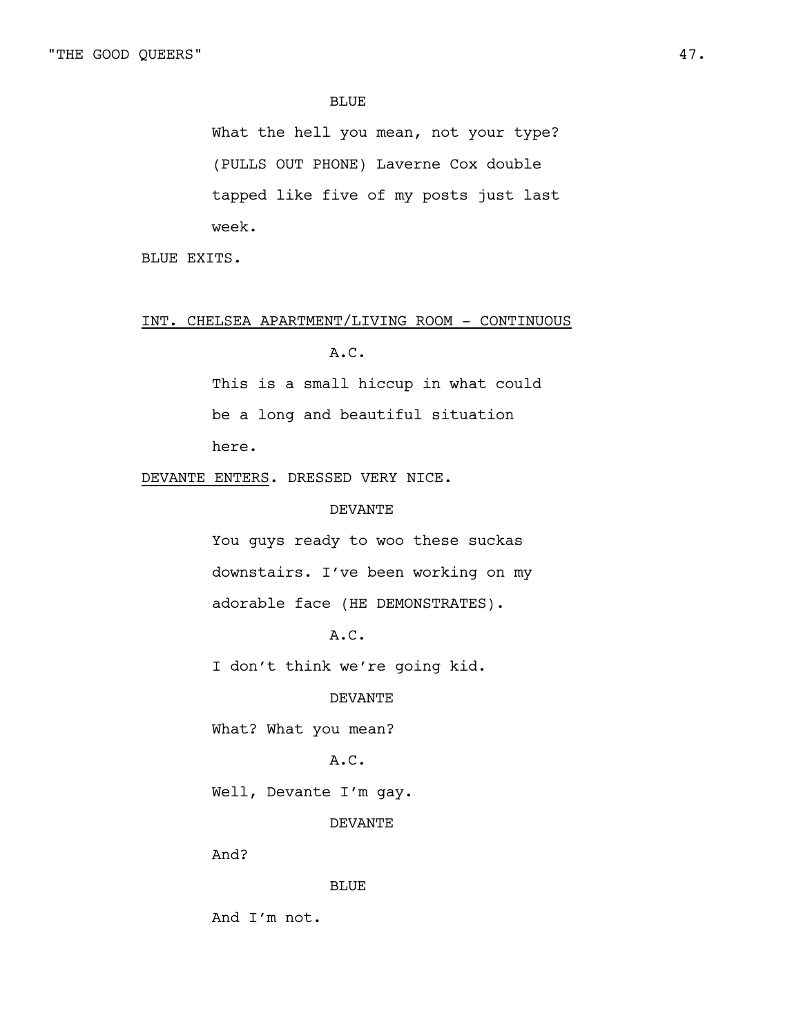BLUE

What the hell you mean, not your type? (PULLS OUT PHONE) Laverne Cox double tapped like five of my posts just last week.

BLUE EXITS.

INT. CHELSEA APARTMENT/LIVING ROOM - CONTINUOUS

A.C.

This is a small hiccup in what could be a long and beautiful situation here.

DEVANTE ENTERS. DRESSED VERY NICE.

DEVANTE

You guys ready to woo these suckas downstairs. I've been working on my adorable face (HE DEMONSTRATES).

A.C.

I don't think we're going kid.

DEVANTE

What? What you mean?

A.C.

Well, Devante I'm gay.

DEVANTE

And?

BLUE

And I'm not.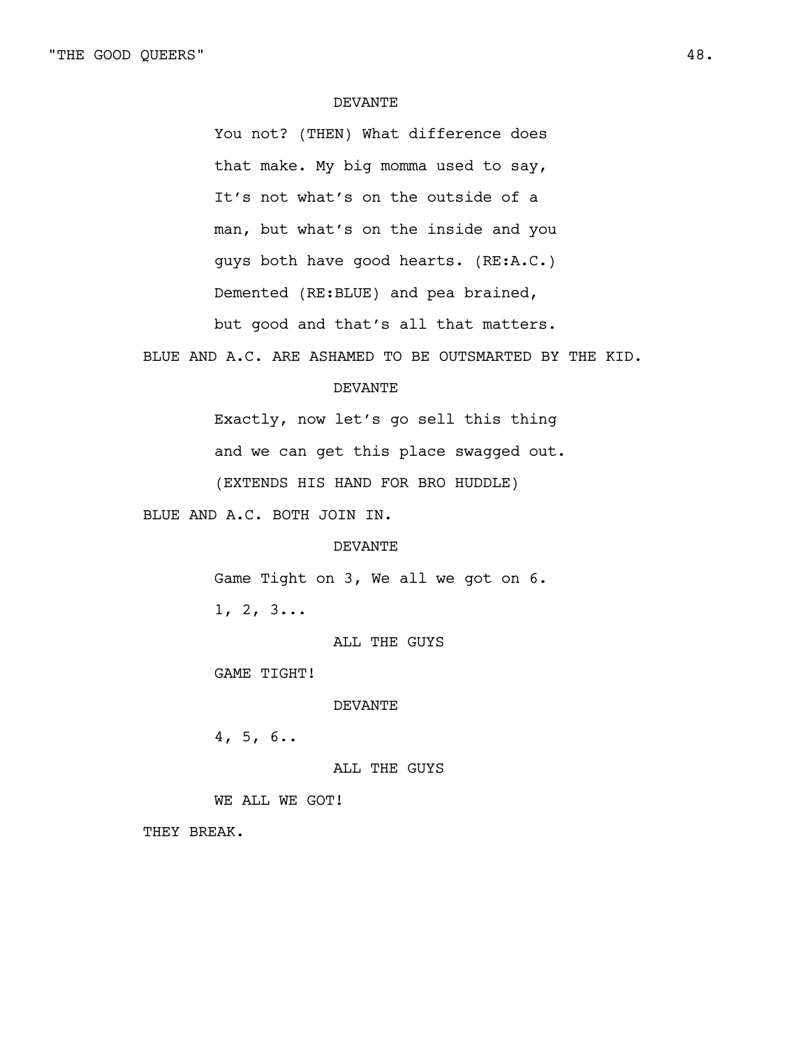DEVANTE

You not? (THEN) What difference does that make. My big momma used to say, It's not what's on the outside of a man, but what's on the inside and you guys both have good hearts. (RE:A.C.) Demented (RE:BLUE) and pea brained, but good and that's all that matters.

BLUE AND A.C. ARE ASHAMED TO BE OUTSMARTED BY THE KID.

DEVANTE

Exactly, now let's go sell this thing and we can get this place swagged out. (EXTENDS HIS HAND FOR BRO HUDDLE)

BLUE AND A.C. BOTH JOIN IN.

DEVANTE

Game Tight on 3, We all we got on 6. 1, 2, 3...

ALL THE GUYS

GAME TIGHT!

DEVANTE

4, 5, 6..

ALL THE GUYS

WE ALL WE GOT!

THEY BREAK.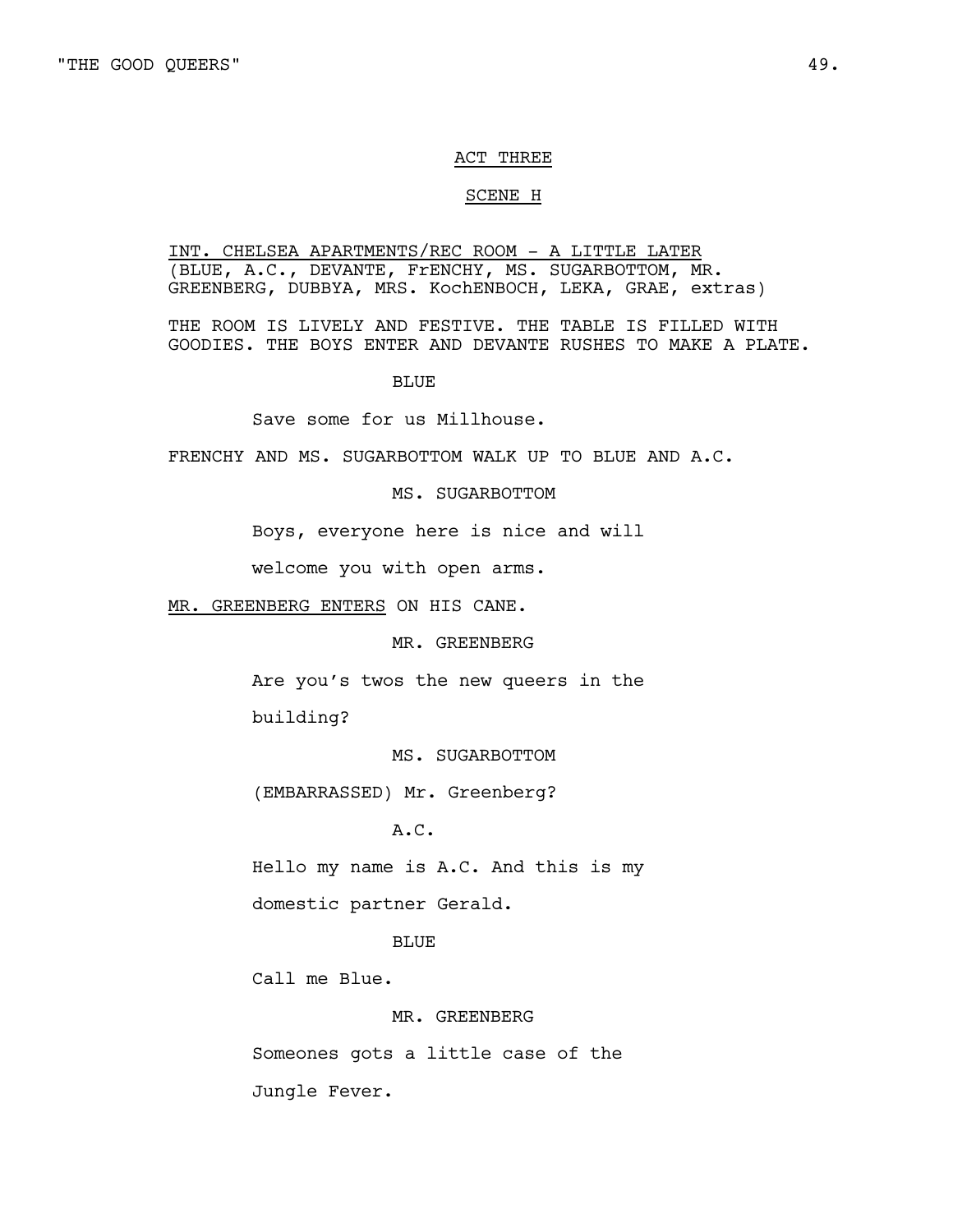ACT THREE

SCENE H

INT. CHELSEA APARTMENTS/REC ROOM - A LITTLE LATER
(BLUE, A.C., DEVANTE, FrENCHY, MS. SUGARBOTTOM, MR. GREENBERG, DUBBYA, MRS. KochENBOCH, LEKA, GRAE, extras)

THE ROOM IS LIVELY AND FESTIVE. THE TABLE IS FILLED WITH GOODIES. THE BOYS ENTER AND DEVANTE RUSHES TO MAKE A PLATE.

BLUE

Save some for us Millhouse.

FRENCHY AND MS. SUGARBOTTOM WALK UP TO BLUE AND A.C.

MS. SUGARBOTTOM

Boys, everyone here is nice and will welcome you with open arms.

MR. GREENBERG ENTERS ON HIS CANE.

MR. GREENBERG

Are you's twos the new queers in the building?

MS. SUGARBOTTOM

(EMBARRASSED) Mr. Greenberg?

A.C.

Hello my name is A.C. And this is my domestic partner Gerald.

BLUE

Call me Blue.

MR. GREENBERG

Someones gots a little case of the Jungle Fever.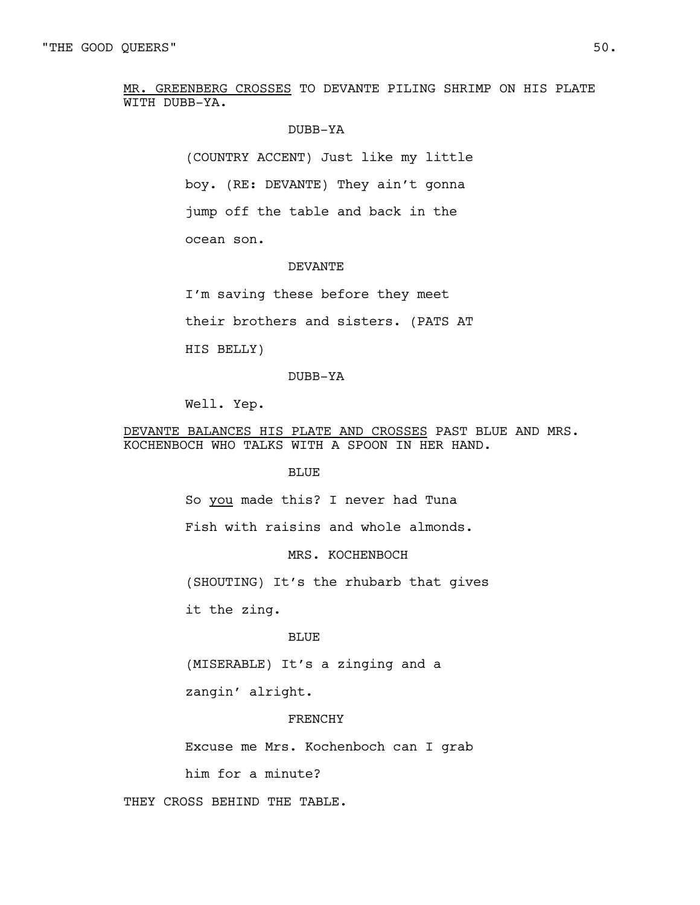<u>MR. GREENBERG CROSSES</u> TO DEVANTE PILING SHRIMP ON HIS PLATE WITH DUBB-YA.

DUBB-YA

(COUNTRY ACCENT) Just like my little boy. (RE: DEVANTE) They ain't gonna jump off the table and back in the ocean son.

DEVANTE

I'm saving these before they meet their brothers and sisters. (PATS AT HIS BELLY)

DUBB-YA

Well. Yep.

<u>DEVANTE BALANCES HIS PLATE AND CROSSES</u> PAST BLUE AND MRS. KOCHENBOCH WHO TALKS WITH A SPOON IN HER HAND.

BLUE

So <u>you</u> made this? I never had Tuna Fish with raisins and whole almonds.

MRS. KOCHENBOCH

(SHOUTING) It's the rhubarb that gives it the zing.

BLUE

(MISERABLE) It's a zinging and a zangin' alright.

FRENCHY

Excuse me Mrs. Kochenboch can I grab him for a minute?

THEY CROSS BEHIND THE TABLE.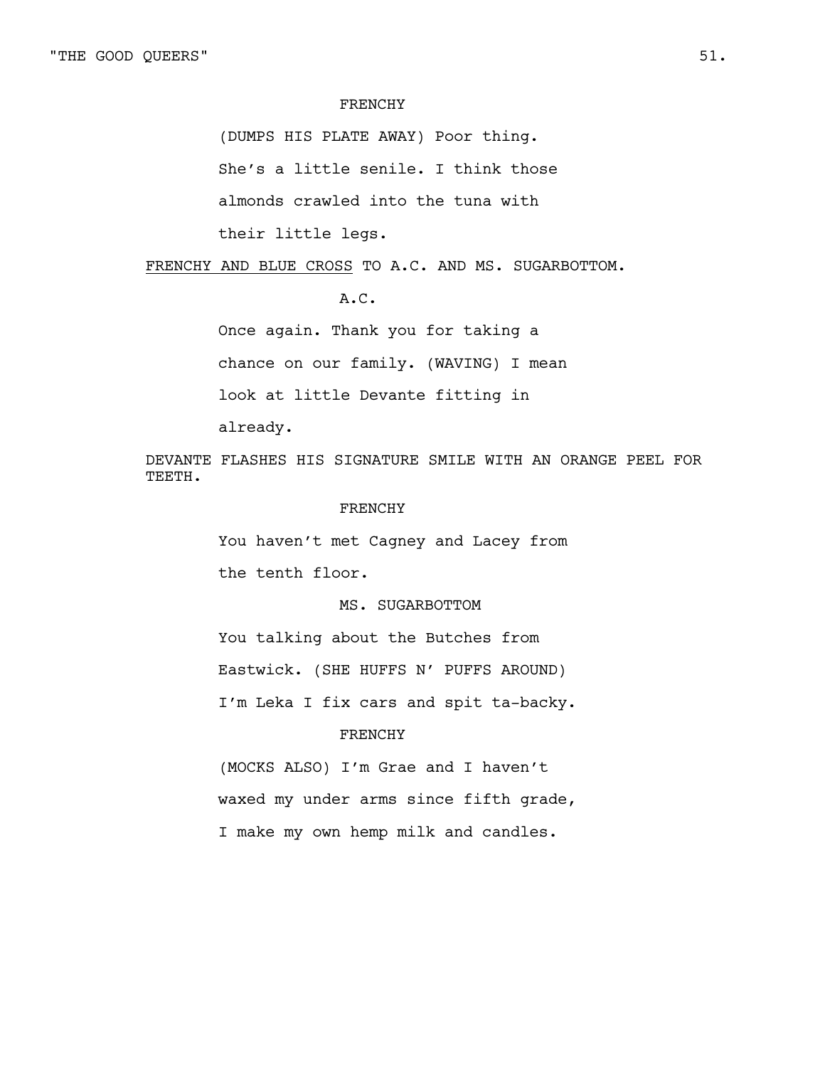FRENCHY

(DUMPS HIS PLATE AWAY) Poor thing. She's a little senile. I think those almonds crawled into the tuna with their little legs.

<u>FRENCHY AND BLUE CROSS</u> TO A.C. AND MS. SUGARBOTTOM.

A.C.

Once again. Thank you for taking a chance on our family. (WAVING) I mean look at little Devante fitting in already.

DEVANTE FLASHES HIS SIGNATURE SMILE WITH AN ORANGE PEEL FOR TEETH.

FRENCHY

You haven't met Cagney and Lacey from the tenth floor.

MS. SUGARBOTTOM

You talking about the Butches from Eastwick. (SHE HUFFS N' PUFFS AROUND) I'm Leka I fix cars and spit ta-backy.

FRENCHY

(MOCKS ALSO) I'm Grae and I haven't waxed my under arms since fifth grade, I make my own hemp milk and candles.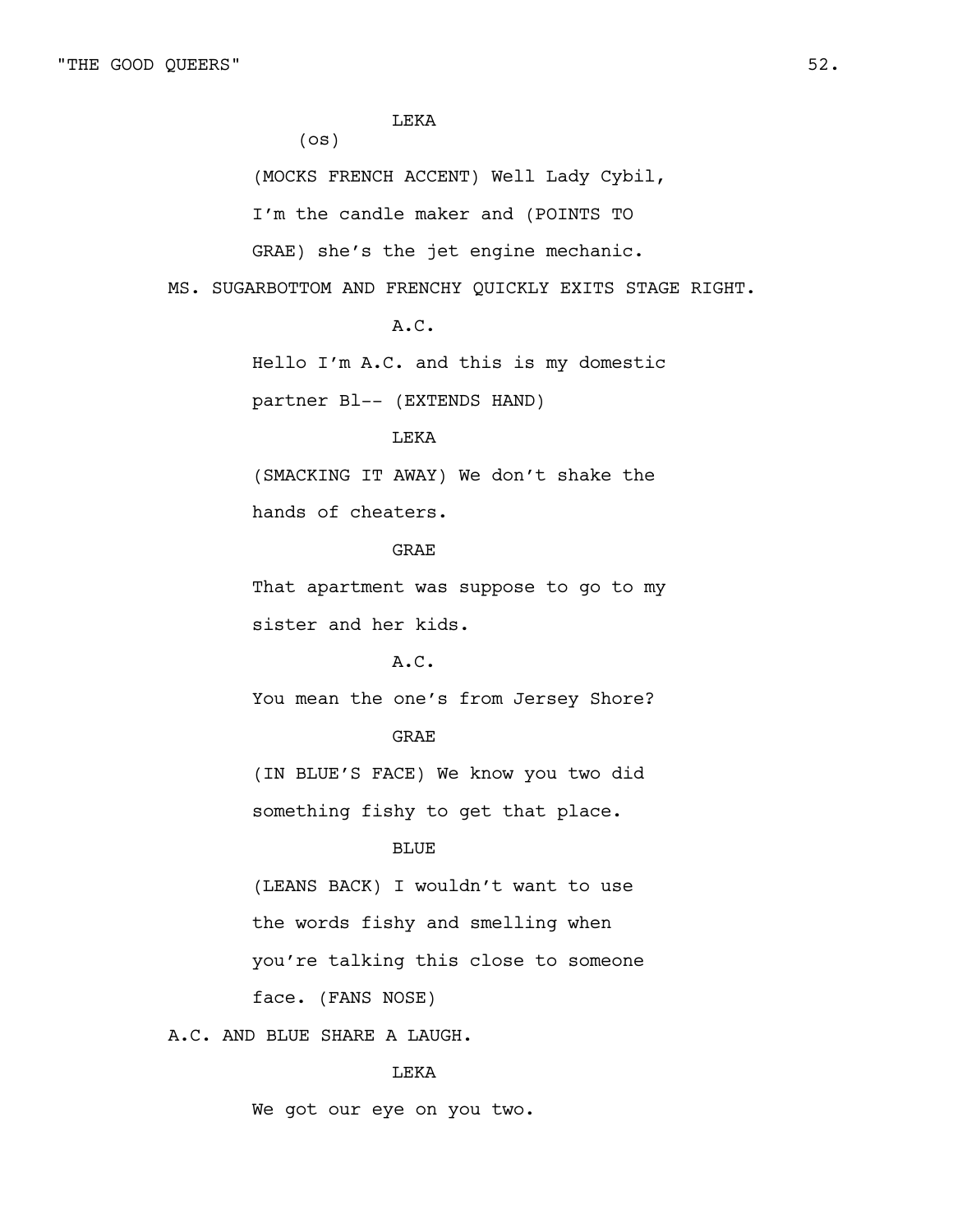LEKA

(os)

(MOCKS FRENCH ACCENT) Well Lady Cybil, I'm the candle maker and (POINTS TO GRAE) she's the jet engine mechanic.

MS. SUGARBOTTOM AND FRENCHY QUICKLY EXITS STAGE RIGHT.

A.C.

Hello I'm A.C. and this is my domestic partner Bl-- (EXTENDS HAND)

LEKA

(SMACKING IT AWAY) We don't shake the hands of cheaters.

GRAE

That apartment was suppose to go to my sister and her kids.

A.C.

You mean the one's from Jersey Shore?

GRAE

(IN BLUE'S FACE) We know you two did something fishy to get that place.

BLUE

(LEANS BACK) I wouldn't want to use the words fishy and smelling when you're talking this close to someone face. (FANS NOSE)

A.C. AND BLUE SHARE A LAUGH.

LEKA

We got our eye on you two.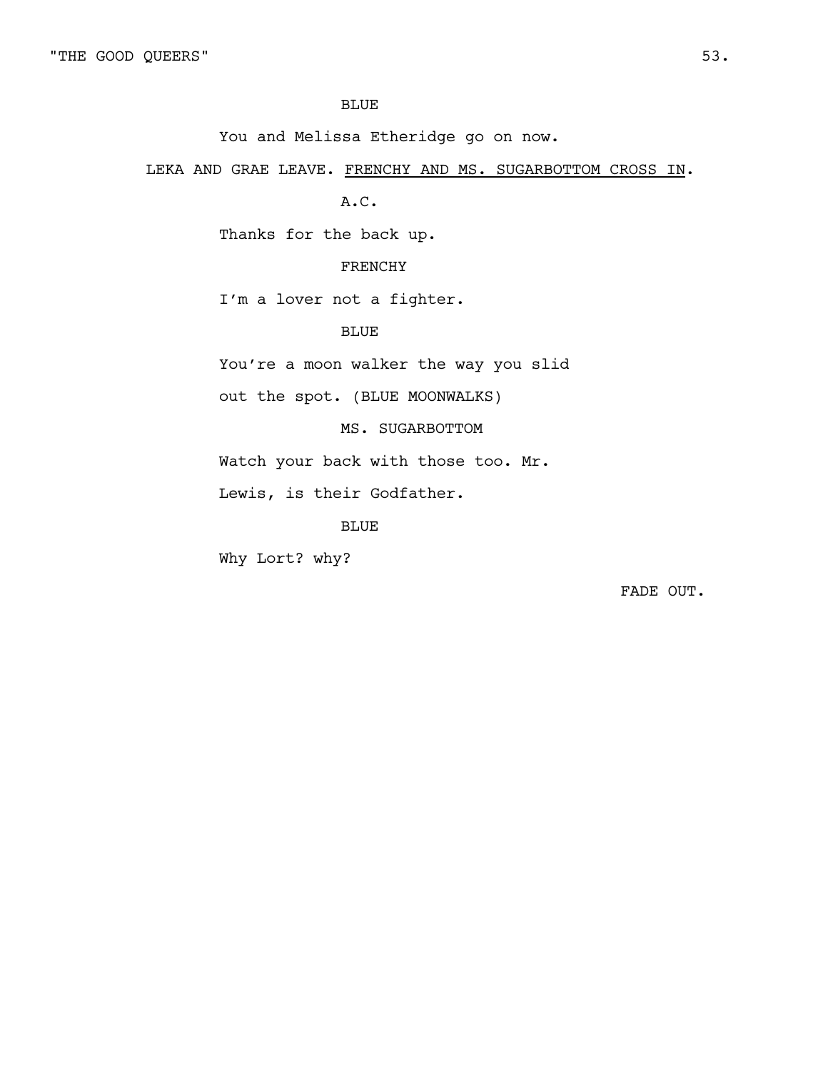BLUE

You and Melissa Etheridge go on now.

LEKA AND GRAE LEAVE. <u>FRENCHY AND MS. SUGARBOTTOM CROSS IN</u>.

A.C.

Thanks for the back up.

FRENCHY

I'm a lover not a fighter.

BLUE

You're a moon walker the way you slid out the spot. (BLUE MOONWALKS)

MS. SUGARBOTTOM

Watch your back with those too. Mr. Lewis, is their Godfather.

BLUE

Why Lort? why?

FADE OUT.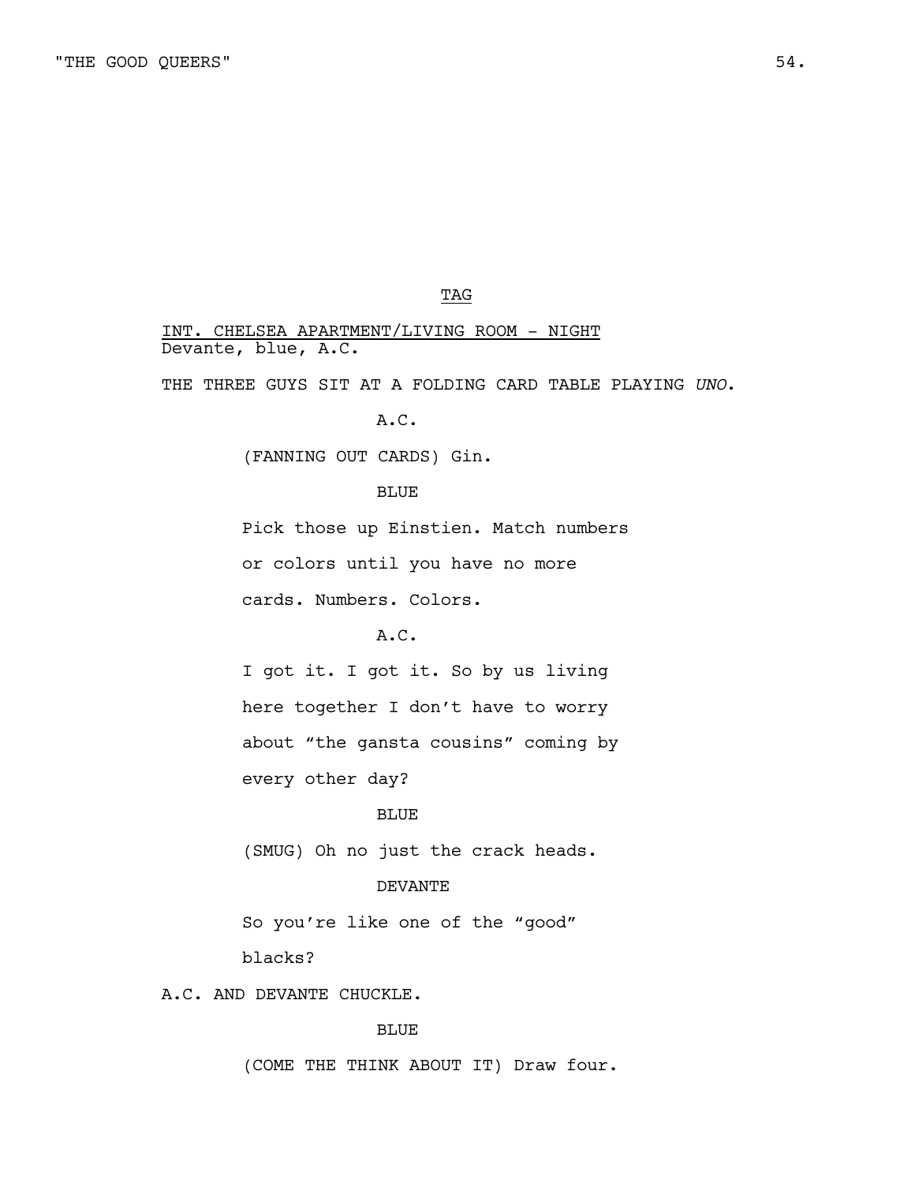TAG

INT. CHELSEA APARTMENT/LIVING ROOM - NIGHT
Devante, blue, A.C.

THE THREE GUYS SIT AT A FOLDING CARD TABLE PLAYING *UNO*.

A.C.

(FANNING OUT CARDS) Gin.

BLUE

Pick those up Einstien. Match numbers or colors until you have no more cards. Numbers. Colors.

A.C.

I got it. I got it. So by us living here together I don't have to worry about "the gansta cousins" coming by every other day?

BLUE

(SMUG) Oh no just the crack heads.

DEVANTE

So you're like one of the "good" blacks?

A.C. AND DEVANTE CHUCKLE.

BLUE

(COME THE THINK ABOUT IT) Draw four.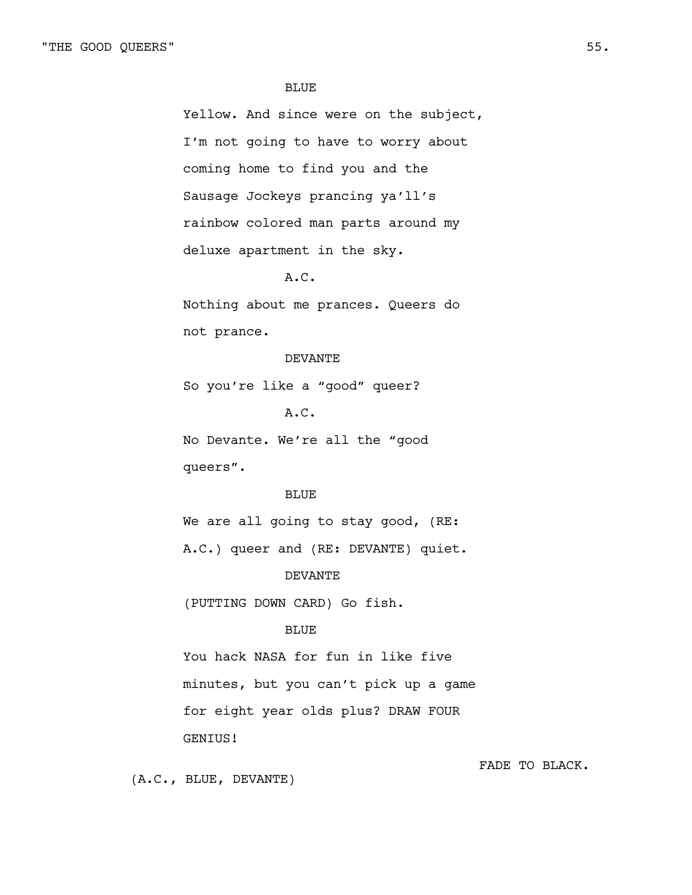BLUE

Yellow. And since were on the subject, I'm not going to have to worry about coming home to find you and the Sausage Jockeys prancing ya'll's rainbow colored man parts around my deluxe apartment in the sky.

A.C.

Nothing about me prances. Queers do not prance.

DEVANTE

So you're like a "good" queer?

A.C.

No Devante. We're all the "good queers".

BLUE

We are all going to stay good, (RE: A.C.) queer and (RE: DEVANTE) quiet.

DEVANTE

(PUTTING DOWN CARD) Go fish.

BLUE

You hack NASA for fun in like five minutes, but you can't pick up a game for eight year olds plus? DRAW FOUR GENIUS!

FADE TO BLACK.

(A.C., BLUE, DEVANTE)